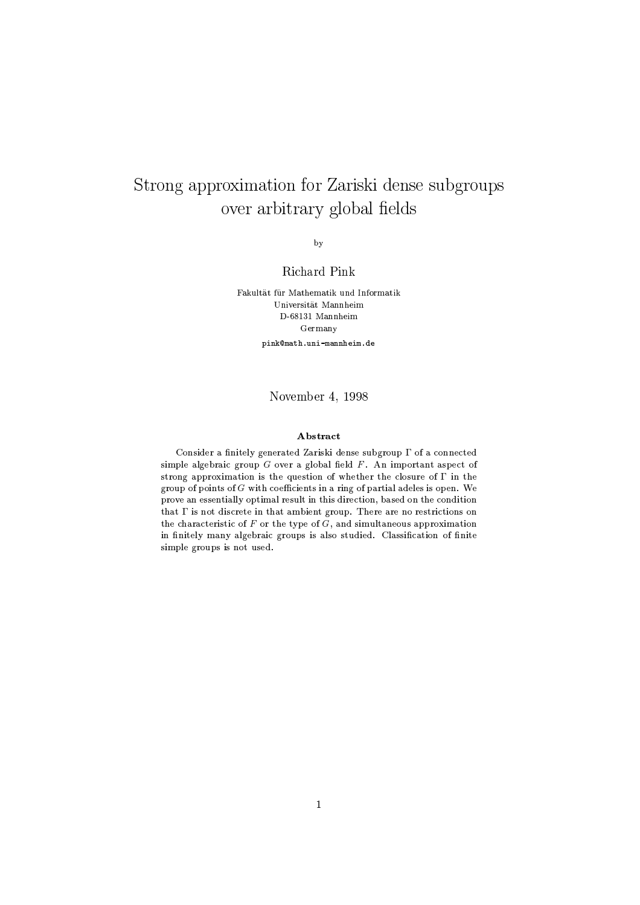# Strong approximation for Zariski dense subgroups over arbitrary global fields

by

Richard Pink

Fakultät für Mathematik und Informatik
Universität Mannheim
D-68131 Mannheim
Germany
pink@math.uni-mannheim.de

November 4, 1998

### Abstract

Consider a finitely generated Zariski dense subgroup $\Gamma$ of a connected simple algebraic group $G$ over a global field $F$. An important aspect of strong approximation is the question of whether the closure of $\Gamma$ in the group of points of $G$ with coefficients in a ring of partial adeles is open. We prove an essentially optimal result in this direction, based on the condition that $\Gamma$ is not discrete in that ambient group. There are no restrictions on the characteristic of $F$ or the type of $G$, and simultaneous approximation in finitely many algebraic groups is also studied. Classification of finite simple groups is not used.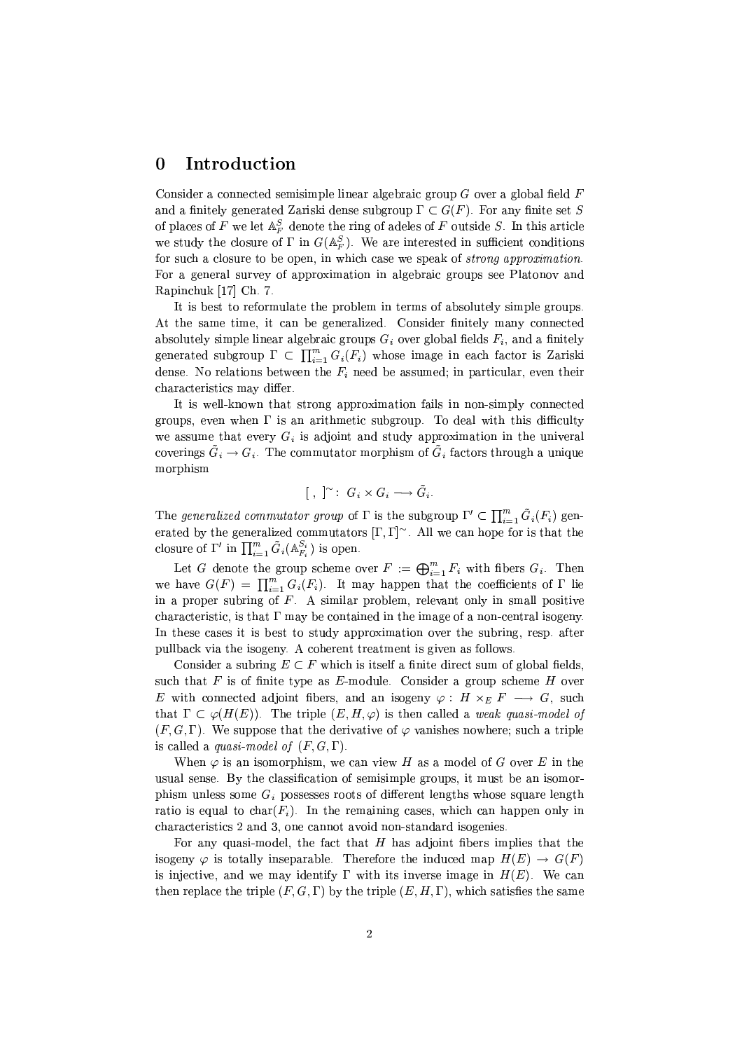# 0 Introduction

Consider a connected semisimple linear algebraic group $G$ over a global field $F$ and a finitely generated Zariski dense subgroup $\Gamma \subset G(F)$. For any finite set $S$ of places of $F$ we let $\mathbb{A}_F^S$ denote the ring of adeles of $F$ outside $S$. In this article we study the closure of $\Gamma$ in $G(\mathbb{A}_F^S)$. We are interested in sufficient conditions for such a closure to be open, in which case we speak of *strong approximation*. For a general survey of approximation in algebraic groups see Platonov and Rapinchuk [17] Ch. 7.

It is best to reformulate the problem in terms of absolutely simple groups. At the same time, it can be generalized. Consider finitely many connected absolutely simple linear algebraic groups $G_i$ over global fields $F_i$, and a finitely generated subgroup $\Gamma \subset \prod_{i=1}^m G_i(F_i)$ whose image in each factor is Zariski dense. No relations between the $F_i$ need be assumed; in particular, even their characteristics may differ.

It is well-known that strong approximation fails in non-simply connected groups, even when $\Gamma$ is an arithmetic subgroup. To deal with this difficulty we assume that every $G_i$ is adjoint and study approximation in the univeral coverings $\tilde{G}_i \to G_i$. The commutator morphism of $\tilde{G}_i$ factors through a unique morphism

$$[\ ,\ ]^{\sim}:\ G_i \times G_i \longrightarrow \tilde{G}_i.$$

The *generalized commutator group* of $\Gamma$ is the subgroup $\Gamma' \subset \prod_{i=1}^m \tilde{G}_i(F_i)$ generated by the generalized commutators $[\Gamma,\Gamma]^{\sim}$. All we can hope for is that the closure of $\Gamma'$ in $\prod_{i=1}^m \tilde{G}_i(\mathbb{A}_{F_i}^{S_i})$ is open.

Let $G$ denote the group scheme over $F := \bigoplus_{i=1}^m F_i$ with fibers $G_i$. Then we have $G(F) = \prod_{i=1}^m G_i(F_i)$. It may happen that the coefficients of $\Gamma$ lie in a proper subring of $F$. A similar problem, relevant only in small positive characteristic, is that $\Gamma$ may be contained in the image of a non-central isogeny. In these cases it is best to study approximation over the subring, resp. after pullback via the isogeny. A coherent treatment is given as follows.

Consider a subring $E \subset F$ which is itself a finite direct sum of global fields, such that $F$ is of finite type as $E$-module. Consider a group scheme $H$ over $E$ with connected adjoint fibers, and an isogeny $\varphi: H \times_E F \longrightarrow G$, such that $\Gamma \subset \varphi(H(E))$. The triple $(E, H, \varphi)$ is then called a *weak quasi-model of* $(F, G, \Gamma)$. We suppose that the derivative of $\varphi$ vanishes nowhere; such a triple is called a *quasi-model of* $(F, G, \Gamma)$.

When $\varphi$ is an isomorphism, we can view $H$ as a model of $G$ over $E$ in the usual sense. By the classification of semisimple groups, it must be an isomorphism unless some $G_i$ possesses roots of different lengths whose square length ratio is equal to $\mathrm{char}(F_i)$. In the remaining cases, which can happen only in characteristics 2 and 3, one cannot avoid non-standard isogenies.

For any quasi-model, the fact that $H$ has adjoint fibers implies that the isogeny $\varphi$ is totally inseparable. Therefore the induced map $H(E) \to G(F)$ is injective, and we may identify $\Gamma$ with its inverse image in $H(E)$. We can then replace the triple $(F, G, \Gamma)$ by the triple $(E, H, \Gamma)$, which satisfies the same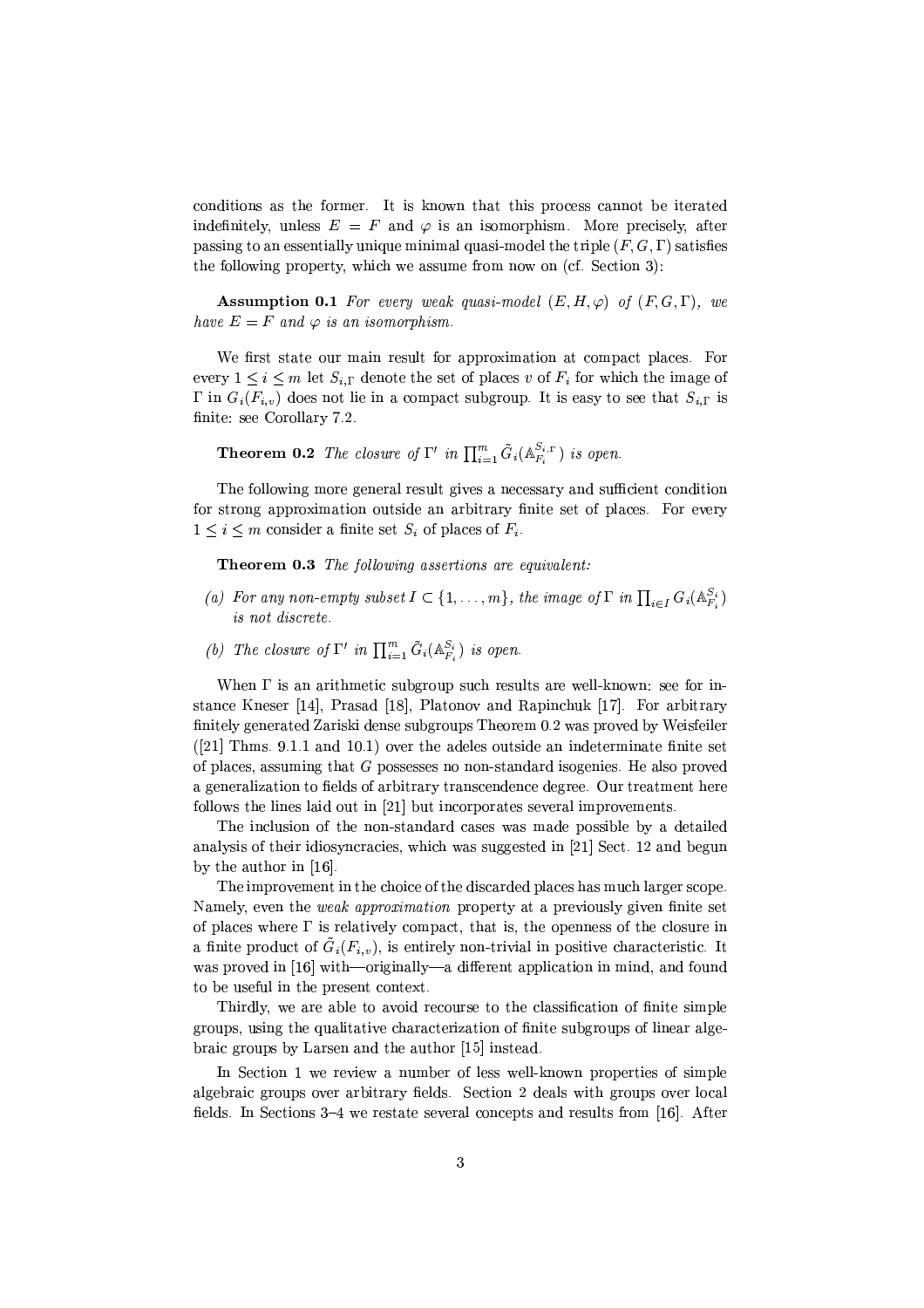conditions as the former. It is known that this process cannot be iterated indefinitely, unless $E = F$ and $\varphi$ is an isomorphism. More precisely, after passing to an essentially unique minimal quasi-model the triple $(F, G, \Gamma)$ satisfies the following property, which we assume from now on (cf. Section 3):

**Assumption 0.1** *For every weak quasi-model $(E, H, \varphi)$ of $(F, G, \Gamma)$, we have $E = F$ and $\varphi$ is an isomorphism.*

We first state our main result for approximation at compact places. For every $1 \leq i \leq m$ let $S_{i,\Gamma}$ denote the set of places $v$ of $F_i$ for which the image of $\Gamma$ in $G_i(F_{i,v})$ does not lie in a compact subgroup. It is easy to see that $S_{i,\Gamma}$ is finite: see Corollary 7.2.

**Theorem 0.2** *The closure of $\Gamma'$ in $\prod_{i=1}^m \tilde{G}_i(\mathbb{A}_{F_i}^{S_{i,\Gamma}})$ is open.*

The following more general result gives a necessary and sufficient condition for strong approximation outside an arbitrary finite set of places. For every $1 \leq i \leq m$ consider a finite set $S_i$ of places of $F_i$.

**Theorem 0.3** *The following assertions are equivalent:*

*(a) For any non-empty subset $I \subset \{1, \ldots, m\}$, the image of $\Gamma$ in $\prod_{i \in I} G_i(\mathbb{A}_{F_i}^{S_i})$ is not discrete.*

*(b) The closure of $\Gamma'$ in $\prod_{i=1}^m \tilde{G}_i(\mathbb{A}_{F_i}^{S_i})$ is open.*

When $\Gamma$ is an arithmetic subgroup such results are well-known: see for instance Kneser [14], Prasad [18], Platonov and Rapinchuk [17]. For arbitrary finitely generated Zariski dense subgroups Theorem 0.2 was proved by Weisfeiler ([21] Thms. 9.1.1 and 10.1) over the adeles outside an indeterminate finite set of places, assuming that $G$ possesses no non-standard isogenies. He also proved a generalization to fields of arbitrary transcendence degree. Our treatment here follows the lines laid out in [21] but incorporates several improvements.

The inclusion of the non-standard cases was made possible by a detailed analysis of their idiosyncracies, which was suggested in [21] Sect. 12 and begun by the author in [16].

The improvement in the choice of the discarded places has much larger scope. Namely, even the *weak approximation* property at a previously given finite set of places where $\Gamma$ is relatively compact, that is, the openness of the closure in a finite product of $\tilde{G}_i(F_{i,v})$, is entirely non-trivial in positive characteristic. It was proved in [16] with—originally—a different application in mind, and found to be useful in the present context.

Thirdly, we are able to avoid recourse to the classification of finite simple groups, using the qualitative characterization of finite subgroups of linear algebraic groups by Larsen and the author [15] instead.

In Section 1 we review a number of less well-known properties of simple algebraic groups over arbitrary fields. Section 2 deals with groups over local fields. In Sections 3–4 we restate several concepts and results from [16]. After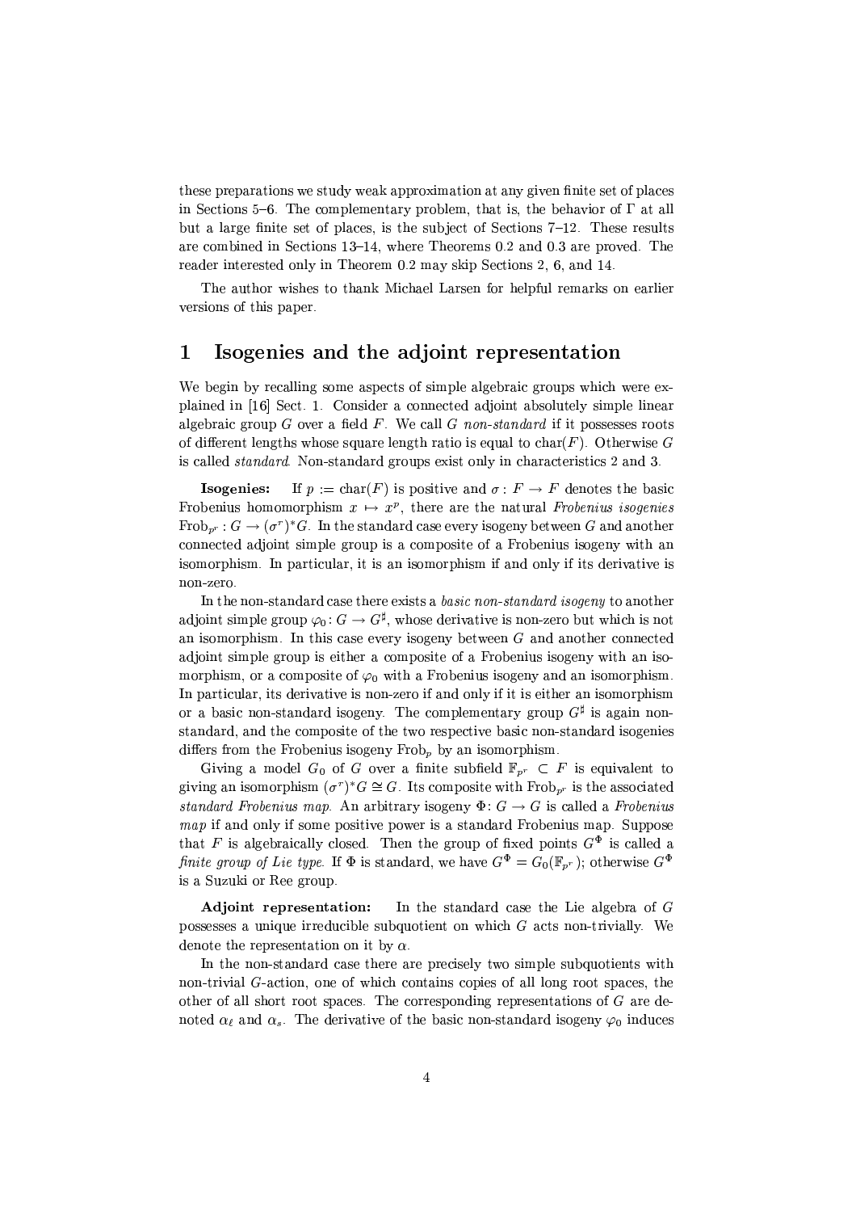these preparations we study weak approximation at any given finite set of places in Sections 5–6. The complementary problem, that is, the behavior of $\Gamma$ at all but a large finite set of places, is the subject of Sections 7–12. These results are combined in Sections 13–14, where Theorems 0.2 and 0.3 are proved. The reader interested only in Theorem 0.2 may skip Sections 2, 6, and 14.

The author wishes to thank Michael Larsen for helpful remarks on earlier versions of this paper.

# 1 Isogenies and the adjoint representation

We begin by recalling some aspects of simple algebraic groups which were explained in [16] Sect. 1. Consider a connected adjoint absolutely simple linear algebraic group $G$ over a field $F$. We call $G$ *non-standard* if it possesses roots of different lengths whose square length ratio is equal to $\mathrm{char}(F)$. Otherwise $G$ is called *standard*. Non-standard groups exist only in characteristics 2 and 3.

**Isogenies:** If $p := \mathrm{char}(F)$ is positive and $\sigma : F \to F$ denotes the basic Frobenius homomorphism $x \mapsto x^p$, there are the natural *Frobenius isogenies* $\mathrm{Frob}_{p^r} : G \to (\sigma^r)^* G$. In the standard case every isogeny between $G$ and another connected adjoint simple group is a composite of a Frobenius isogeny with an isomorphism. In particular, it is an isomorphism if and only if its derivative is non-zero.

In the non-standard case there exists a *basic non-standard isogeny* to another adjoint simple group $\varphi_0 : G \to G^\sharp$, whose derivative is non-zero but which is not an isomorphism. In this case every isogeny between $G$ and another connected adjoint simple group is either a composite of a Frobenius isogeny with an isomorphism, or a composite of $\varphi_0$ with a Frobenius isogeny and an isomorphism. In particular, its derivative is non-zero if and only if it is either an isomorphism or a basic non-standard isogeny. The complementary group $G^\sharp$ is again non-standard, and the composite of the two respective basic non-standard isogenies differs from the Frobenius isogeny $\mathrm{Frob}_p$ by an isomorphism.

Giving a model $G_0$ of $G$ over a finite subfield $\mathbb{F}_{p^r} \subset F$ is equivalent to giving an isomorphism $(\sigma^r)^* G \cong G$. Its composite with $\mathrm{Frob}_{p^r}$ is the associated *standard Frobenius map*. An arbitrary isogeny $\Phi : G \to G$ is called a *Frobenius map* if and only if some positive power is a standard Frobenius map. Suppose that $F$ is algebraically closed. Then the group of fixed points $G^\Phi$ is called a *finite group of Lie type*. If $\Phi$ is standard, we have $G^\Phi = G_0(\mathbb{F}_{p^r})$; otherwise $G^\Phi$ is a Suzuki or Ree group.

**Adjoint representation:** In the standard case the Lie algebra of $G$ possesses a unique irreducible subquotient on which $G$ acts non-trivially. We denote the representation on it by $\alpha$.

In the non-standard case there are precisely two simple subquotients with non-trivial $G$-action, one of which contains copies of all long root spaces, the other of all short root spaces. The corresponding representations of $G$ are denoted $\alpha_\ell$ and $\alpha_s$. The derivative of the basic non-standard isogeny $\varphi_0$ induces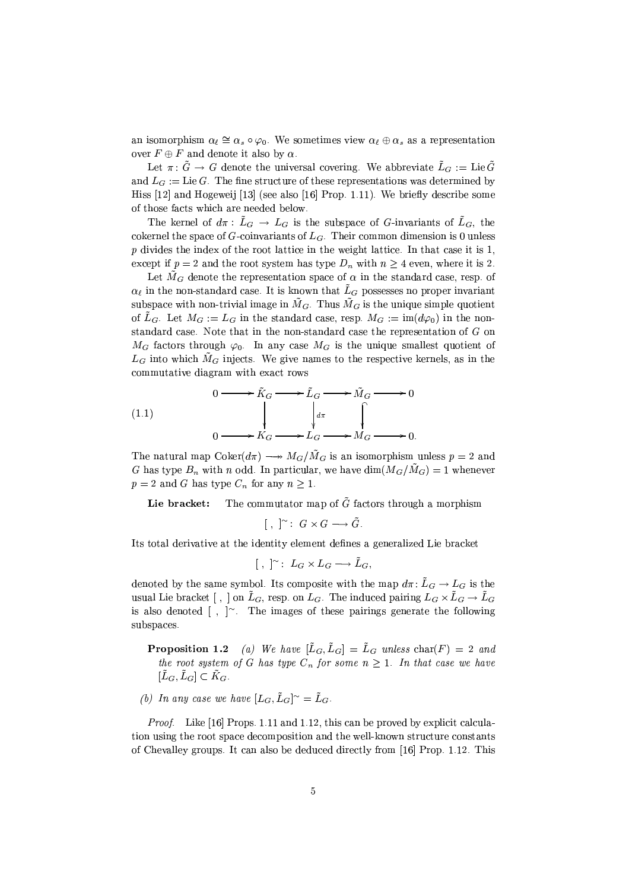an isomorphism $\alpha_\ell \cong \alpha_s \circ \varphi_0$. We sometimes view $\alpha_\ell \oplus \alpha_s$ as a representation over $F \oplus F$ and denote it also by $\alpha$.

Let $\pi\colon \tilde{G} \to G$ denote the universal covering. We abbreviate $\tilde{L}_G := \operatorname{Lie} \tilde{G}$ and $L_G := \operatorname{Lie} G$. The fine structure of these representations was determined by Hiss [12] and Hogeweij [13] (see also [16] Prop. 1.11). We briefly describe some of those facts which are needed below.

The kernel of $d\pi\colon \tilde{L}_G \to L_G$ is the subspace of $G$-invariants of $\tilde{L}_G$, the cokernel the space of $G$-coinvariants of $L_G$. Their common dimension is 0 unless $p$ divides the index of the root lattice in the weight lattice. In that case it is 1, except if $p = 2$ and the root system has type $D_n$ with $n \geq 4$ even, where it is 2.

Let $\tilde{M}_G$ denote the representation space of $\alpha$ in the standard case, resp. of $\alpha_\ell$ in the non-standard case. It is known that $\tilde{L}_G$ possesses no proper invariant subspace with non-trivial image in $\tilde{M}_G$. Thus $\tilde{M}_G$ is the unique simple quotient of $\tilde{L}_G$. Let $M_G := L_G$ in the standard case, resp. $M_G := \operatorname{im}(d\varphi_0)$ in the non-standard case. Note that in the non-standard case the representation of $G$ on $M_G$ factors through $\varphi_0$. In any case $M_G$ is the unique smallest quotient of $L_G$ into which $\tilde{M}_G$ injects. We give names to the respective kernels, as in the commutative diagram with exact rows

$$
\begin{array}{ccccccccc}
0 & \longrightarrow & \tilde{K}_G & \longrightarrow & \tilde{L}_G & \longrightarrow & \tilde{M}_G & \longrightarrow & 0 \\
 & & \big\downarrow & & \big\downarrow{\scriptstyle d\pi} & & \big\downarrow & & \\
0 & \longrightarrow & K_G & \longrightarrow & L_G & \longrightarrow & M_G & \longrightarrow & 0.
\end{array}
\tag{1.1}
$$

The natural map $\operatorname{Coker}(d\pi) \twoheadrightarrow M_G/\tilde{M}_G$ is an isomorphism unless $p = 2$ and $G$ has type $B_n$ with $n$ odd. In particular, we have $\dim(M_G/\tilde{M}_G) = 1$ whenever $p = 2$ and $G$ has type $C_n$ for any $n \geq 1$.

**Lie bracket:** The commutator map of $\tilde{G}$ factors through a morphism

$$[\ ,\ ]^\sim\colon\ G \times G \longrightarrow \tilde{G}.$$

Its total derivative at the identity element defines a generalized Lie bracket

$$[\ ,\ ]^\sim\colon\ L_G \times L_G \longrightarrow \tilde{L}_G,$$

denoted by the same symbol. Its composite with the map $d\pi\colon \tilde{L}_G \to L_G$ is the usual Lie bracket $[\ ,\ ]$ on $\tilde{L}_G$, resp. on $L_G$. The induced pairing $L_G \times \tilde{L}_G \to \tilde{L}_G$ is also denoted $[\ ,\ ]^\sim$. The images of these pairings generate the following subspaces.

**Proposition 1.2** *(a) We have $[\tilde{L}_G, \tilde{L}_G] = \tilde{L}_G$ unless $\operatorname{char}(F) = 2$ and the root system of $G$ has type $C_n$ for some $n \geq 1$. In that case we have $[\tilde{L}_G, \tilde{L}_G] \subset \tilde{K}_G$.*

*(b) In any case we have $[L_G, \tilde{L}_G]^\sim = \tilde{L}_G$.*

*Proof.* Like [16] Props. 1.11 and 1.12, this can be proved by explicit calculation using the root space decomposition and the well-known structure constants of Chevalley groups. It can also be deduced directly from [16] Prop. 1.12. This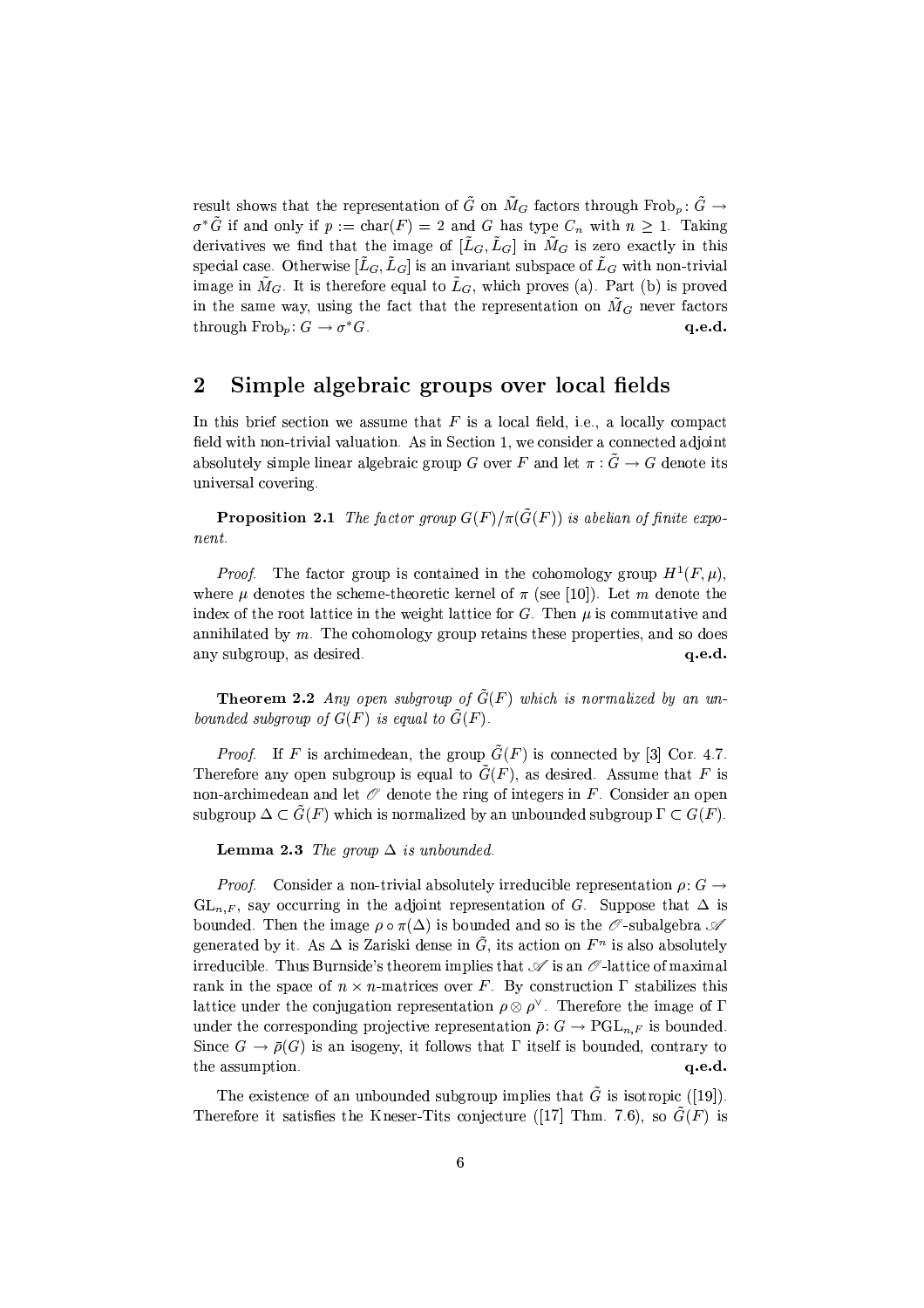result shows that the representation of $\tilde{G}$ on $\tilde{M}_G$ factors through $\mathrm{Frob}_p \colon \tilde{G} \to \sigma^*\tilde{G}$ if and only if $p := \mathrm{char}(F) = 2$ and $G$ has type $C_n$ with $n \geq 1$. Taking derivatives we find that the image of $[\tilde{L}_G, \tilde{L}_G]$ in $\tilde{M}_G$ is zero exactly in this special case. Otherwise $[\tilde{L}_G, \tilde{L}_G]$ is an invariant subspace of $\tilde{L}_G$ with non-trivial image in $\tilde{M}_G$. It is therefore equal to $\tilde{L}_G$, which proves (a). Part (b) is proved in the same way, using the fact that the representation on $\tilde{M}_G$ never factors through $\mathrm{Frob}_p \colon G \to \sigma^* G$. **q.e.d.**

## 2 Simple algebraic groups over local fields

In this brief section we assume that $F$ is a local field, i.e., a locally compact field with non-trivial valuation. As in Section 1, we consider a connected adjoint absolutely simple linear algebraic group $G$ over $F$ and let $\pi : \tilde{G} \to G$ denote its universal covering.

**Proposition 2.1** *The factor group $G(F)/\pi(\tilde{G}(F))$ is abelian of finite exponent.*

*Proof.* The factor group is contained in the cohomology group $H^1(F, \mu)$, where $\mu$ denotes the scheme-theoretic kernel of $\pi$ (see [10]). Let $m$ denote the index of the root lattice in the weight lattice for $G$. Then $\mu$ is commutative and annihilated by $m$. The cohomology group retains these properties, and so does any subgroup, as desired. **q.e.d.**

**Theorem 2.2** *Any open subgroup of $\tilde{G}(F)$ which is normalized by an unbounded subgroup of $G(F)$ is equal to $\tilde{G}(F)$.*

*Proof.* If $F$ is archimedean, the group $\tilde{G}(F)$ is connected by [3] Cor. 4.7. Therefore any open subgroup is equal to $\tilde{G}(F)$, as desired. Assume that $F$ is non-archimedean and let $\mathscr{O}$ denote the ring of integers in $F$. Consider an open subgroup $\Delta \subset \tilde{G}(F)$ which is normalized by an unbounded subgroup $\Gamma \subset G(F)$.

**Lemma 2.3** *The group $\Delta$ is unbounded.*

*Proof.* Consider a non-trivial absolutely irreducible representation $\rho \colon G \to \mathrm{GL}_{n,F}$, say occurring in the adjoint representation of $G$. Suppose that $\Delta$ is bounded. Then the image $\rho \circ \pi(\Delta)$ is bounded and so is the $\mathscr{O}$-subalgebra $\mathscr{A}$ generated by it. As $\Delta$ is Zariski dense in $\tilde{G}$, its action on $F^n$ is also absolutely irreducible. Thus Burnside's theorem implies that $\mathscr{A}$ is an $\mathscr{O}$-lattice of maximal rank in the space of $n \times n$-matrices over $F$. By construction $\Gamma$ stabilizes this lattice under the conjugation representation $\rho \otimes \rho^\vee$. Therefore the image of $\Gamma$ under the corresponding projective representation $\bar{\rho} \colon G \to \mathrm{PGL}_{n,F}$ is bounded. Since $G \to \bar{\rho}(G)$ is an isogeny, it follows that $\Gamma$ itself is bounded, contrary to the assumption. **q.e.d.**

The existence of an unbounded subgroup implies that $\tilde{G}$ is isotropic ([19]). Therefore it satisfies the Kneser-Tits conjecture ([17] Thm. 7.6), so $\tilde{G}(F)$ is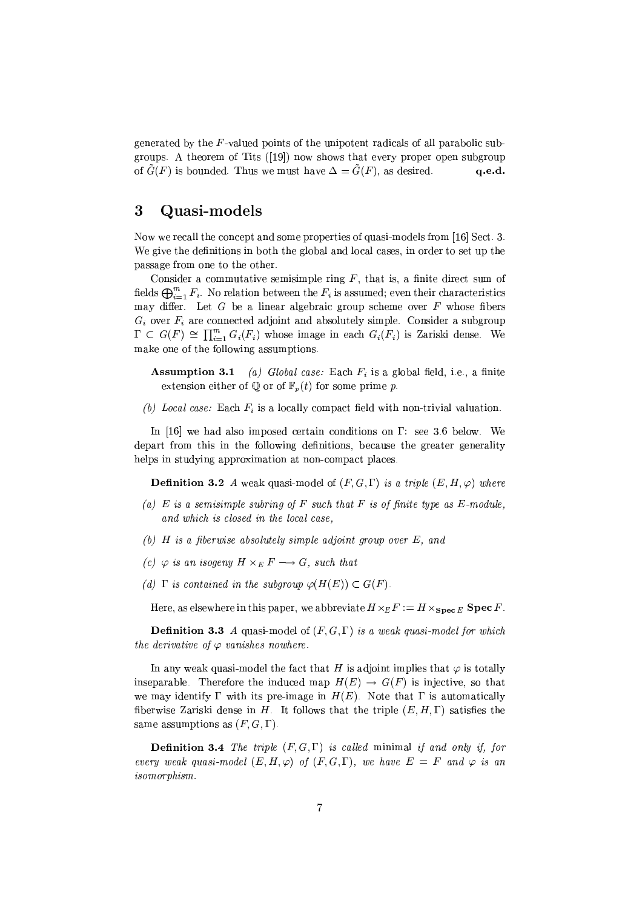generated by the $F$-valued points of the unipotent radicals of all parabolic subgroups. A theorem of Tits ([19]) now shows that every proper open subgroup of $\tilde{G}(F)$ is bounded. Thus we must have $\Delta = \tilde{G}(F)$, as desired. **q.e.d.**

## 3 Quasi-models

Now we recall the concept and some properties of quasi-models from [16] Sect. 3. We give the definitions in both the global and local cases, in order to set up the passage from one to the other.

Consider a commutative semisimple ring $F$, that is, a finite direct sum of fields $\bigoplus_{i=1}^{m} F_i$. No relation between the $F_i$ is assumed; even their characteristics may differ. Let $G$ be a linear algebraic group scheme over $F$ whose fibers $G_i$ over $F_i$ are connected adjoint and absolutely simple. Consider a subgroup $\Gamma \subset G(F) \cong \prod_{i=1}^{m} G_i(F_i)$ whose image in each $G_i(F_i)$ is Zariski dense. We make one of the following assumptions.

**Assumption 3.1** *(a) Global case:* Each $F_i$ is a global field, i.e., a finite extension either of $\mathbb{Q}$ or of $\mathbb{F}_p(t)$ for some prime $p$.

*(b) Local case:* Each $F_i$ is a locally compact field with non-trivial valuation.

In [16] we had also imposed certain conditions on $\Gamma$: see 3.6 below. We depart from this in the following definitions, because the greater generality helps in studying approximation at non-compact places.

**Definition 3.2** *A* weak quasi-model of $(F, G, \Gamma)$ *is a triple* $(E, H, \varphi)$ *where*

*(a)* $E$ *is a semisimple subring of* $F$ *such that* $F$ *is of finite type as* $E$*-module, and which is closed in the local case,*

*(b)* $H$ *is a fiberwise absolutely simple adjoint group over* $E$*, and*

*(c)* $\varphi$ *is an isogeny* $H \times_E F \longrightarrow G$*, such that*

*(d)* $\Gamma$ *is contained in the subgroup* $\varphi(H(E)) \subset G(F)$*.*

Here, as elsewhere in this paper, we abbreviate $H \times_E F := H \times_{\mathbf{Spec}\, E} \mathbf{Spec}\, F$.

**Definition 3.3** *A* quasi-model of $(F, G, \Gamma)$ *is a weak quasi-model for which the derivative of* $\varphi$ *vanishes nowhere.*

In any weak quasi-model the fact that $H$ is adjoint implies that $\varphi$ is totally inseparable. Therefore the induced map $H(E) \to G(F)$ is injective, so that we may identify $\Gamma$ with its pre-image in $H(E)$. Note that $\Gamma$ is automatically fiberwise Zariski dense in $H$. It follows that the triple $(E, H, \Gamma)$ satisfies the same assumptions as $(F, G, \Gamma)$.

**Definition 3.4** *The triple* $(F, G, \Gamma)$ *is called* minimal *if and only if, for every weak quasi-model* $(E, H, \varphi)$ *of* $(F, G, \Gamma)$*, we have* $E = F$ *and* $\varphi$ *is an isomorphism.*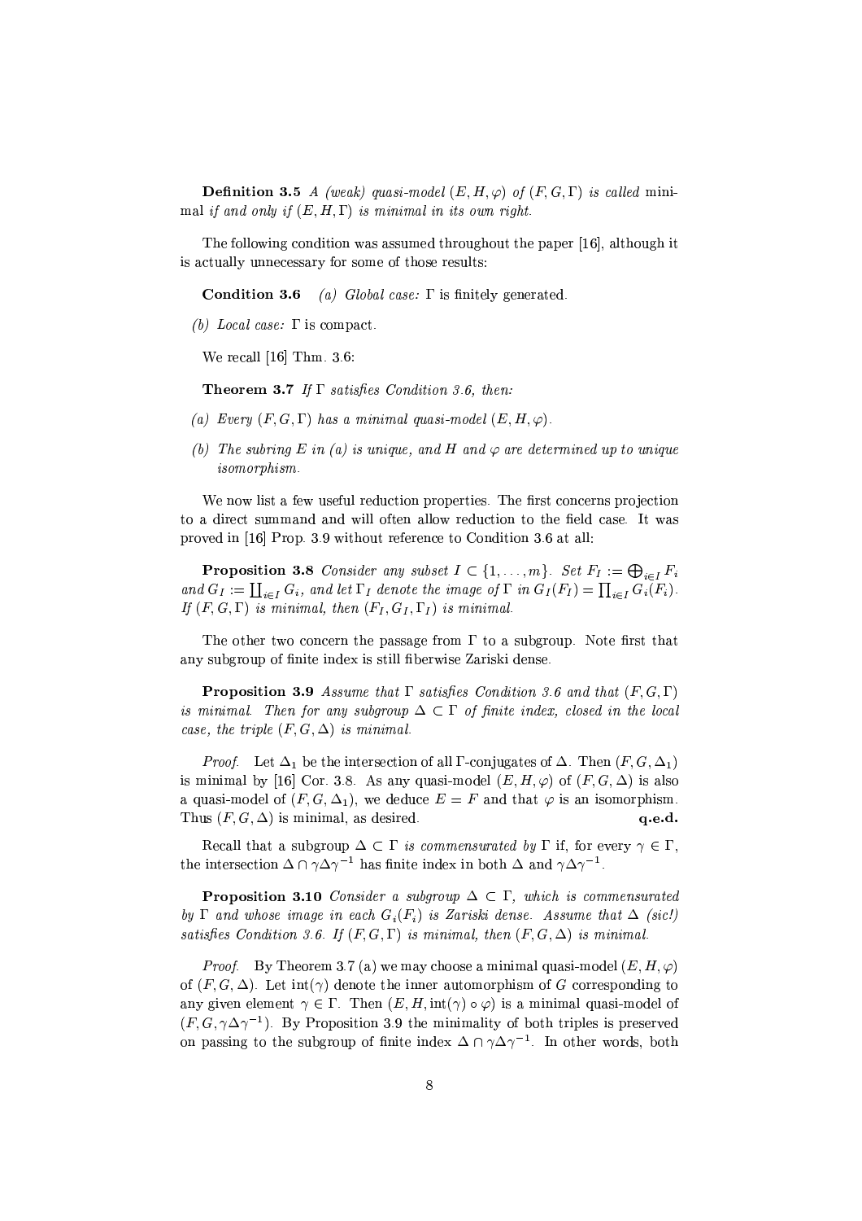**Definition 3.5** *A (weak) quasi-model $(E, H, \varphi)$ of $(F, G, \Gamma)$ is called* minimal *if and only if $(E, H, \Gamma)$ is minimal in its own right.*

The following condition was assumed throughout the paper [16], although it is actually unnecessary for some of those results:

**Condition 3.6** *(a) Global case:* $\Gamma$ is finitely generated.

*(b) Local case:* $\Gamma$ is compact.

We recall [16] Thm. 3.6:

**Theorem 3.7** *If $\Gamma$ satisfies Condition 3.6, then:*

*(a) Every $(F, G, \Gamma)$ has a minimal quasi-model $(E, H, \varphi)$.*

*(b) The subring $E$ in (a) is unique, and $H$ and $\varphi$ are determined up to unique isomorphism.*

We now list a few useful reduction properties. The first concerns projection to a direct summand and will often allow reduction to the field case. It was proved in [16] Prop. 3.9 without reference to Condition 3.6 at all:

**Proposition 3.8** *Consider any subset $I \subset \{1, \ldots, m\}$. Set $F_I := \bigoplus_{i \in I} F_i$ and $G_I := \prod_{i \in I} G_i$, and let $\Gamma_I$ denote the image of $\Gamma$ in $G_I(F_I) = \prod_{i \in I} G_i(F_i)$. If $(F, G, \Gamma)$ is minimal, then $(F_I, G_I, \Gamma_I)$ is minimal.*

The other two concern the passage from $\Gamma$ to a subgroup. Note first that any subgroup of finite index is still fiberwise Zariski dense.

**Proposition 3.9** *Assume that $\Gamma$ satisfies Condition 3.6 and that $(F, G, \Gamma)$ is minimal. Then for any subgroup $\Delta \subset \Gamma$ of finite index, closed in the local case, the triple $(F, G, \Delta)$ is minimal.*

*Proof.* Let $\Delta_1$ be the intersection of all $\Gamma$-conjugates of $\Delta$. Then $(F, G, \Delta_1)$ is minimal by [16] Cor. 3.8. As any quasi-model $(E, H, \varphi)$ of $(F, G, \Delta)$ is also a quasi-model of $(F, G, \Delta_1)$, we deduce $E = F$ and that $\varphi$ is an isomorphism. Thus $(F, G, \Delta)$ is minimal, as desired. **q.e.d.**

Recall that a subgroup $\Delta \subset \Gamma$ *is commensurated by* $\Gamma$ if, for every $\gamma \in \Gamma$, the intersection $\Delta \cap \gamma\Delta\gamma^{-1}$ has finite index in both $\Delta$ and $\gamma\Delta\gamma^{-1}$.

**Proposition 3.10** *Consider a subgroup $\Delta \subset \Gamma$, which is commensurated by $\Gamma$ and whose image in each $G_i(F_i)$ is Zariski dense. Assume that $\Delta$ (sic!) satisfies Condition 3.6. If $(F, G, \Gamma)$ is minimal, then $(F, G, \Delta)$ is minimal.*

*Proof.* By Theorem 3.7 (a) we may choose a minimal quasi-model $(E, H, \varphi)$ of $(F, G, \Delta)$. Let $\text{int}(\gamma)$ denote the inner automorphism of $G$ corresponding to any given element $\gamma \in \Gamma$. Then $(E, H, \text{int}(\gamma) \circ \varphi)$ is a minimal quasi-model of $(F, G, \gamma\Delta\gamma^{-1})$. By Proposition 3.9 the minimality of both triples is preserved on passing to the subgroup of finite index $\Delta \cap \gamma\Delta\gamma^{-1}$. In other words, both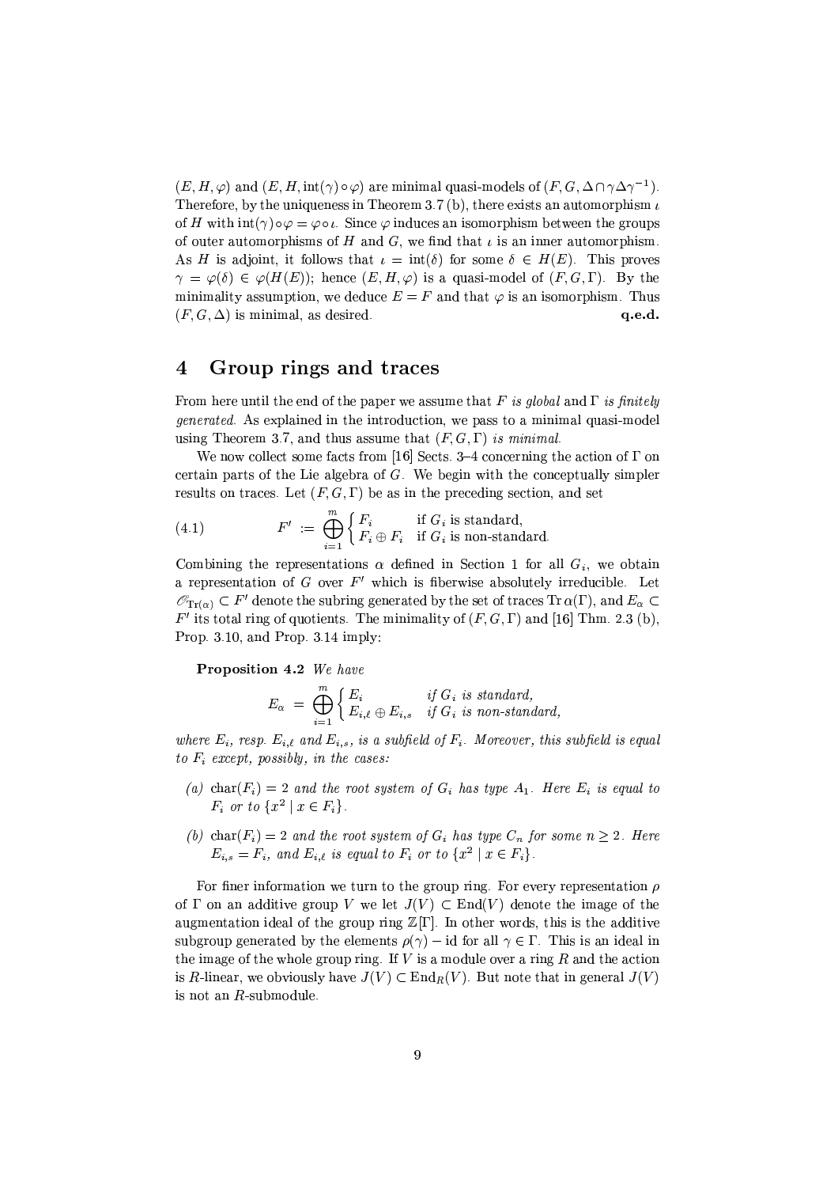$(E, H, \varphi)$ and $(E, H, \mathrm{int}(\gamma) \circ \varphi)$ are minimal quasi-models of $(F, G, \Delta \cap \gamma\Delta\gamma^{-1})$. Therefore, by the uniqueness in Theorem 3.7 (b), there exists an automorphism $\iota$ of $H$ with $\mathrm{int}(\gamma) \circ \varphi = \varphi \circ \iota$. Since $\varphi$ induces an isomorphism between the groups of outer automorphisms of $H$ and $G$, we find that $\iota$ is an inner automorphism. As $H$ is adjoint, it follows that $\iota = \mathrm{int}(\delta)$ for some $\delta \in H(E)$. This proves $\gamma = \varphi(\delta) \in \varphi(H(E))$; hence $(E, H, \varphi)$ is a quasi-model of $(F, G, \Gamma)$. By the minimality assumption, we deduce $E = F$ and that $\varphi$ is an isomorphism. Thus $(F, G, \Delta)$ is minimal, as desired. **q.e.d.**

## 4 Group rings and traces

From here until the end of the paper we assume that *$F$ is global* and *$\Gamma$ is finitely generated*. As explained in the introduction, we pass to a minimal quasi-model using Theorem 3.7, and thus assume that *$(F, G, \Gamma)$ is minimal*.

We now collect some facts from [16] Sects. 3–4 concerning the action of $\Gamma$ on certain parts of the Lie algebra of $G$. We begin with the conceptually simpler results on traces. Let $(F, G, \Gamma)$ be as in the preceding section, and set

$$F' := \bigoplus_{i=1}^{m} \begin{cases} F_i & \text{if } G_i \text{ is standard,} \\ F_i \oplus F_i & \text{if } G_i \text{ is non-standard.} \end{cases} \tag{4.1}$$

Combining the representations $\alpha$ defined in Section 1 for all $G_i$, we obtain a representation of $G$ over $F'$ which is fiberwise absolutely irreducible. Let $\mathscr{O}_{\mathrm{Tr}(\alpha)} \subset F'$ denote the subring generated by the set of traces $\mathrm{Tr}\, \alpha(\Gamma)$, and $E_\alpha \subset F'$ its total ring of quotients. The minimality of $(F, G, \Gamma)$ and [16] Thm. 2.3 (b), Prop. 3.10, and Prop. 3.14 imply:

**Proposition 4.2** *We have*

$$E_\alpha = \bigoplus_{i=1}^{m} \begin{cases} E_i & \text{if } G_i \text{ is standard,} \\ E_{i,\ell} \oplus E_{i,s} & \text{if } G_i \text{ is non-standard,} \end{cases}$$

*where $E_i$, resp. $E_{i,\ell}$ and $E_{i,s}$, is a subfield of $F_i$. Moreover, this subfield is equal to $F_i$ except, possibly, in the cases:*

*(a) $\mathrm{char}(F_i) = 2$ and the root system of $G_i$ has type $A_1$. Here $E_i$ is equal to $F_i$ or to $\{x^2 \mid x \in F_i\}$.*

*(b) $\mathrm{char}(F_i) = 2$ and the root system of $G_i$ has type $C_n$ for some $n \geq 2$. Here $E_{i,s} = F_i$, and $E_{i,\ell}$ is equal to $F_i$ or to $\{x^2 \mid x \in F_i\}$.*

For finer information we turn to the group ring. For every representation $\rho$ of $\Gamma$ on an additive group $V$ we let $J(V) \subset \mathrm{End}(V)$ denote the image of the augmentation ideal of the group ring $\mathbb{Z}[\Gamma]$. In other words, this is the additive subgroup generated by the elements $\rho(\gamma) - \mathrm{id}$ for all $\gamma \in \Gamma$. This is an ideal in the image of the whole group ring. If $V$ is a module over a ring $R$ and the action is $R$-linear, we obviously have $J(V) \subset \mathrm{End}_R(V)$. But note that in general $J(V)$ is not an $R$-submodule.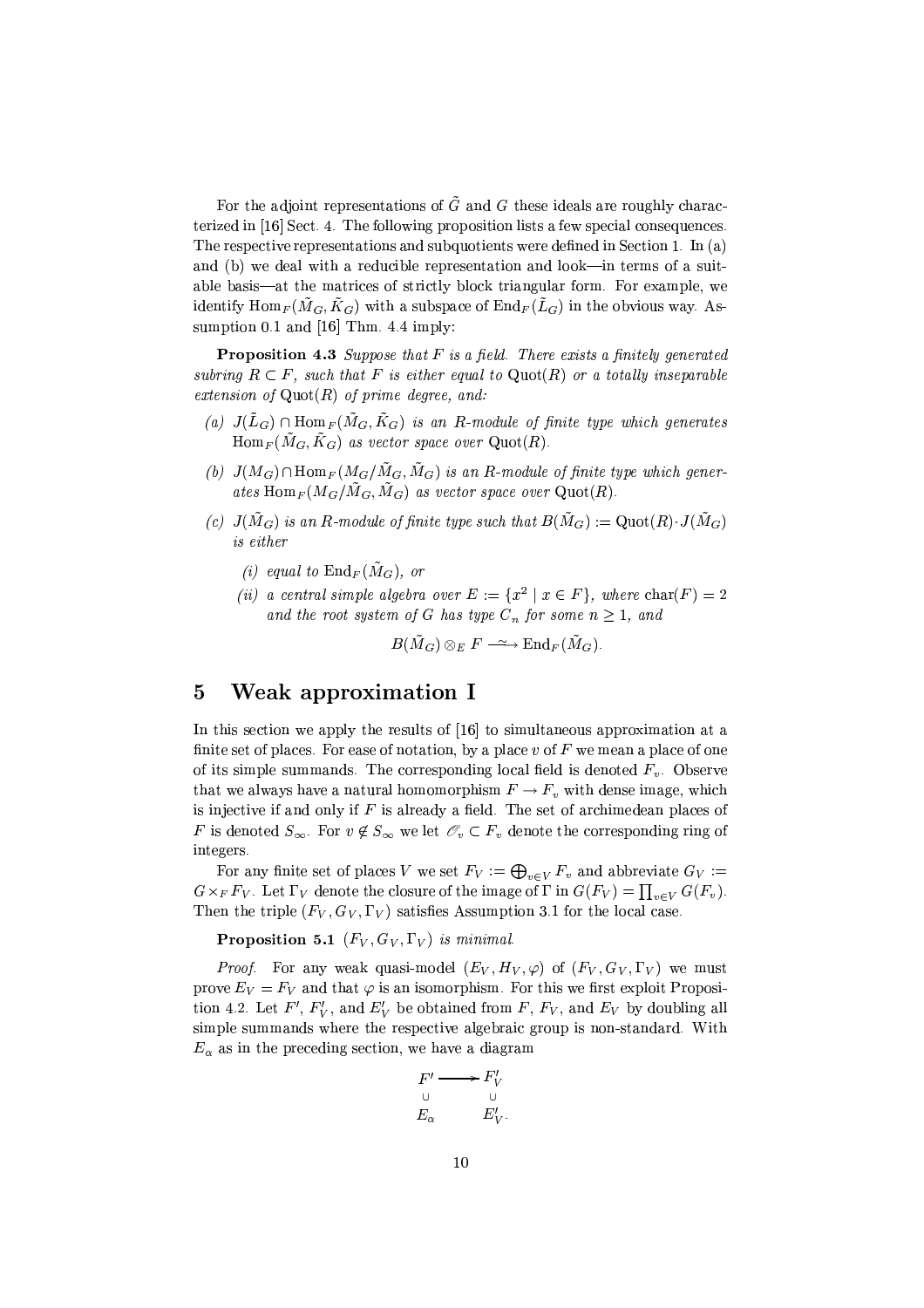For the adjoint representations of $\tilde{G}$ and $G$ these ideals are roughly characterized in [16] Sect. 4. The following proposition lists a few special consequences. The respective representations and subquotients were defined in Section 1. In (a) and (b) we deal with a reducible representation and look—in terms of a suitable basis—at the matrices of strictly block triangular form. For example, we identify $\mathrm{Hom}_F(\tilde{M}_G, \tilde{K}_G)$ with a subspace of $\mathrm{End}_F(\tilde{L}_G)$ in the obvious way. Assumption 0.1 and [16] Thm. 4.4 imply:

**Proposition 4.3** *Suppose that $F$ is a field. There exists a finitely generated subring $R \subset F$, such that $F$ is either equal to $\mathrm{Quot}(R)$ or a totally inseparable extension of $\mathrm{Quot}(R)$ of prime degree, and:*

*(a) $J(\tilde{L}_G) \cap \mathrm{Hom}_F(\tilde{M}_G, \tilde{K}_G)$ is an $R$-module of finite type which generates $\mathrm{Hom}_F(\tilde{M}_G, \tilde{K}_G)$ as vector space over $\mathrm{Quot}(R)$.*

*(b) $J(M_G) \cap \mathrm{Hom}_F(M_G/\tilde{M}_G, \tilde{M}_G)$ is an $R$-module of finite type which generates $\mathrm{Hom}_F(M_G/\tilde{M}_G, \tilde{M}_G)$ as vector space over $\mathrm{Quot}(R)$.*

*(c) $J(\tilde{M}_G)$ is an $R$-module of finite type such that $B(\tilde{M}_G) := \mathrm{Quot}(R) \cdot J(\tilde{M}_G)$ is either*

*(i) equal to $\mathrm{End}_F(\tilde{M}_G)$, or*

*(ii) a central simple algebra over $E := \{x^2 \mid x \in F\}$, where $\mathrm{char}(F) = 2$ and the root system of $G$ has type $C_n$ for some $n \geq 1$, and*

$$B(\tilde{M}_G) \otimes_E F \xrightarrow{\sim} \mathrm{End}_F(\tilde{M}_G).$$

## 5 Weak approximation I

In this section we apply the results of [16] to simultaneous approximation at a finite set of places. For ease of notation, by a place $v$ of $F$ we mean a place of one of its simple summands. The corresponding local field is denoted $F_v$. Observe that we always have a natural homomorphism $F \to F_v$ with dense image, which is injective if and only if $F$ is already a field. The set of archimedean places of $F$ is denoted $S_\infty$. For $v \notin S_\infty$ we let $\mathscr{O}_v \subset F_v$ denote the corresponding ring of integers.

For any finite set of places $V$ we set $F_V := \bigoplus_{v \in V} F_v$ and abbreviate $G_V := G \times_F F_V$. Let $\Gamma_V$ denote the closure of the image of $\Gamma$ in $G(F_V) = \prod_{v \in V} G(F_v)$. Then the triple $(F_V, G_V, \Gamma_V)$ satisfies Assumption 3.1 for the local case.

**Proposition 5.1** *$(F_V, G_V, \Gamma_V)$ is minimal.*

*Proof.* For any weak quasi-model $(E_V, H_V, \varphi)$ of $(F_V, G_V, \Gamma_V)$ we must prove $E_V = F_V$ and that $\varphi$ is an isomorphism. For this we first exploit Proposition 4.2. Let $F'$, $F'_V$, and $E'_V$ be obtained from $F$, $F_V$, and $E_V$ by doubling all simple summands where the respective algebraic group is non-standard. With $E_\alpha$ as in the preceding section, we have a diagram

$$\begin{array}{ccc} F' & \longrightarrow & F'_V \\ \cup & & \cup \\ E_\alpha & & E'_V. \end{array}$$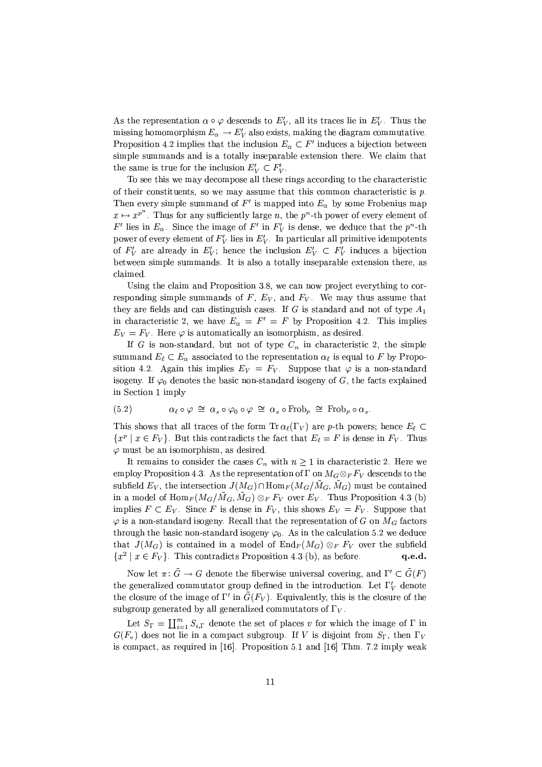As the representation $\alpha \circ \varphi$ descends to $E'_V$, all its traces lie in $E'_V$. Thus the missing homomorphism $E_\alpha \to E'_V$ also exists, making the diagram commutative. Proposition 4.2 implies that the inclusion $E_\alpha \subset F'$ induces a bijection between simple summands and is a totally inseparable extension there. We claim that the same is true for the inclusion $E'_V \subset F'_V$.

To see this we may decompose all these rings according to the characteristic of their constituents, so we may assume that this common characteristic is $p$. Then every simple summand of $F'$ is mapped into $E_\alpha$ by some Frobenius map $x \mapsto x^{p^n}$. Thus for any sufficiently large $n$, the $p^n$-th power of every element of $F'$ lies in $E_\alpha$. Since the image of $F'$ in $F'_V$ is dense, we deduce that the $p^n$-th power of every element of $F'_V$ lies in $E'_V$. In particular all primitive idempotents of $F'_V$ are already in $E'_V$; hence the inclusion $E'_V \subset F'_V$ induces a bijection between simple summands. It is also a totally inseparable extension there, as claimed.

Using the claim and Proposition 3.8, we can now project everything to corresponding simple summands of $F$, $E_V$, and $F_V$. We may thus assume that they are fields and can distinguish cases. If $G$ is standard and not of type $A_1$ in characteristic 2, we have $E_\alpha = F' = F$ by Proposition 4.2. This implies $E_V = F_V$. Here $\varphi$ is automatically an isomorphism, as desired.

If $G$ is non-standard, but not of type $C_n$ in characteristic 2, the simple summand $E_\ell \subset E_\alpha$ associated to the representation $\alpha_\ell$ is equal to $F$ by Proposition 4.2. Again this implies $E_V = F_V$. Suppose that $\varphi$ is a non-standard isogeny. If $\varphi_0$ denotes the basic non-standard isogeny of $G$, the facts explained in Section 1 imply

$$\alpha_\ell \circ \varphi \;\cong\; \alpha_s \circ \varphi_0 \circ \varphi \;\cong\; \alpha_s \circ \mathrm{Frob}_p \;\cong\; \mathrm{Frob}_p \circ \alpha_s. \tag{5.2}$$

This shows that all traces of the form $\operatorname{Tr} \alpha_\ell(\Gamma_V)$ are $p$-th powers; hence $E_\ell \subset \{x^p \mid x \in F_V\}$. But this contradicts the fact that $E_\ell = F$ is dense in $F_V$. Thus $\varphi$ must be an isomorphism, as desired.

It remains to consider the cases $C_n$ with $n \geq 1$ in characteristic 2. Here we employ Proposition 4.3. As the representation of $\Gamma$ on $M_G \otimes_F F_V$ descends to the subfield $E_V$, the intersection $J(M_G) \cap \operatorname{Hom}_F(M_G/\tilde{M}_G, \tilde{M}_G)$ must be contained in a model of $\operatorname{Hom}_F(M_G/\tilde{M}_G, \tilde{M}_G) \otimes_F F_V$ over $E_V$. Thus Proposition 4.3 (b) implies $F \subset E_V$. Since $F$ is dense in $F_V$, this shows $E_V = F_V$. Suppose that $\varphi$ is a non-standard isogeny. Recall that the representation of $G$ on $M_G$ factors through the basic non-standard isogeny $\varphi_0$. As in the calculation 5.2 we deduce that $J(M_G)$ is contained in a model of $\operatorname{End}_F(M_G) \otimes_F F_V$ over the subfield $\{x^2 \mid x \in F_V\}$. This contradicts Proposition 4.3 (b), as before. **q.e.d.**

Now let $\pi \colon \tilde{G} \to G$ denote the fiberwise universal covering, and $\Gamma' \subset \tilde{G}(F)$ the generalized commutator group defined in the introduction. Let $\Gamma'_V$ denote the closure of the image of $\Gamma'$ in $\tilde{G}(F_V)$. Equivalently, this is the closure of the subgroup generated by all generalized commutators of $\Gamma_V$.

Let $S_\Gamma = \coprod_{i=1}^m S_{i,\Gamma}$ denote the set of places $v$ for which the image of $\Gamma$ in $G(F_v)$ does not lie in a compact subgroup. If $V$ is disjoint from $S_\Gamma$, then $\Gamma_V$ is compact, as required in [16]. Proposition 5.1 and [16] Thm. 7.2 imply weak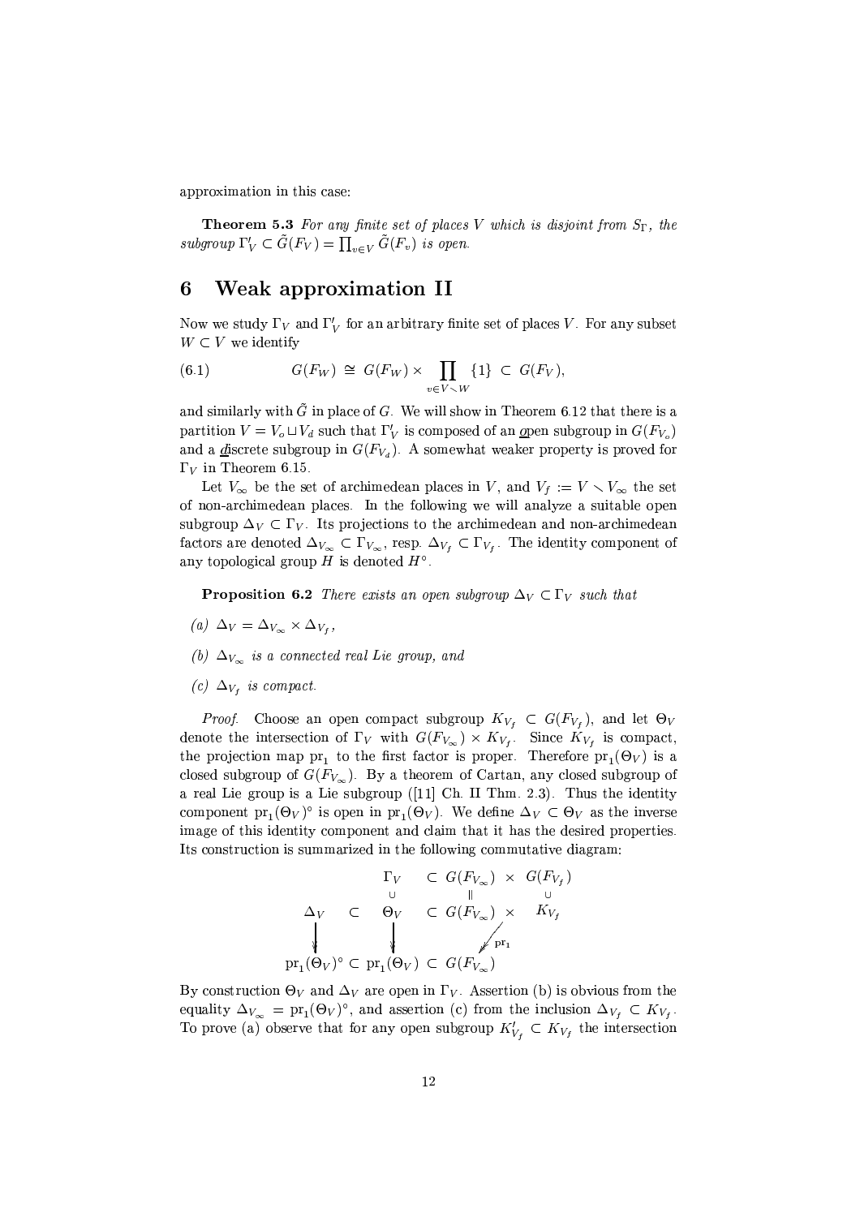approximation in this case:

**Theorem 5.3** *For any finite set of places $V$ which is disjoint from $S_\Gamma$, the subgroup $\Gamma'_V \subset \tilde{G}(F_V) = \prod_{v \in V} \tilde{G}(F_v)$ is open.*

# 6 Weak approximation II

Now we study $\Gamma_V$ and $\Gamma'_V$ for an arbitrary finite set of places $V$. For any subset $W \subset V$ we identify

$$G(F_W) \;\cong\; G(F_W) \times \prod_{v \in V \setminus W} \{1\} \;\subset\; G(F_V), \tag{6.1}$$

and similarly with $\tilde{G}$ in place of $G$. We will show in Theorem 6.12 that there is a partition $V = V_o \sqcup V_d$ such that $\Gamma'_V$ is composed of an <u>o</u>pen subgroup in $G(F_{V_o})$ and a <u>d</u>iscrete subgroup in $G(F_{V_d})$. A somewhat weaker property is proved for $\Gamma_V$ in Theorem 6.15.

Let $V_\infty$ be the set of archimedean places in $V$, and $V_f := V \setminus V_\infty$ the set of non-archimedean places. In the following we will analyze a suitable open subgroup $\Delta_V \subset \Gamma_V$. Its projections to the archimedean and non-archimedean factors are denoted $\Delta_{V_\infty} \subset \Gamma_{V_\infty}$, resp. $\Delta_{V_f} \subset \Gamma_{V_f}$. The identity component of any topological group $H$ is denoted $H^\circ$.

**Proposition 6.2** *There exists an open subgroup $\Delta_V \subset \Gamma_V$ such that*

*(a) $\Delta_V = \Delta_{V_\infty} \times \Delta_{V_f}$,*

*(b) $\Delta_{V_\infty}$ is a connected real Lie group, and*

*(c) $\Delta_{V_f}$ is compact.*

*Proof.* Choose an open compact subgroup $K_{V_f} \subset G(F_{V_f})$, and let $\Theta_V$ denote the intersection of $\Gamma_V$ with $G(F_{V_\infty}) \times K_{V_f}$. Since $K_{V_f}$ is compact, the projection map $\mathrm{pr}_1$ to the first factor is proper. Therefore $\mathrm{pr}_1(\Theta_V)$ is a closed subgroup of $G(F_{V_\infty})$. By a theorem of Cartan, any closed subgroup of a real Lie group is a Lie subgroup ([11] Ch. II Thm. 2.3). Thus the identity component $\mathrm{pr}_1(\Theta_V)^\circ$ is open in $\mathrm{pr}_1(\Theta_V)$. We define $\Delta_V \subset \Theta_V$ as the inverse image of this identity component and claim that it has the desired properties. Its construction is summarized in the following commutative diagram:

$$\begin{array}{ccccccc}
 & & \Gamma_V & \subset & G(F_{V_\infty}) & \times & G(F_{V_f}) \\
 & & \cup & & \| & & \cup \\
\Delta_V & \subset & \Theta_V & \subset & G(F_{V_\infty}) & \times & K_{V_f} \\
\downarrow & & \downarrow & & & \swarrow_{\mathrm{pr}_1} & \\
\mathrm{pr}_1(\Theta_V)^\circ & \subset & \mathrm{pr}_1(\Theta_V) & \subset & G(F_{V_\infty}) & &
\end{array}$$

By construction $\Theta_V$ and $\Delta_V$ are open in $\Gamma_V$. Assertion (b) is obvious from the equality $\Delta_{V_\infty} = \mathrm{pr}_1(\Theta_V)^\circ$, and assertion (c) from the inclusion $\Delta_{V_f} \subset K_{V_f}$. To prove (a) observe that for any open subgroup $K'_{V_f} \subset K_{V_f}$ the intersection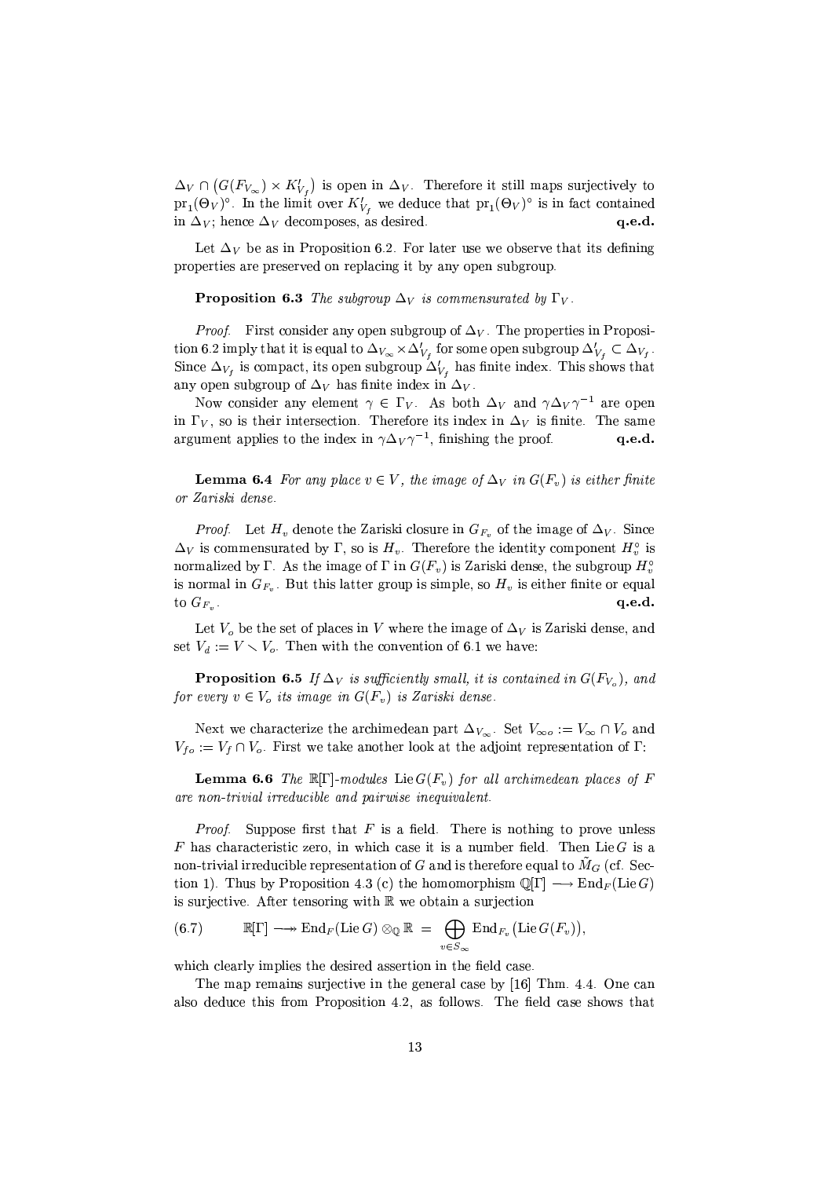$\Delta_V \cap \big(G(F_{V_\infty}) \times K'_{V_f}\big)$ is open in $\Delta_V$. Therefore it still maps surjectively to $\mathrm{pr}_1(\Theta_V)^\circ$. In the limit over $K'_{V_f}$ we deduce that $\mathrm{pr}_1(\Theta_V)^\circ$ is in fact contained in $\Delta_V$; hence $\Delta_V$ decomposes, as desired. **q.e.d.**

Let $\Delta_V$ be as in Proposition 6.2. For later use we observe that its defining properties are preserved on replacing it by any open subgroup.

**Proposition 6.3** *The subgroup $\Delta_V$ is commensurated by $\Gamma_V$.*

*Proof.* First consider any open subgroup of $\Delta_V$. The properties in Proposition 6.2 imply that it is equal to $\Delta_{V_\infty} \times \Delta'_{V_f}$ for some open subgroup $\Delta'_{V_f} \subset \Delta_{V_f}$. Since $\Delta_{V_f}$ is compact, its open subgroup $\Delta'_{V_f}$ has finite index. This shows that any open subgroup of $\Delta_V$ has finite index in $\Delta_V$.

Now consider any element $\gamma \in \Gamma_V$. As both $\Delta_V$ and $\gamma\Delta_V\gamma^{-1}$ are open in $\Gamma_V$, so is their intersection. Therefore its index in $\Delta_V$ is finite. The same argument applies to the index in $\gamma\Delta_V\gamma^{-1}$, finishing the proof. **q.e.d.**

**Lemma 6.4** *For any place $v \in V$, the image of $\Delta_V$ in $G(F_v)$ is either finite or Zariski dense.*

*Proof.* Let $H_v$ denote the Zariski closure in $G_{F_v}$ of the image of $\Delta_V$. Since $\Delta_V$ is commensurated by $\Gamma$, so is $H_v$. Therefore the identity component $H_v^\circ$ is normalized by $\Gamma$. As the image of $\Gamma$ in $G(F_v)$ is Zariski dense, the subgroup $H_v^\circ$ is normal in $G_{F_v}$. But this latter group is simple, so $H_v$ is either finite or equal to $G_{F_v}$. **q.e.d.**

Let $V_o$ be the set of places in $V$ where the image of $\Delta_V$ is Zariski dense, and set $V_d := V \setminus V_o$. Then with the convention of 6.1 we have:

**Proposition 6.5** *If $\Delta_V$ is sufficiently small, it is contained in $G(F_{V_o})$, and for every $v \in V_o$ its image in $G(F_v)$ is Zariski dense.*

Next we characterize the archimedean part $\Delta_{V_\infty}$. Set $V_{\infty o} := V_\infty \cap V_o$ and $V_{fo} := V_f \cap V_o$. First we take another look at the adjoint representation of $\Gamma$:

**Lemma 6.6** *The $\mathbb{R}[\Gamma]$-modules $\mathrm{Lie}\, G(F_v)$ for all archimedean places of $F$ are non-trivial irreducible and pairwise inequivalent.*

*Proof.* Suppose first that $F$ is a field. There is nothing to prove unless $F$ has characteristic zero, in which case it is a number field. Then $\mathrm{Lie}\, G$ is a non-trivial irreducible representation of $G$ and is therefore equal to $\tilde{M}_G$ (cf. Section 1). Thus by Proposition 4.3 (c) the homomorphism $\mathbb{Q}[\Gamma] \longrightarrow \mathrm{End}_F(\mathrm{Lie}\, G)$ is surjective. After tensoring with $\mathbb{R}$ we obtain a surjection

$$\mathbb{R}[\Gamma] \twoheadrightarrow \mathrm{End}_F(\mathrm{Lie}\, G) \otimes_{\mathbb{Q}} \mathbb{R} \;=\; \bigoplus_{v \in S_\infty} \mathrm{End}_{F_v}\big(\mathrm{Lie}\, G(F_v)\big), \tag{6.7}$$

which clearly implies the desired assertion in the field case.

The map remains surjective in the general case by [16] Thm. 4.4. One can also deduce this from Proposition 4.2, as follows. The field case shows that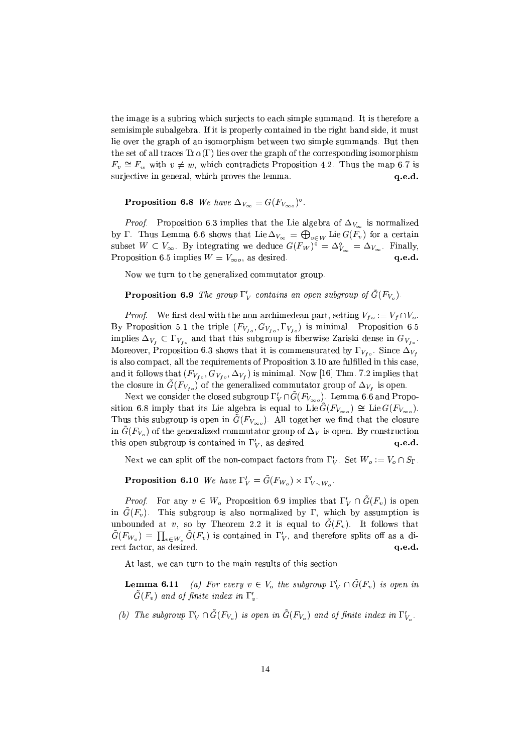the image is a subring which surjects to each simple summand. It is therefore a semisimple subalgebra. If it is properly contained in the right hand side, it must lie over the graph of an isomorphism between two simple summands. But then the set of all traces $\operatorname{Tr}\alpha(\Gamma)$ lies over the graph of the corresponding isomorphism $F_v \cong F_w$ with $v \neq w$, which contradicts Proposition 4.2. Thus the map 6.7 is surjective in general, which proves the lemma. **q.e.d.**

**Proposition 6.8** *We have $\Delta_{V_\infty} = G(F_{V_{\infty o}})^\circ$.*

*Proof.* Proposition 6.3 implies that the Lie algebra of $\Delta_{V_\infty}$ is normalized by $\Gamma$. Thus Lemma 6.6 shows that $\operatorname{Lie}\Delta_{V_\infty} = \bigoplus_{v\in W} \operatorname{Lie} G(F_v)$ for a certain subset $W \subset V_\infty$. By integrating we deduce $G(F_W)^\circ = \Delta_{V_\infty}^\circ = \Delta_{V_\infty}$. Finally, Proposition 6.5 implies $W = V_{\infty o}$, as desired. **q.e.d.**

Now we turn to the generalized commutator group.

**Proposition 6.9** *The group $\Gamma'_V$ contains an open subgroup of $\tilde{G}(F_{V_o})$.*

*Proof.* We first deal with the non-archimedean part, setting $V_{fo} := V_f \cap V_o$. By Proposition 5.1 the triple $(F_{V_{fo}}, G_{V_{fo}}, \Gamma_{V_{fo}})$ is minimal. Proposition 6.5 implies $\Delta_{V_f} \subset \Gamma_{V_{fo}}$ and that this subgroup is fiberwise Zariski dense in $G_{V_{fo}}$. Moreover, Proposition 6.3 shows that it is commensurated by $\Gamma_{V_{fo}}$. Since $\Delta_{V_f}$ is also compact, all the requirements of Proposition 3.10 are fulfilled in this case, and it follows that $(F_{V_{fo}}, G_{V_{fo}}, \Delta_{V_f})$ is minimal. Now [16] Thm. 7.2 implies that the closure in $\tilde{G}(F_{V_{fo}})$ of the generalized commutator group of $\Delta_{V_f}$ is open.

Next we consider the closed subgroup $\Gamma'_V \cap \tilde{G}(F_{V_{\infty o}})$. Lemma 6.6 and Proposition 6.8 imply that its Lie algebra is equal to $\operatorname{Lie}\tilde{G}(F_{V_{\infty o}}) \cong \operatorname{Lie} G(F_{V_{\infty o}})$. Thus this subgroup is open in $\tilde{G}(F_{V_{\infty o}})$. All together we find that the closure in $\tilde{G}(F_{V_o})$ of the generalized commutator group of $\Delta_V$ is open. By construction this open subgroup is contained in $\Gamma'_V$, as desired. **q.e.d.**

Next we can split off the non-compact factors from $\Gamma'_V$. Set $W_o := V_o \cap S_\Gamma$.

**Proposition 6.10** *We have $\Gamma'_V = \tilde{G}(F_{W_o}) \times \Gamma'_{V \smallsetminus W_o}$.*

*Proof.* For any $v \in W_o$ Proposition 6.9 implies that $\Gamma'_V \cap \tilde{G}(F_v)$ is open in $\tilde{G}(F_v)$. This subgroup is also normalized by $\Gamma$, which by assumption is unbounded at $v$, so by Theorem 2.2 it is equal to $\tilde{G}(F_v)$. It follows that $\tilde{G}(F_{W_o}) = \prod_{v\in W_o} \tilde{G}(F_v)$ is contained in $\Gamma'_V$, and therefore splits off as a direct factor, as desired. **q.e.d.**

At last, we can turn to the main results of this section.

**Lemma 6.11** *(a) For every $v \in V_o$ the subgroup $\Gamma'_V \cap \tilde{G}(F_v)$ is open in $\tilde{G}(F_v)$ and of finite index in $\Gamma'_v$.*

*(b) The subgroup $\Gamma'_V \cap \tilde{G}(F_{V_o})$ is open in $\tilde{G}(F_{V_o})$ and of finite index in $\Gamma'_{V_o}$.*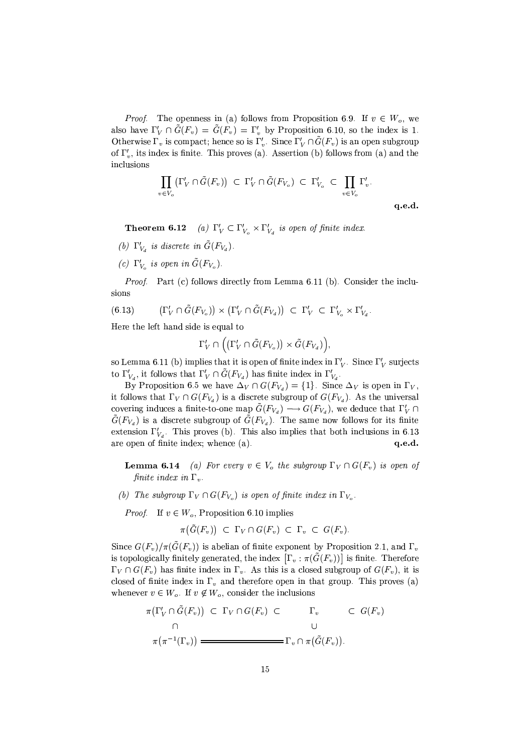*Proof.* The openness in (a) follows from Proposition 6.9. If $v \in W_o$, we also have $\Gamma'_V \cap \tilde{G}(F_v) = \tilde{G}(F_v) = \Gamma'_v$ by Proposition 6.10, so the index is 1. Otherwise $\Gamma_v$ is compact; hence so is $\Gamma'_v$. Since $\Gamma'_V \cap \tilde{G}(F_v)$ is an open subgroup of $\Gamma'_v$, its index is finite. This proves (a). Assertion (b) follows from (a) and the inclusions

$$\prod_{v \in V_o} \big(\Gamma'_V \cap \tilde{G}(F_v)\big) \;\subset\; \Gamma'_V \cap \tilde{G}(F_{V_o}) \;\subset\; \Gamma'_{V_o} \;\subset\; \prod_{v \in V_o} \Gamma'_v.$$

**q.e.d.**

**Theorem 6.12** *(a) $\Gamma'_V \subset \Gamma'_{V_o} \times \Gamma'_{V_d}$ is open of finite index.*

*(b) $\Gamma'_{V_d}$ is discrete in $\tilde{G}(F_{V_d})$.*

*(c) $\Gamma'_{V_o}$ is open in $\tilde{G}(F_{V_o})$.*

*Proof.* Part (c) follows directly from Lemma 6.11 (b). Consider the inclusions

$$\big(\Gamma'_V \cap \tilde{G}(F_{V_o})\big) \times \big(\Gamma'_V \cap \tilde{G}(F_{V_d})\big) \;\subset\; \Gamma'_V \;\subset\; \Gamma'_{V_o} \times \Gamma'_{V_d}. \tag{6.13}$$

Here the left hand side is equal to

$$\Gamma'_V \cap \Big(\big(\Gamma'_V \cap \tilde{G}(F_{V_o})\big) \times \tilde{G}(F_{V_d})\Big),$$

so Lemma 6.11 (b) implies that it is open of finite index in $\Gamma'_V$. Since $\Gamma'_V$ surjects to $\Gamma'_{V_d}$, it follows that $\Gamma'_V \cap \tilde{G}(F_{V_d})$ has finite index in $\Gamma'_{V_d}$.

By Proposition 6.5 we have $\Delta_V \cap G(F_{V_d}) = \{1\}$. Since $\Delta_V$ is open in $\Gamma_V$, it follows that $\Gamma_V \cap G(F_{V_d})$ is a discrete subgroup of $G(F_{V_d})$. As the universal covering induces a finite-to-one map $\tilde{G}(F_{V_d}) \longrightarrow G(F_{V_d})$, we deduce that $\Gamma'_V \cap \tilde{G}(F_{V_d})$ is a discrete subgroup of $\tilde{G}(F_{V_d})$. The same now follows for its finite extension $\Gamma'_{V_d}$. This proves (b). This also implies that both inclusions in 6.13 are open of finite index; whence (a). **q.e.d.**

**Lemma 6.14** *(a) For every $v \in V_o$ the subgroup $\Gamma_V \cap G(F_v)$ is open of finite index in $\Gamma_v$.*

*(b) The subgroup $\Gamma_V \cap G(F_{V_o})$ is open of finite index in $\Gamma_{V_o}$.*

*Proof.* If $v \in W_o$, Proposition 6.10 implies

$$\pi\big(\tilde{G}(F_v)\big) \;\subset\; \Gamma_V \cap G(F_v) \;\subset\; \Gamma_v \;\subset\; G(F_v).$$

Since $G(F_v)/\pi(\tilde{G}(F_v))$ is abelian of finite exponent by Proposition 2.1, and $\Gamma_v$ is topologically finitely generated, the index $\big[\Gamma_v : \pi(\tilde{G}(F_v))\big]$ is finite. Therefore $\Gamma_V \cap G(F_v)$ has finite index in $\Gamma_v$. As this is a closed subgroup of $G(F_v)$, it is closed of finite index in $\Gamma_v$ and therefore open in that group. This proves (a) whenever $v \in W_o$. If $v \notin W_o$, consider the inclusions

$$\begin{array}{ccccc}
\pi\big(\Gamma'_V \cap \tilde{G}(F_v)\big) & \subset\; \Gamma_V \cap G(F_v) \;\subset & \Gamma_v & \subset & G(F_v) \\
\cap & & \cup & & \\
\pi\big(\pi^{-1}(\Gamma_v)\big) & \Longleftarrow\!\!=\!\!=\!\!\Longrightarrow & \Gamma_v \cap \pi\big(\tilde{G}(F_v)\big). & &
\end{array}$$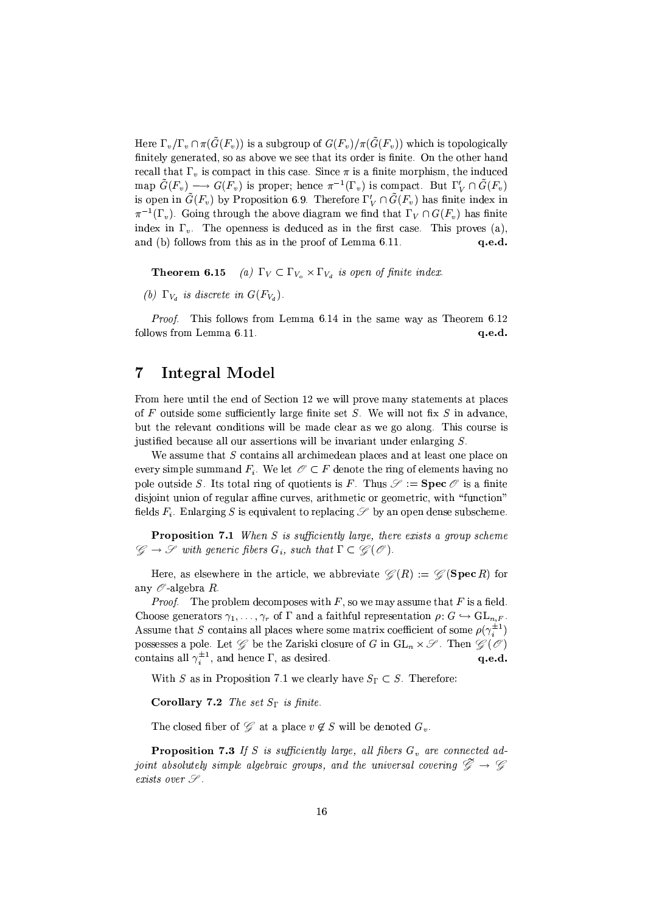Here $\Gamma_v/\Gamma_v \cap \pi(\tilde{G}(F_v))$ is a subgroup of $G(F_v)/\pi(\tilde{G}(F_v))$ which is topologically finitely generated, so as above we see that its order is finite. On the other hand recall that $\Gamma_v$ is compact in this case. Since $\pi$ is a finite morphism, the induced map $\tilde{G}(F_v) \longrightarrow G(F_v)$ is proper; hence $\pi^{-1}(\Gamma_v)$ is compact. But $\Gamma'_V \cap \tilde{G}(F_v)$ is open in $\tilde{G}(F_v)$ by Proposition 6.9. Therefore $\Gamma'_V \cap \tilde{G}(F_v)$ has finite index in $\pi^{-1}(\Gamma_v)$. Going through the above diagram we find that $\Gamma_V \cap G(F_v)$ has finite index in $\Gamma_v$. The openness is deduced as in the first case. This proves (a), and (b) follows from this as in the proof of Lemma 6.11. **q.e.d.**

**Theorem 6.15** *(a) $\Gamma_V \subset \Gamma_{V_o} \times \Gamma_{V_d}$ is open of finite index.*

*(b) $\Gamma_{V_d}$ is discrete in $G(F_{V_d})$.*

*Proof.* This follows from Lemma 6.14 in the same way as Theorem 6.12 follows from Lemma 6.11. **q.e.d.**

# 7 Integral Model

From here until the end of Section 12 we will prove many statements at places of $F$ outside some sufficiently large finite set $S$. We will not fix $S$ in advance, but the relevant conditions will be made clear as we go along. This course is justified because all our assertions will be invariant under enlarging $S$.

We assume that $S$ contains all archimedean places and at least one place on every simple summand $F_i$. We let $\mathscr{O} \subset F$ denote the ring of elements having no pole outside $S$. Its total ring of quotients is $F$. Thus $\mathscr{S} := \mathbf{Spec}\,\mathscr{O}$ is a finite disjoint union of regular affine curves, arithmetic or geometric, with "function" fields $F_i$. Enlarging $S$ is equivalent to replacing $\mathscr{S}$ by an open dense subscheme.

**Proposition 7.1** *When $S$ is sufficiently large, there exists a group scheme $\mathscr{G} \to \mathscr{S}$ with generic fibers $G_i$, such that $\Gamma \subset \mathscr{G}(\mathscr{O})$.*

Here, as elsewhere in the article, we abbreviate $\mathscr{G}(R) := \mathscr{G}(\mathbf{Spec}\,R)$ for any $\mathscr{O}$-algebra $R$.

*Proof.* The problem decomposes with $F$, so we may assume that $F$ is a field. Choose generators $\gamma_1, \ldots, \gamma_r$ of $\Gamma$ and a faithful representation $\rho\colon G \hookrightarrow \mathrm{GL}_{n,F}$. Assume that $S$ contains all places where some matrix coefficient of some $\rho(\gamma_i^{\pm 1})$ possesses a pole. Let $\mathscr{G}$ be the Zariski closure of $G$ in $\mathrm{GL}_n \times \mathscr{S}$. Then $\mathscr{G}(\mathscr{O})$ contains all $\gamma_i^{\pm 1}$, and hence $\Gamma$, as desired. **q.e.d.**

With $S$ as in Proposition 7.1 we clearly have $S_\Gamma \subset S$. Therefore:

**Corollary 7.2** *The set $S_\Gamma$ is finite.*

The closed fiber of $\mathscr{G}$ at a place $v \not\in S$ will be denoted $G_v$.

**Proposition 7.3** *If $S$ is sufficiently large, all fibers $G_v$ are connected adjoint absolutely simple algebraic groups, and the universal covering $\tilde{\mathscr{G}} \to \mathscr{G}$ exists over $\mathscr{S}$.*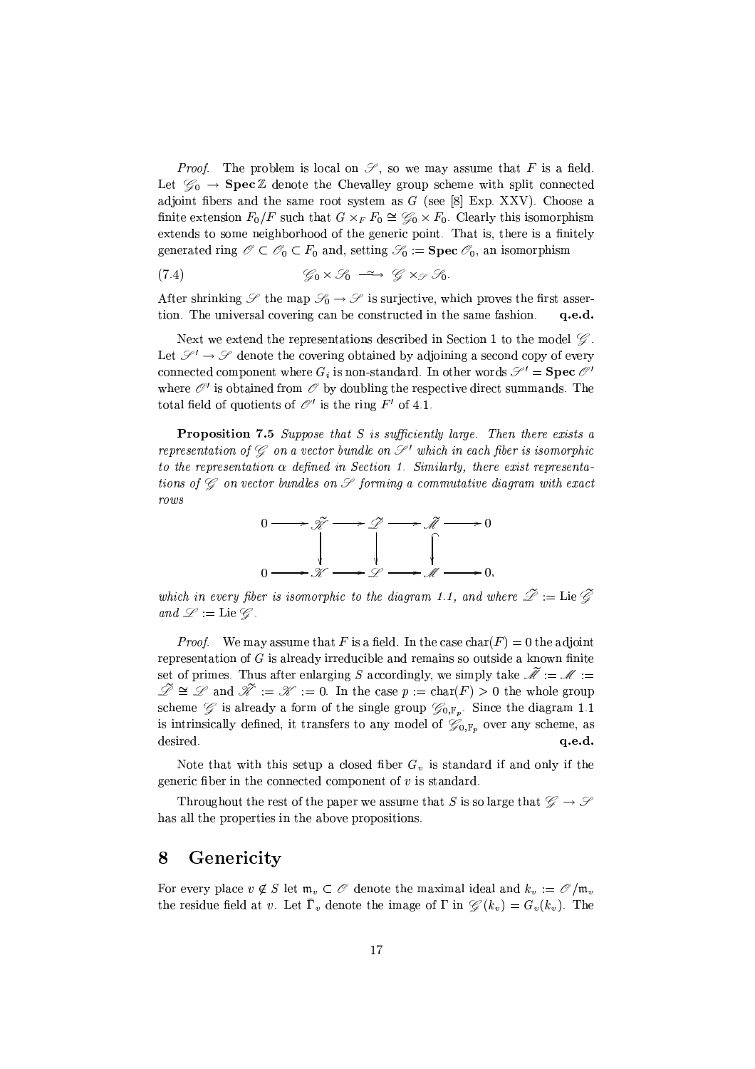*Proof.* The problem is local on $\mathscr{S}$, so we may assume that $F$ is a field. Let $\mathscr{G}_0 \to \mathbf{Spec}\,\mathbb{Z}$ denote the Chevalley group scheme with split connected adjoint fibers and the same root system as $G$ (see [8] Exp. XXV). Choose a finite extension $F_0/F$ such that $G \times_F F_0 \cong \mathscr{G}_0 \times F_0$. Clearly this isomorphism extends to some neighborhood of the generic point. That is, there is a finitely generated ring $\mathscr{O} \subset \mathscr{O}_0 \subset F_0$ and, setting $\mathscr{S}_0 := \mathbf{Spec}\,\mathscr{O}_0$, an isomorphism

$$\mathscr{G}_0 \times \mathscr{S}_0 \xrightarrow{\sim} \mathscr{G} \times_{\mathscr{S}} \mathscr{S}_0. \tag{7.4}$$

After shrinking $\mathscr{S}$ the map $\mathscr{S}_0 \to \mathscr{S}$ is surjective, which proves the first assertion. The universal covering can be constructed in the same fashion. **q.e.d.**

Next we extend the representations described in Section 1 to the model $\mathscr{G}$. Let $\mathscr{S}' \to \mathscr{S}$ denote the covering obtained by adjoining a second copy of every connected component where $G_i$ is non-standard. In other words $\mathscr{S}' = \mathbf{Spec}\,\mathscr{O}'$ where $\mathscr{O}'$ is obtained from $\mathscr{O}$ by doubling the respective direct summands. The total field of quotients of $\mathscr{O}'$ is the ring $F'$ of 4.1.

**Proposition 7.5** *Suppose that $S$ is sufficiently large. Then there exists a representation of $\mathscr{G}$ on a vector bundle on $\mathscr{S}'$ which in each fiber is isomorphic to the representation $\alpha$ defined in Section 1. Similarly, there exist representations of $\mathscr{G}$ on vector bundles on $\mathscr{S}$ forming a commutative diagram with exact rows*

$$\begin{array}{ccccccccc}
0 & \longrightarrow & \tilde{\mathscr{K}} & \longrightarrow & \tilde{\mathscr{L}} & \longrightarrow & \tilde{\mathscr{M}} & \longrightarrow & 0 \\
 & & \big\downarrow & & \big\downarrow & & \big\uparrow & & \\
0 & \longrightarrow & \mathscr{K} & \longrightarrow & \mathscr{L} & \longrightarrow & \mathscr{M} & \longrightarrow & 0,
\end{array}$$

*which in every fiber is isomorphic to the diagram 1.1, and where $\tilde{\mathscr{L}} := \mathrm{Lie}\,\tilde{\mathscr{G}}$ and $\mathscr{L} := \mathrm{Lie}\,\mathscr{G}$.*

*Proof.* We may assume that $F$ is a field. In the case $\mathrm{char}(F) = 0$ the adjoint representation of $G$ is already irreducible and remains so outside a known finite set of primes. Thus after enlarging $S$ accordingly, we simply take $\tilde{\mathscr{M}} := \mathscr{M} := \tilde{\mathscr{L}} \cong \mathscr{L}$ and $\tilde{\mathscr{K}} := \mathscr{K} := 0$. In the case $p := \mathrm{char}(F) > 0$ the whole group scheme $\mathscr{G}$ is already a form of the single group $\mathscr{G}_{0,\mathbb{F}_p}$. Since the diagram 1.1 is intrinsically defined, it transfers to any model of $\mathscr{G}_{0,\mathbb{F}_p}$ over any scheme, as desired. **q.e.d.**

Note that with this setup a closed fiber $G_v$ is standard if and only if the generic fiber in the connected component of $v$ is standard.

Throughout the rest of the paper we assume that $S$ is so large that $\mathscr{G} \to \mathscr{S}$ has all the properties in the above propositions.

# 8 Genericity

For every place $v \notin S$ let $\mathfrak{m}_v \subset \mathscr{O}$ denote the maximal ideal and $k_v := \mathscr{O}/\mathfrak{m}_v$ the residue field at $v$. Let $\bar{\Gamma}_v$ denote the image of $\Gamma$ in $\mathscr{G}(k_v) = G_v(k_v)$. The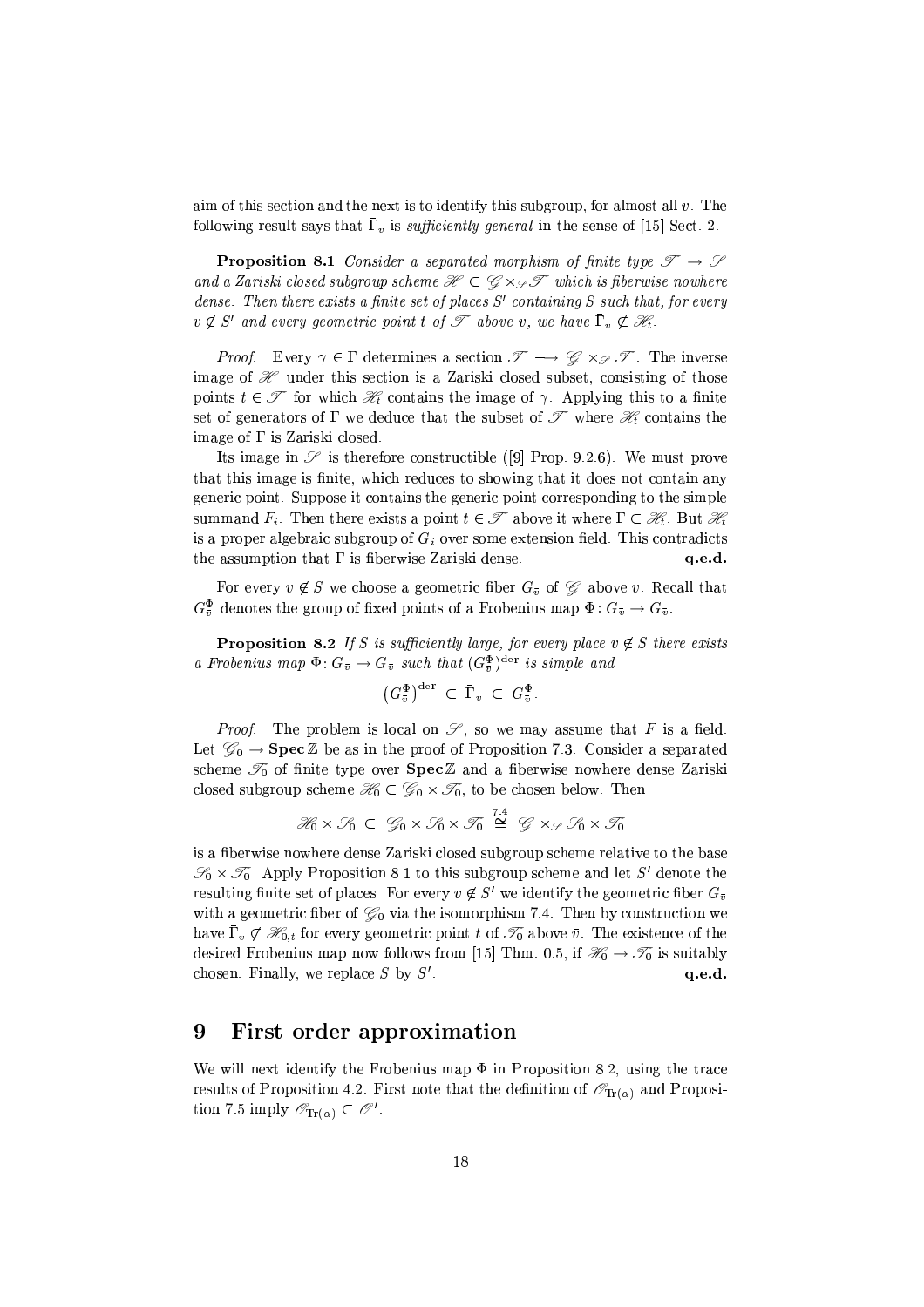aim of this section and the next is to identify this subgroup, for almost all $v$. The following result says that $\bar{\Gamma}_v$ is *sufficiently general* in the sense of [15] Sect. 2.

**Proposition 8.1** *Consider a separated morphism of finite type $\mathscr{T} \to \mathscr{S}$ and a Zariski closed subgroup scheme $\mathscr{H} \subset \mathscr{G} \times_{\mathscr{S}} \mathscr{T}$ which is fiberwise nowhere dense. Then there exists a finite set of places $S'$ containing $S$ such that, for every $v \notin S'$ and every geometric point $t$ of $\mathscr{T}$ above $v$, we have $\bar{\Gamma}_v \not\subset \mathscr{H}_t$.*

*Proof.* Every $\gamma \in \Gamma$ determines a section $\mathscr{T} \longrightarrow \mathscr{G} \times_{\mathscr{S}} \mathscr{T}$. The inverse image of $\mathscr{H}$ under this section is a Zariski closed subset, consisting of those points $t \in \mathscr{T}$ for which $\mathscr{H}_t$ contains the image of $\gamma$. Applying this to a finite set of generators of $\Gamma$ we deduce that the subset of $\mathscr{T}$ where $\mathscr{H}_t$ contains the image of $\Gamma$ is Zariski closed.

Its image in $\mathscr{S}$ is therefore constructible ([9] Prop. 9.2.6). We must prove that this image is finite, which reduces to showing that it does not contain any generic point. Suppose it contains the generic point corresponding to the simple summand $F_i$. Then there exists a point $t \in \mathscr{T}$ above it where $\Gamma \subset \mathscr{H}_t$. But $\mathscr{H}_t$ is a proper algebraic subgroup of $G_i$ over some extension field. This contradicts the assumption that $\Gamma$ is fiberwise Zariski dense. **q.e.d.**

For every $v \notin S$ we choose a geometric fiber $G_{\bar{v}}$ of $\mathscr{G}$ above $v$. Recall that $G_{\bar{v}}^{\Phi}$ denotes the group of fixed points of a Frobenius map $\Phi \colon G_{\bar{v}} \to G_{\bar{v}}$.

**Proposition 8.2** *If $S$ is sufficiently large, for every place $v \notin S$ there exists a Frobenius map $\Phi \colon G_{\bar{v}} \to G_{\bar{v}}$ such that $(G_{\bar{v}}^{\Phi})^{\mathrm{der}}$ is simple and*

$$(G_{\bar{v}}^{\Phi})^{\mathrm{der}} \subset \bar{\Gamma}_v \subset G_{\bar{v}}^{\Phi}.$$

*Proof.* The problem is local on $\mathscr{S}$, so we may assume that $F$ is a field. Let $\mathscr{G}_0 \to \mathbf{Spec}\,\mathbb{Z}$ be as in the proof of Proposition 7.3. Consider a separated scheme $\mathscr{T}_0$ of finite type over $\mathbf{Spec}\,\mathbb{Z}$ and a fiberwise nowhere dense Zariski closed subgroup scheme $\mathscr{H}_0 \subset \mathscr{G}_0 \times \mathscr{T}_0$, to be chosen below. Then

$$\mathscr{H}_0 \times \mathscr{S}_0 \subset \mathscr{G}_0 \times \mathscr{S}_0 \times \mathscr{T}_0 \overset{7.4}{\cong} \mathscr{G} \times_{\mathscr{S}} \mathscr{S}_0 \times \mathscr{T}_0$$

is a fiberwise nowhere dense Zariski closed subgroup scheme relative to the base $\mathscr{S}_0 \times \mathscr{T}_0$. Apply Proposition 8.1 to this subgroup scheme and let $S'$ denote the resulting finite set of places. For every $v \notin S'$ we identify the geometric fiber $G_{\bar{v}}$ with a geometric fiber of $\mathscr{G}_0$ via the isomorphism 7.4. Then by construction we have $\bar{\Gamma}_v \not\subset \mathscr{H}_{0,t}$ for every geometric point $t$ of $\mathscr{T}_0$ above $\bar{v}$. The existence of the desired Frobenius map now follows from [15] Thm. 0.5, if $\mathscr{H}_0 \to \mathscr{T}_0$ is suitably chosen. Finally, we replace $S$ by $S'$. **q.e.d.**

# 9 First order approximation

We will next identify the Frobenius map $\Phi$ in Proposition 8.2, using the trace results of Proposition 4.2. First note that the definition of $\mathscr{O}_{\mathrm{Tr}(\alpha)}$ and Proposition 7.5 imply $\mathscr{O}_{\mathrm{Tr}(\alpha)} \subset \mathscr{O}'$.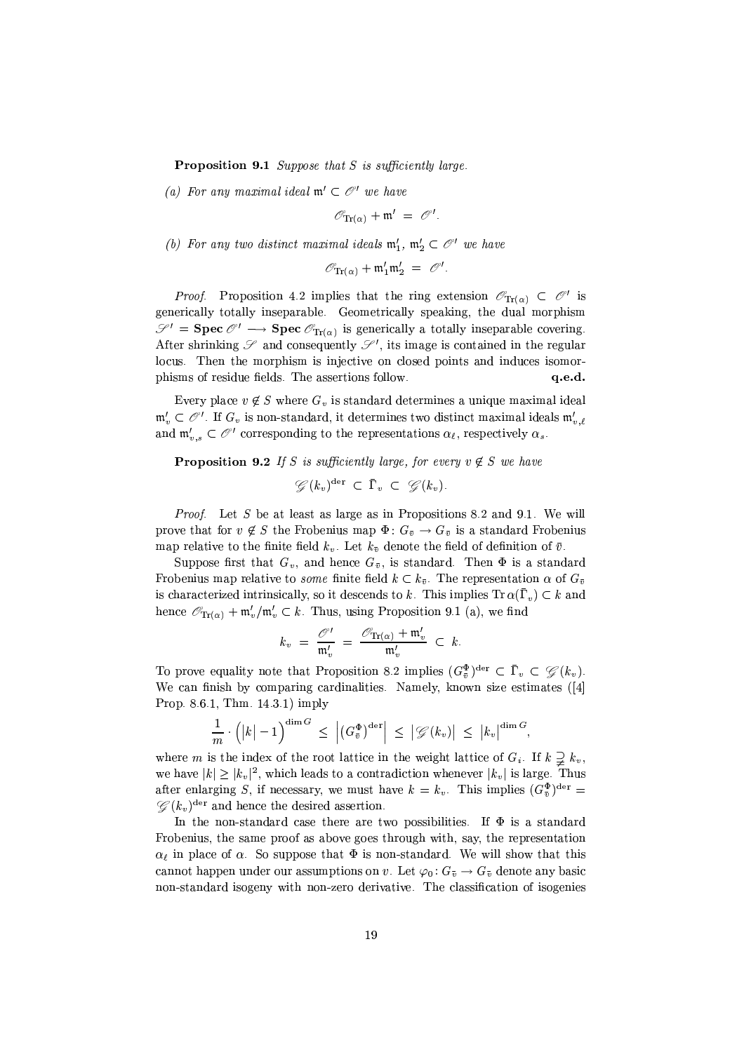**Proposition 9.1** *Suppose that $S$ is sufficiently large.*

*(a) For any maximal ideal $\mathfrak{m}' \subset \mathscr{O}'$ we have*

$$\mathscr{O}_{\mathrm{Tr}(\alpha)} + \mathfrak{m}' \;=\; \mathscr{O}'.$$

*(b) For any two distinct maximal ideals $\mathfrak{m}_1'$, $\mathfrak{m}_2' \subset \mathscr{O}'$ we have*

$$\mathscr{O}_{\mathrm{Tr}(\alpha)} + \mathfrak{m}_1'\mathfrak{m}_2' \;=\; \mathscr{O}'.$$

*Proof.* Proposition 4.2 implies that the ring extension $\mathscr{O}_{\mathrm{Tr}(\alpha)} \subset \mathscr{O}'$ is generically totally inseparable. Geometrically speaking, the dual morphism $\mathscr{S}' = \mathbf{Spec}\,\mathscr{O}' \longrightarrow \mathbf{Spec}\,\mathscr{O}_{\mathrm{Tr}(\alpha)}$ is generically a totally inseparable covering. After shrinking $\mathscr{S}$ and consequently $\mathscr{S}'$, its image is contained in the regular locus. Then the morphism is injective on closed points and induces isomorphisms of residue fields. The assertions follow. **q.e.d.**

Every place $v \notin S$ where $G_v$ is standard determines a unique maximal ideal $\mathfrak{m}_v' \subset \mathscr{O}'$. If $G_v$ is non-standard, it determines two distinct maximal ideals $\mathfrak{m}_{v,\ell}'$ and $\mathfrak{m}_{v,s}' \subset \mathscr{O}'$ corresponding to the representations $\alpha_\ell$, respectively $\alpha_s$.

**Proposition 9.2** *If $S$ is sufficiently large, for every $v \notin S$ we have*

$$\mathscr{G}(k_v)^{\mathrm{der}} \;\subset\; \bar{\Gamma}_v \;\subset\; \mathscr{G}(k_v).$$

*Proof.* Let $S$ be at least as large as in Propositions 8.2 and 9.1. We will prove that for $v \notin S$ the Frobenius map $\Phi\colon G_{\bar{v}} \to G_{\bar{v}}$ is a standard Frobenius map relative to the finite field $k_v$. Let $k_{\bar{v}}$ denote the field of definition of $\bar{v}$.

Suppose first that $G_v$, and hence $G_{\bar{v}}$, is standard. Then $\Phi$ is a standard Frobenius map relative to *some* finite field $k \subset k_{\bar{v}}$. The representation $\alpha$ of $G_{\bar{v}}$ is characterized intrinsically, so it descends to $k$. This implies $\mathrm{Tr}\,\alpha(\bar{\Gamma}_v) \subset k$ and hence $\mathscr{O}_{\mathrm{Tr}(\alpha)} + \mathfrak{m}_v'/\mathfrak{m}_v' \subset k$. Thus, using Proposition 9.1 (a), we find

$$k_v \;=\; \frac{\mathscr{O}'}{\mathfrak{m}_v'} \;=\; \frac{\mathscr{O}_{\mathrm{Tr}(\alpha)} + \mathfrak{m}_v'}{\mathfrak{m}_v'} \;\subset\; k.$$

To prove equality note that Proposition 8.2 implies $(G_{\bar{v}}^{\Phi})^{\mathrm{der}} \subset \bar{\Gamma}_v \subset \mathscr{G}(k_v)$. We can finish by comparing cardinalities. Namely, known size estimates ([4] Prop. 8.6.1, Thm. 14.3.1) imply

$$\frac{1}{m}\cdot\Big(|k|-1\Big)^{\dim G} \;\leq\; \Big|(G_{\bar{v}}^{\Phi})^{\mathrm{der}}\Big| \;\leq\; \big|\mathscr{G}(k_v)\big| \;\leq\; |k_v|^{\dim G},$$

where $m$ is the index of the root lattice in the weight lattice of $G_i$. If $k \supsetneq k_v$, we have $|k| \geq |k_v|^2$, which leads to a contradiction whenever $|k_v|$ is large. Thus after enlarging $S$, if necessary, we must have $k = k_v$. This implies $(G_{\bar{v}}^{\Phi})^{\mathrm{der}} = \mathscr{G}(k_v)^{\mathrm{der}}$ and hence the desired assertion.

In the non-standard case there are two possibilities. If $\Phi$ is a standard Frobenius, the same proof as above goes through with, say, the representation $\alpha_\ell$ in place of $\alpha$. So suppose that $\Phi$ is non-standard. We will show that this cannot happen under our assumptions on $v$. Let $\varphi_0\colon G_{\bar{v}} \to G_{\bar{v}}$ denote any basic non-standard isogeny with non-zero derivative. The classification of isogenies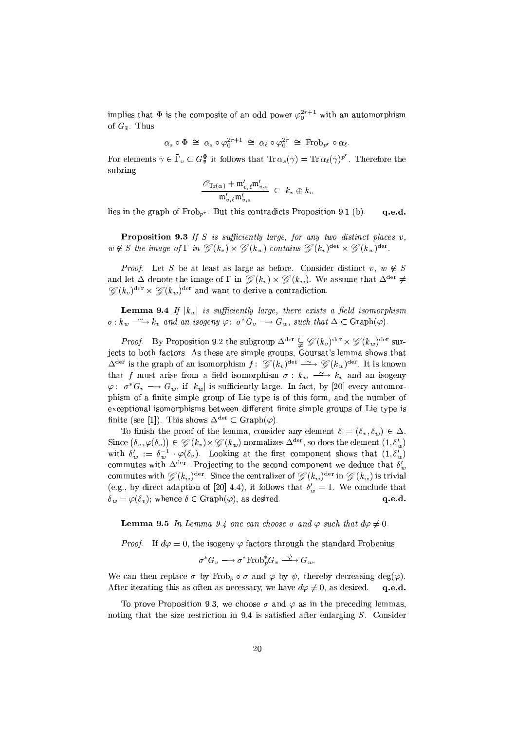implies that $\Phi$ is the composite of an odd power $\varphi_0^{2r+1}$ with an automorphism of $G_{\bar{v}}$. Thus

$$\alpha_s \circ \Phi \;\cong\; \alpha_s \circ \varphi_0^{2r+1} \;\cong\; \alpha_\ell \circ \varphi_0^{2r} \;\cong\; \mathrm{Frob}_{p^r} \circ \alpha_\ell.$$

For elements $\bar{\gamma} \in \bar{\Gamma}_v \subset G_{\bar{v}}^{\Phi}$ it follows that $\operatorname{Tr} \alpha_s(\bar{\gamma}) = \operatorname{Tr} \alpha_\ell(\bar{\gamma})^{p^r}$. Therefore the subring

$$\frac{\mathscr{O}_{\mathrm{Tr}(\alpha)} + \mathfrak{m}'_{v,\ell}\mathfrak{m}'_{v,s}}{\mathfrak{m}'_{v,\ell}\mathfrak{m}'_{v,s}} \;\subset\; k_{\bar{v}} \oplus k_{\bar{v}}$$

lies in the graph of $\mathrm{Frob}_{p^r}$. But this contradicts Proposition 9.1 (b). **q.e.d.**

**Proposition 9.3** *If $S$ is sufficiently large, for any two distinct places $v$, $w \notin S$ the image of $\Gamma$ in $\mathscr{G}(k_v) \times \mathscr{G}(k_w)$ contains $\mathscr{G}(k_v)^{\mathrm{der}} \times \mathscr{G}(k_w)^{\mathrm{der}}$.*

*Proof.* Let $S$ be at least as large as before. Consider distinct $v$, $w \notin S$ and let $\Delta$ denote the image of $\Gamma$ in $\mathscr{G}(k_v) \times \mathscr{G}(k_w)$. We assume that $\Delta^{\mathrm{der}} \neq \mathscr{G}(k_v)^{\mathrm{der}} \times \mathscr{G}(k_w)^{\mathrm{der}}$ and want to derive a contradiction.

**Lemma 9.4** *If $|k_w|$ is sufficiently large, there exists a field isomorphism $\sigma \colon k_w \xrightarrow{\sim} k_v$ and an isogeny $\varphi \colon \sigma^* G_v \longrightarrow G_w$, such that $\Delta \subset \mathrm{Graph}(\varphi)$.*

*Proof.* By Proposition 9.2 the subgroup $\Delta^{\mathrm{der}} \subsetneqq \mathscr{G}(k_v)^{\mathrm{der}} \times \mathscr{G}(k_w)^{\mathrm{der}}$ surjects to both factors. As these are simple groups, Goursat's lemma shows that $\Delta^{\mathrm{der}}$ is the graph of an isomorphism $f \colon \mathscr{G}(k_v)^{\mathrm{der}} \xrightarrow{\sim} \mathscr{G}(k_w)^{\mathrm{der}}$. It is known that $f$ must arise from a field isomorphism $\sigma : k_w \xrightarrow{\sim} k_v$ and an isogeny $\varphi \colon \sigma^* G_v \longrightarrow G_w$, if $|k_w|$ is sufficiently large. In fact, by [20] every automorphism of a finite simple group of Lie type is of this form, and the number of exceptional isomorphisms between different finite simple groups of Lie type is finite (see [1]). This shows $\Delta^{\mathrm{der}} \subset \mathrm{Graph}(\varphi)$.

To finish the proof of the lemma, consider any element $\delta = (\delta_v, \delta_w) \in \Delta$. Since $(\delta_v, \varphi(\delta_v)) \in \mathscr{G}(k_v) \times \mathscr{G}(k_w)$ normalizes $\Delta^{\mathrm{der}}$, so does the element $(1, \delta'_w)$ with $\delta'_w := \delta_w^{-1} \cdot \varphi(\delta_v)$. Looking at the first component shows that $(1, \delta'_w)$ commutes with $\Delta^{\mathrm{der}}$. Projecting to the second component we deduce that $\delta'_w$ commutes with $\mathscr{G}(k_w)^{\mathrm{der}}$. Since the centralizer of $\mathscr{G}(k_w)^{\mathrm{der}}$ in $\mathscr{G}(k_w)$ is trivial (e.g., by direct adaption of [20] 4.4), it follows that $\delta'_w = 1$. We conclude that $\delta_w = \varphi(\delta_v)$; whence $\delta \in \mathrm{Graph}(\varphi)$, as desired. **q.e.d.**

**Lemma 9.5** *In Lemma 9.4 one can choose $\sigma$ and $\varphi$ such that $d\varphi \neq 0$.*

*Proof.* If $d\varphi = 0$, the isogeny $\varphi$ factors through the standard Frobenius

$$\sigma^* G_v \longrightarrow \sigma^* \mathrm{Frob}_p^* G_v \xrightarrow{\;\psi\;} G_w.$$

We can then replace $\sigma$ by $\mathrm{Frob}_p \circ \sigma$ and $\varphi$ by $\psi$, thereby decreasing $\deg(\varphi)$. After iterating this as often as necessary, we have $d\varphi \neq 0$, as desired. **q.e.d.**

To prove Proposition 9.3, we choose $\sigma$ and $\varphi$ as in the preceding lemmas, noting that the size restriction in 9.4 is satisfied after enlarging $S$. Consider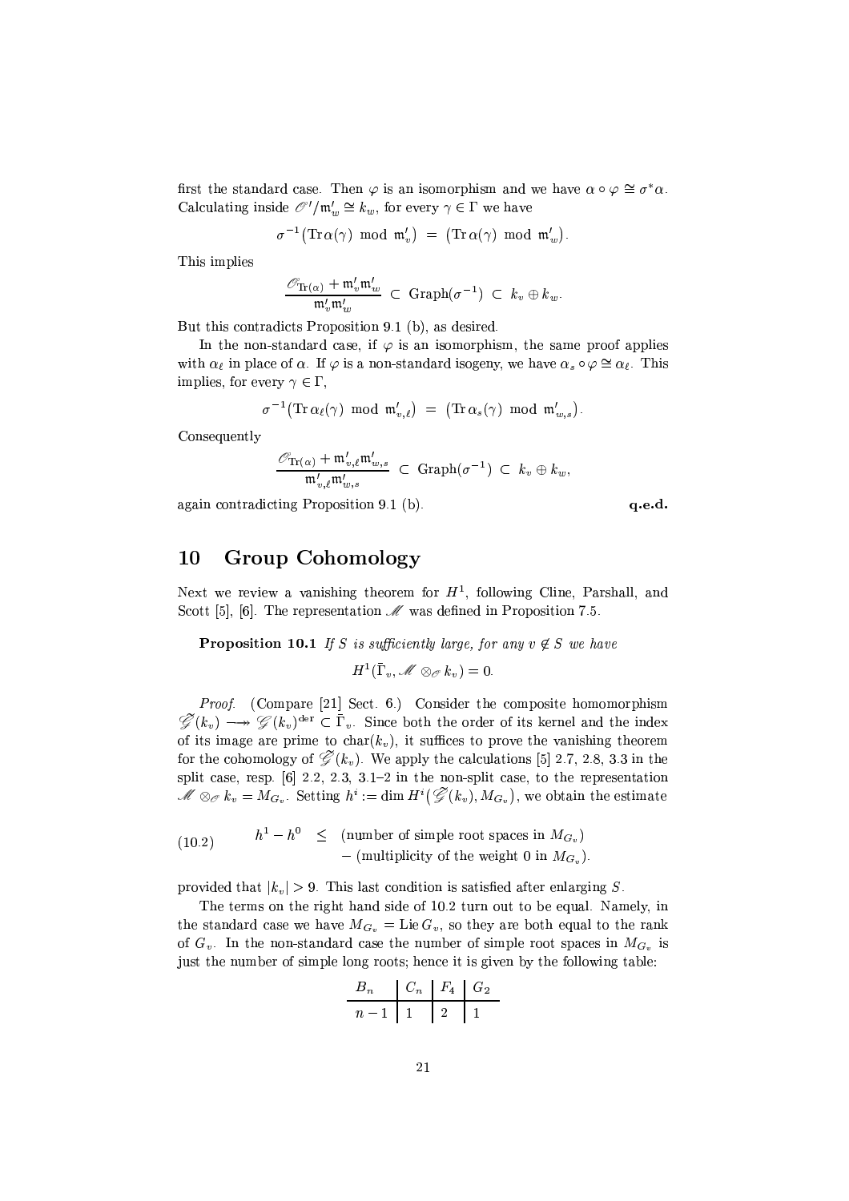first the standard case. Then $\varphi$ is an isomorphism and we have $\alpha \circ \varphi \cong \sigma^* \alpha$. Calculating inside $\mathscr{O}'/\mathfrak{m}'_w \cong k_w$, for every $\gamma \in \Gamma$ we have

$$\sigma^{-1}\big(\operatorname{Tr}\alpha(\gamma) \bmod \mathfrak{m}'_v\big) \;=\; \big(\operatorname{Tr}\alpha(\gamma) \bmod \mathfrak{m}'_w\big).$$

This implies

$$\frac{\mathscr{O}_{\operatorname{Tr}(\alpha)} + \mathfrak{m}'_v\mathfrak{m}'_w}{\mathfrak{m}'_v\mathfrak{m}'_w} \;\subset\; \operatorname{Graph}(\sigma^{-1}) \;\subset\; k_v \oplus k_w.$$

But this contradicts Proposition 9.1 (b), as desired.

In the non-standard case, if $\varphi$ is an isomorphism, the same proof applies with $\alpha_\ell$ in place of $\alpha$. If $\varphi$ is a non-standard isogeny, we have $\alpha_s \circ \varphi \cong \alpha_\ell$. This implies, for every $\gamma \in \Gamma$,

$$\sigma^{-1}\big(\operatorname{Tr}\alpha_\ell(\gamma) \bmod \mathfrak{m}'_{v,\ell}\big) \;=\; \big(\operatorname{Tr}\alpha_s(\gamma) \bmod \mathfrak{m}'_{w,s}\big).$$

Consequently

$$\frac{\mathscr{O}_{\operatorname{Tr}(\alpha)} + \mathfrak{m}'_{v,\ell}\mathfrak{m}'_{w,s}}{\mathfrak{m}'_{v,\ell}\mathfrak{m}'_{w,s}} \;\subset\; \operatorname{Graph}(\sigma^{-1}) \;\subset\; k_v \oplus k_w,$$

again contradicting Proposition 9.1 (b). **q.e.d.**

# 10 Group Cohomology

Next we review a vanishing theorem for $H^1$, following Cline, Parshall, and Scott [5], [6]. The representation $\mathscr{M}$ was defined in Proposition 7.5.

**Proposition 10.1** *If $S$ is sufficiently large, for any $v \notin S$ we have*

$$H^1(\bar{\Gamma}_v, \mathscr{M} \otimes_{\mathscr{O}} k_v) = 0.$$

*Proof.* (Compare [21] Sect. 6.) Consider the composite homomorphism $\tilde{\mathscr{G}}(k_v) \twoheadrightarrow \mathscr{G}(k_v)^{\mathrm{der}} \subset \bar{\Gamma}_v$. Since both the order of its kernel and the index of its image are prime to $\operatorname{char}(k_v)$, it suffices to prove the vanishing theorem for the cohomology of $\tilde{\mathscr{G}}(k_v)$. We apply the calculations [5] 2.7, 2.8, 3.3 in the split case, resp. [6] 2.2, 2.3, 3.1–2 in the non-split case, to the representation $\mathscr{M} \otimes_{\mathscr{O}} k_v = M_{G_v}$. Setting $h^i := \dim H^i\big(\tilde{\mathscr{G}}(k_v), M_{G_v}\big)$, we obtain the estimate

$$(10.2) \qquad \begin{aligned} h^1 - h^0 \;\;\leq\;\; & (\text{number of simple root spaces in } M_{G_v}) \\ & - (\text{multiplicity of the weight 0 in } M_{G_v}). \end{aligned}$$

provided that $|k_v| > 9$. This last condition is satisfied after enlarging $S$.

The terms on the right hand side of 10.2 turn out to be equal. Namely, in the standard case we have $M_{G_v} = \operatorname{Lie} G_v$, so they are both equal to the rank of $G_v$. In the non-standard case the number of simple root spaces in $M_{G_v}$ is just the number of simple long roots; hence it is given by the following table:

| $B_n$ | $C_n$ | $F_4$ | $G_2$ |
|---|---|---|---|
| $n-1$ | 1 | 2 | 1 |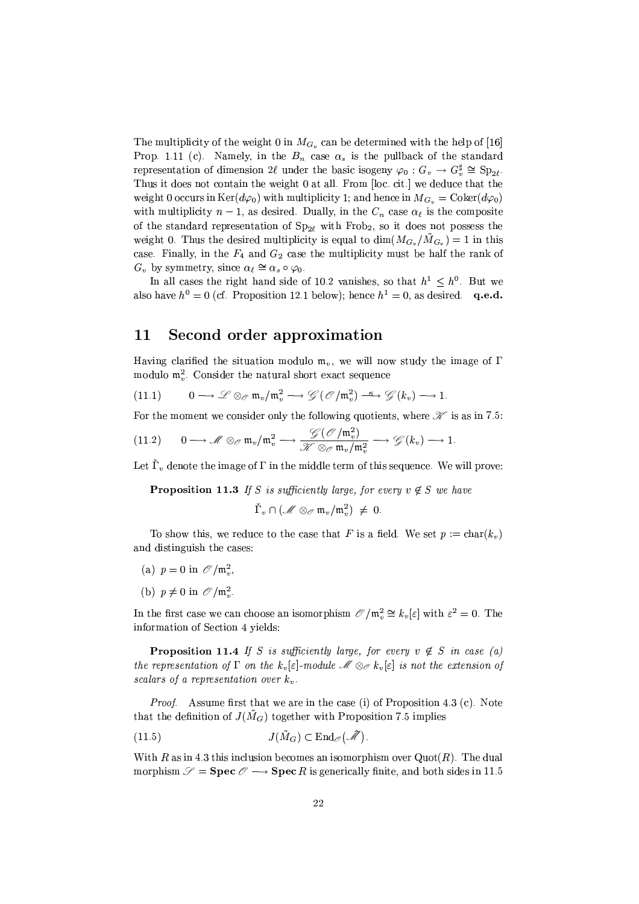The multiplicity of the weight 0 in $M_{G_v}$ can be determined with the help of [16] Prop. 1.11 (c). Namely, in the $B_n$ case $\alpha_s$ is the pullback of the standard representation of dimension $2\ell$ under the basic isogeny $\varphi_0 : G_v \to G_v^\sharp \cong \mathrm{Sp}_{2\ell}$. Thus it does not contain the weight 0 at all. From [loc. cit.] we deduce that the weight 0 occurs in $\mathrm{Ker}(d\varphi_0)$ with multiplicity 1; and hence in $M_{G_v} = \mathrm{Coker}(d\varphi_0)$ with multiplicity $n-1$, as desired. Dually, in the $C_n$ case $\alpha_\ell$ is the composite of the standard representation of $\mathrm{Sp}_{2\ell}$ with $\mathrm{Frob}_2$, so it does not possess the weight 0. Thus the desired multiplicity is equal to $\dim(M_{G_v}/\tilde{M}_{G_v}) = 1$ in this case. Finally, in the $F_4$ and $G_2$ case the multiplicity must be half the rank of $G_v$ by symmetry, since $\alpha_\ell \cong \alpha_s \circ \varphi_0$.

In all cases the right hand side of 10.2 vanishes, so that $h^1 \leq h^0$. But we also have $h^0 = 0$ (cf. Proposition 12.1 below); hence $h^1 = 0$, as desired. **q.e.d.**

## 11 Second order approximation

Having clarified the situation modulo $\mathfrak{m}_v$, we will now study the image of $\Gamma$ modulo $\mathfrak{m}_v^2$. Consider the natural short exact sequence

$$(11.1) \qquad 0 \longrightarrow \mathscr{L} \otimes_{\mathscr{O}} \mathfrak{m}_v/\mathfrak{m}_v^2 \longrightarrow \mathscr{G}(\mathscr{O}/\mathfrak{m}_v^2) \xrightarrow{\ \kappa\ } \mathscr{G}(k_v) \longrightarrow 1.$$

For the moment we consider only the following quotients, where $\mathscr{K}$ is as in 7.5:

$$(11.2) \qquad 0 \longrightarrow \mathscr{M} \otimes_{\mathscr{O}} \mathfrak{m}_v/\mathfrak{m}_v^2 \longrightarrow \frac{\mathscr{G}(\mathscr{O}/\mathfrak{m}_v^2)}{\mathscr{K} \otimes_{\mathscr{O}} \mathfrak{m}_v/\mathfrak{m}_v^2} \longrightarrow \mathscr{G}(k_v) \longrightarrow 1.$$

Let $\check{\Gamma}_v$ denote the image of $\Gamma$ in the middle term of this sequence. We will prove:

**Proposition 11.3** *If $S$ is sufficiently large, for every $v \notin S$ we have*

$$\check{\Gamma}_v \cap (\mathscr{M} \otimes_{\mathscr{O}} \mathfrak{m}_v/\mathfrak{m}_v^2) \neq 0.$$

To show this, we reduce to the case that $F$ is a field. We set $p := \mathrm{char}(k_v)$ and distinguish the cases:

(a) $p = 0$ in $\mathscr{O}/\mathfrak{m}_v^2$,

(b) $p \neq 0$ in $\mathscr{O}/\mathfrak{m}_v^2$.

In the first case we can choose an isomorphism $\mathscr{O}/\mathfrak{m}_v^2 \cong k_v[\varepsilon]$ with $\varepsilon^2 = 0$. The information of Section 4 yields:

**Proposition 11.4** *If $S$ is sufficiently large, for every $v \notin S$ in case (a) the representation of $\Gamma$ on the $k_v[\varepsilon]$-module $\mathscr{M} \otimes_{\mathscr{O}} k_v[\varepsilon]$ is not the extension of scalars of a representation over $k_v$.*

*Proof.* Assume first that we are in the case (i) of Proposition 4.3 (c). Note that the definition of $J(\tilde{M}_G)$ together with Proposition 7.5 implies

$$(11.5) \qquad J(\tilde{M}_G) \subset \mathrm{End}_{\mathscr{O}}(\tilde{\mathscr{M}}).$$

With $R$ as in 4.3 this inclusion becomes an isomorphism over $\mathrm{Quot}(R)$. The dual morphism $\mathscr{S} = \mathbf{Spec}\, \mathscr{O} \longrightarrow \mathbf{Spec}\, R$ is generically finite, and both sides in 11.5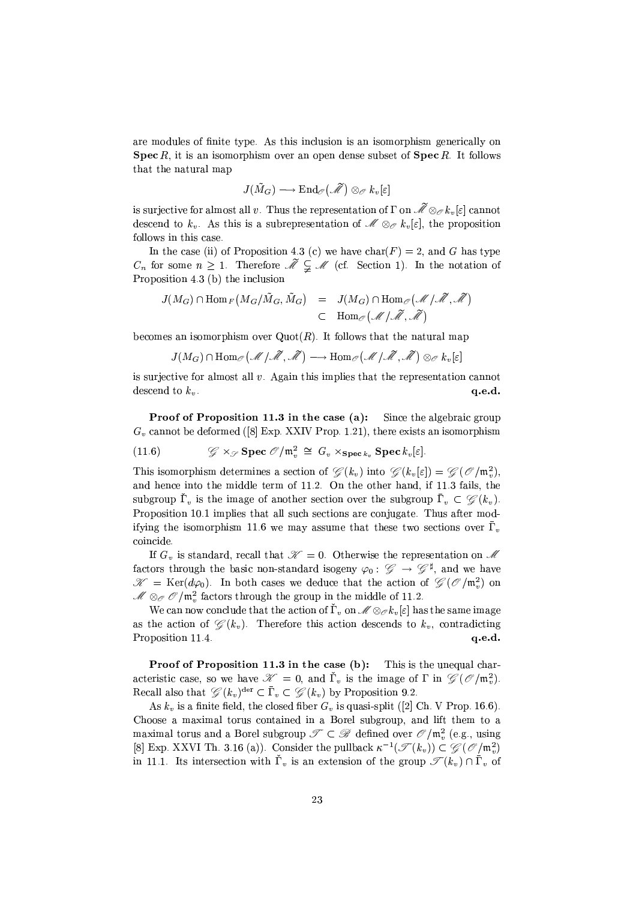are modules of finite type. As this inclusion is an isomorphism generically on $\mathbf{Spec}\, R$, it is an isomorphism over an open dense subset of $\mathbf{Spec}\, R$. It follows that the natural map

$$J(\tilde{M}_G) \longrightarrow \mathrm{End}_{\mathscr{O}}(\tilde{\mathscr{M}}) \otimes_{\mathscr{O}} k_v[\varepsilon]$$

is surjective for almost all $v$. Thus the representation of $\Gamma$ on $\tilde{\mathscr{M}} \otimes_{\mathscr{O}} k_v[\varepsilon]$ cannot descend to $k_v$. As this is a subrepresentation of $\mathscr{M} \otimes_{\mathscr{O}} k_v[\varepsilon]$, the proposition follows in this case.

In the case (ii) of Proposition 4.3 (c) we have $\mathrm{char}(F) = 2$, and $G$ has type $C_n$ for some $n \geq 1$. Therefore $\tilde{\mathscr{M}} \subsetneqq \mathscr{M}$ (cf. Section 1). In the notation of Proposition 4.3 (b) the inclusion

$$\begin{aligned} J(M_G) \cap \mathrm{Hom}_F\big(M_G/\tilde{M}_G, \tilde{M}_G\big) &= J(M_G) \cap \mathrm{Hom}_{\mathscr{O}}\big(\mathscr{M}/\tilde{\mathscr{M}}, \tilde{\mathscr{M}}\big) \\ &\subset \mathrm{Hom}_{\mathscr{O}}\big(\mathscr{M}/\tilde{\mathscr{M}}, \tilde{\mathscr{M}}\big) \end{aligned}$$

becomes an isomorphism over $\mathrm{Quot}(R)$. It follows that the natural map

$$J(M_G) \cap \mathrm{Hom}_{\mathscr{O}}\big(\mathscr{M}/\tilde{\mathscr{M}}, \tilde{\mathscr{M}}\big) \longrightarrow \mathrm{Hom}_{\mathscr{O}}\big(\mathscr{M}/\tilde{\mathscr{M}}, \tilde{\mathscr{M}}\big) \otimes_{\mathscr{O}} k_v[\varepsilon]$$

is surjective for almost all $v$. Again this implies that the representation cannot descend to $k_v$. **q.e.d.**

**Proof of Proposition 11.3 in the case (a):** Since the algebraic group $G_v$ cannot be deformed ([8] Exp. XXIV Prop. 1.21), there exists an isomorphism

$$\mathscr{G} \times_{\mathscr{S}} \mathbf{Spec}\, \mathscr{O}/\mathfrak{m}_v^2 \;\cong\; G_v \times_{\mathbf{Spec}\, k_v} \mathbf{Spec}\, k_v[\varepsilon]. \tag{11.6}$$

This isomorphism determines a section of $\mathscr{G}(k_v)$ into $\mathscr{G}(k_v[\varepsilon]) = \mathscr{G}(\mathscr{O}/\mathfrak{m}_v^2)$, and hence into the middle term of 11.2. On the other hand, if 11.3 fails, the subgroup $\check{\Gamma}_v$ is the image of another section over the subgroup $\bar{\Gamma}_v \subset \mathscr{G}(k_v)$. Proposition 10.1 implies that all such sections are conjugate. Thus after modifying the isomorphism 11.6 we may assume that these two sections over $\bar{\Gamma}_v$ coincide.

If $G_v$ is standard, recall that $\mathscr{K} = 0$. Otherwise the representation on $\mathscr{M}$ factors through the basic non-standard isogeny $\varphi_0 : \mathscr{G} \to \mathscr{G}^\natural$, and we have $\mathscr{K} = \mathrm{Ker}(d\varphi_0)$. In both cases we deduce that the action of $\mathscr{G}(\mathscr{O}/\mathfrak{m}_v^2)$ on $\mathscr{M} \otimes_{\mathscr{O}} \mathscr{O}/\mathfrak{m}_v^2$ factors through the group in the middle of 11.2.

We can now conclude that the action of $\check{\Gamma}_v$ on $\mathscr{M} \otimes_{\mathscr{O}} k_v[\varepsilon]$ has the same image as the action of $\mathscr{G}(k_v)$. Therefore this action descends to $k_v$, contradicting Proposition 11.4. **q.e.d.**

**Proof of Proposition 11.3 in the case (b):** This is the unequal characteristic case, so we have $\mathscr{K} = 0$, and $\check{\Gamma}_v$ is the image of $\Gamma$ in $\mathscr{G}(\mathscr{O}/\mathfrak{m}_v^2)$. Recall also that $\mathscr{G}(k_v)^{\mathrm{der}} \subset \bar{\Gamma}_v \subset \mathscr{G}(k_v)$ by Proposition 9.2.

As $k_v$ is a finite field, the closed fiber $G_v$ is quasi-split ([2] Ch. V Prop. 16.6). Choose a maximal torus contained in a Borel subgroup, and lift them to a maximal torus and a Borel subgroup $\mathscr{T} \subset \mathscr{B}$ defined over $\mathscr{O}/\mathfrak{m}_v^2$ (e.g., using [8] Exp. XXVI Th. 3.16 (a)). Consider the pullback $\kappa^{-1}(\mathscr{T}(k_v)) \subset \mathscr{G}(\mathscr{O}/\mathfrak{m}_v^2)$ in 11.1. Its intersection with $\check{\Gamma}_v$ is an extension of the group $\mathscr{T}(k_v) \cap \bar{\Gamma}_v$ of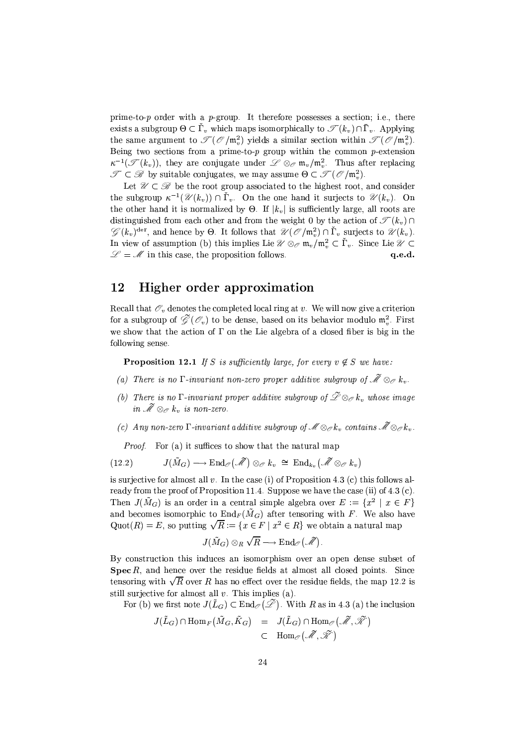prime-to-$p$ order with a $p$-group. It therefore possesses a section; i.e., there exists a subgroup $\Theta \subset \check{\Gamma}_v$ which maps isomorphically to $\mathscr{T}(k_v) \cap \bar{\Gamma}_v$. Applying the same argument to $\mathscr{T}(\mathscr{O}/\mathfrak{m}_v^2)$ yields a similar section within $\mathscr{T}(\mathscr{O}/\mathfrak{m}_v^2)$. Being two sections from a prime-to-$p$ group within the common $p$-extension $\kappa^{-1}(\mathscr{T}(k_v))$, they are conjugate under $\mathscr{L} \otimes_{\mathscr{O}} \mathfrak{m}_v/\mathfrak{m}_v^2$. Thus after replacing $\mathscr{T} \subset \mathscr{B}$ by suitable conjugates, we may assume $\Theta \subset \mathscr{T}(\mathscr{O}/\mathfrak{m}_v^2)$.

Let $\mathscr{U} \subset \mathscr{B}$ be the root group associated to the highest root, and consider the subgroup $\kappa^{-1}(\mathscr{U}(k_v)) \cap \check{\Gamma}_v$. On the one hand it surjects to $\mathscr{U}(k_v)$. On the other hand it is normalized by $\Theta$. If $|k_v|$ is sufficiently large, all roots are distinguished from each other and from the weight 0 by the action of $\mathscr{T}(k_v) \cap \mathscr{G}(k_v)^{\mathrm{der}}$, and hence by $\Theta$. It follows that $\mathscr{U}(\mathscr{O}/\mathfrak{m}_v^2) \cap \check{\Gamma}_v$ surjects to $\mathscr{U}(k_v)$. In view of assumption (b) this implies $\mathrm{Lie}\,\mathscr{U} \otimes_{\mathscr{O}} \mathfrak{m}_v/\mathfrak{m}_v^2 \subset \check{\Gamma}_v$. Since $\mathrm{Lie}\,\mathscr{U} \subset \mathscr{L} = \mathscr{M}$ in this case, the proposition follows. **q.e.d.**

## 12 Higher order approximation

Recall that $\mathscr{O}_v$ denotes the completed local ring at $v$. We will now give a criterion for a subgroup of $\tilde{\mathscr{G}}(\mathscr{O}_v)$ to be dense, based on its behavior modulo $\mathfrak{m}_v^2$. First we show that the action of $\Gamma$ on the Lie algebra of a closed fiber is big in the following sense.

**Proposition 12.1** *If $S$ is sufficiently large, for every $v \notin S$ we have:*

*(a) There is no $\Gamma$-invariant non-zero proper additive subgroup of $\tilde{\mathscr{M}} \otimes_{\mathscr{O}} k_v$.*

*(b) There is no $\Gamma$-invariant proper additive subgroup of $\tilde{\mathscr{L}} \otimes_{\mathscr{O}} k_v$ whose image in $\tilde{\mathscr{M}} \otimes_{\mathscr{O}} k_v$ is non-zero.*

*(c) Any non-zero $\Gamma$-invariant additive subgroup of $\mathscr{M} \otimes_{\mathscr{O}} k_v$ contains $\tilde{\mathscr{M}} \otimes_{\mathscr{O}} k_v$.*

*Proof.* For (a) it suffices to show that the natural map

$$J(\tilde{M}_G) \longrightarrow \mathrm{End}_{\mathscr{O}}(\tilde{\mathscr{M}}) \otimes_{\mathscr{O}} k_v \;\cong\; \mathrm{End}_{k_v}(\tilde{\mathscr{M}} \otimes_{\mathscr{O}} k_v) \tag{12.2}$$

is surjective for almost all $v$. In the case (i) of Proposition 4.3 (c) this follows already from the proof of Proposition 11.4. Suppose we have the case (ii) of 4.3 (c). Then $J(\tilde{M}_G)$ is an order in a central simple algebra over $E := \{x^2 \mid x \in F\}$ and becomes isomorphic to $\mathrm{End}_F(\tilde{M}_G)$ after tensoring with $F$. We also have $\mathrm{Quot}(R) = E$, so putting $\sqrt{R} := \{x \in F \mid x^2 \in R\}$ we obtain a natural map

$$J(\tilde{M}_G) \otimes_R \sqrt{R} \longrightarrow \mathrm{End}_{\mathscr{O}}(\tilde{\mathscr{M}}).$$

By construction this induces an isomorphism over an open dense subset of $\mathbf{Spec}\,R$, and hence over the residue fields at almost all closed points. Since tensoring with $\sqrt{R}$ over $R$ has no effect over the residue fields, the map 12.2 is still surjective for almost all $v$. This implies (a).

For (b) we first note $J(\tilde{L}_G) \subset \mathrm{End}_{\mathscr{O}}(\tilde{\mathscr{L}})$. With $R$ as in 4.3 (a) the inclusion

$$\begin{aligned} J(\tilde{L}_G) \cap \mathrm{Hom}_F(\tilde{M}_G, \tilde{K}_G) &= J(\tilde{L}_G) \cap \mathrm{Hom}_{\mathscr{O}}(\tilde{\mathscr{M}}, \tilde{\mathscr{K}}) \\ &\subset \mathrm{Hom}_{\mathscr{O}}(\tilde{\mathscr{M}}, \tilde{\mathscr{K}}) \end{aligned}$$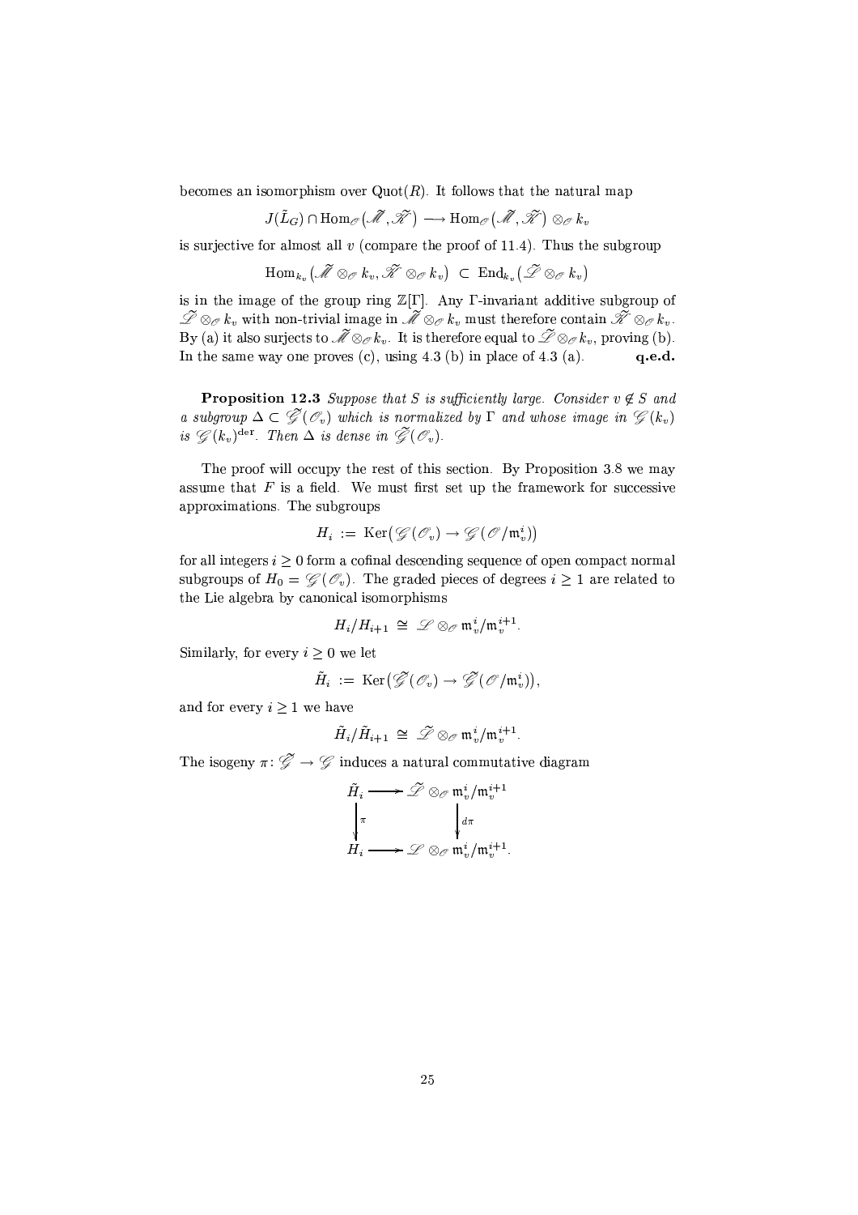becomes an isomorphism over $\mathrm{Quot}(R)$. It follows that the natural map

$$J(\tilde{L}_G) \cap \mathrm{Hom}_{\mathscr{O}}\big(\tilde{\mathscr{M}}, \tilde{\mathscr{K}}\big) \longrightarrow \mathrm{Hom}_{\mathscr{O}}\big(\tilde{\mathscr{M}}, \tilde{\mathscr{K}}\big) \otimes_{\mathscr{O}} k_v$$

is surjective for almost all $v$ (compare the proof of 11.4). Thus the subgroup

$$\mathrm{Hom}_{k_v}\big(\tilde{\mathscr{M}} \otimes_{\mathscr{O}} k_v, \tilde{\mathscr{K}} \otimes_{\mathscr{O}} k_v\big) \ \subset\ \mathrm{End}_{k_v}\big(\tilde{\mathscr{L}} \otimes_{\mathscr{O}} k_v\big)$$

is in the image of the group ring $\mathbb{Z}[\Gamma]$. Any $\Gamma$-invariant additive subgroup of $\tilde{\mathscr{L}} \otimes_{\mathscr{O}} k_v$ with non-trivial image in $\tilde{\mathscr{M}} \otimes_{\mathscr{O}} k_v$ must therefore contain $\tilde{\mathscr{K}} \otimes_{\mathscr{O}} k_v$. By (a) it also surjects to $\tilde{\mathscr{M}} \otimes_{\mathscr{O}} k_v$. It is therefore equal to $\tilde{\mathscr{L}} \otimes_{\mathscr{O}} k_v$, proving (b). In the same way one proves (c), using 4.3 (b) in place of 4.3 (a). **q.e.d.**

**Proposition 12.3** *Suppose that $S$ is sufficiently large. Consider $v \notin S$ and a subgroup $\Delta \subset \tilde{\mathscr{G}}(\mathscr{O}_v)$ which is normalized by $\Gamma$ and whose image in $\mathscr{G}(k_v)$ is $\mathscr{G}(k_v)^{\mathrm{der}}$. Then $\Delta$ is dense in $\tilde{\mathscr{G}}(\mathscr{O}_v)$.*

The proof will occupy the rest of this section. By Proposition 3.8 we may assume that $F$ is a field. We must first set up the framework for successive approximations. The subgroups

$$H_i \ :=\ \mathrm{Ker}\big(\mathscr{G}(\mathscr{O}_v) \to \mathscr{G}(\mathscr{O}/\mathfrak{m}_v^i)\big)$$

for all integers $i \geq 0$ form a cofinal descending sequence of open compact normal subgroups of $H_0 = \mathscr{G}(\mathscr{O}_v)$. The graded pieces of degrees $i \geq 1$ are related to the Lie algebra by canonical isomorphisms

$$H_i/H_{i+1} \ \cong\ \mathscr{L} \otimes_{\mathscr{O}} \mathfrak{m}_v^i/\mathfrak{m}_v^{i+1}.$$

Similarly, for every $i \geq 0$ we let

$$\tilde{H}_i \ :=\ \mathrm{Ker}\big(\tilde{\mathscr{G}}(\mathscr{O}_v) \to \tilde{\mathscr{G}}(\mathscr{O}/\mathfrak{m}_v^i)\big),$$

and for every $i \geq 1$ we have

$$\tilde{H}_i/\tilde{H}_{i+1} \ \cong\ \tilde{\mathscr{L}} \otimes_{\mathscr{O}} \mathfrak{m}_v^i/\mathfrak{m}_v^{i+1}.$$

The isogeny $\pi\colon \tilde{\mathscr{G}} \to \mathscr{G}$ induces a natural commutative diagram

$$\begin{array}{ccc} \tilde{H}_i & \longrightarrow & \tilde{\mathscr{L}} \otimes_{\mathscr{O}} \mathfrak{m}_v^i/\mathfrak{m}_v^{i+1} \\ \Big\downarrow{\scriptstyle \pi} & & \Big\downarrow{\scriptstyle d\pi} \\ H_i & \longrightarrow & \mathscr{L} \otimes_{\mathscr{O}} \mathfrak{m}_v^i/\mathfrak{m}_v^{i+1}. \end{array}$$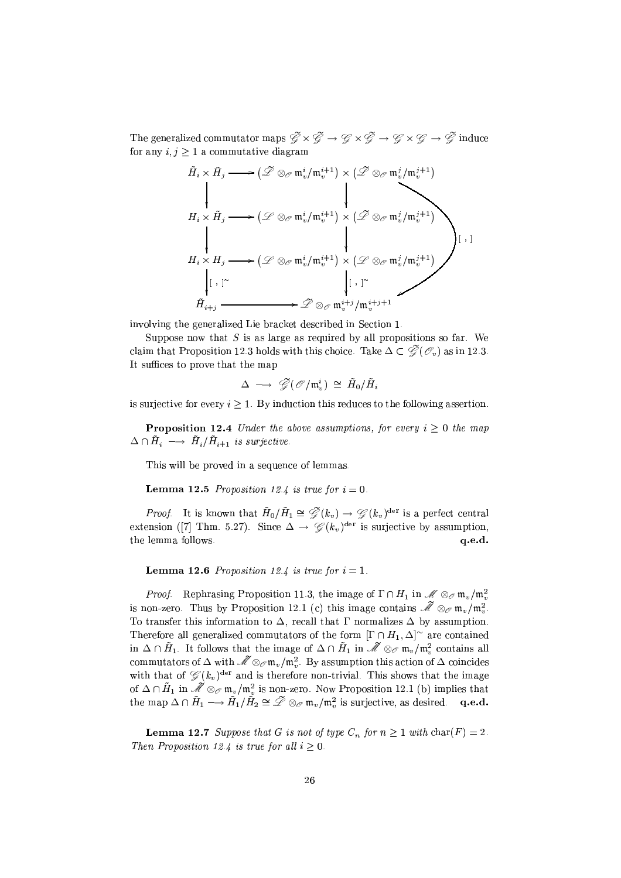The generalized commutator maps $\tilde{\mathscr{G}} \times \tilde{\mathscr{G}} \to \mathscr{G} \times \tilde{\mathscr{G}} \to \mathscr{G} \times \mathscr{G} \to \tilde{\mathscr{G}}$ induce for any $i, j \geq 1$ a commutative diagram

$$
\begin{array}{ccc}
\tilde{H}_i \times \tilde{H}_j & \longrightarrow & \big(\tilde{\mathscr{L}} \otimes_{\mathscr{O}} \mathfrak{m}_v^i/\mathfrak{m}_v^{i+1}\big) \times \big(\tilde{\mathscr{L}} \otimes_{\mathscr{O}} \mathfrak{m}_v^j/\mathfrak{m}_v^{j+1}\big) \\
\downarrow & & \downarrow \\
H_i \times \tilde{H}_j & \longrightarrow & \big(\mathscr{L} \otimes_{\mathscr{O}} \mathfrak{m}_v^i/\mathfrak{m}_v^{i+1}\big) \times \big(\tilde{\mathscr{L}} \otimes_{\mathscr{O}} \mathfrak{m}_v^j/\mathfrak{m}_v^{j+1}\big) \\
\downarrow & & \downarrow \\
H_i \times H_j & \longrightarrow & \big(\mathscr{L} \otimes_{\mathscr{O}} \mathfrak{m}_v^i/\mathfrak{m}_v^{i+1}\big) \times \big(\mathscr{L} \otimes_{\mathscr{O}} \mathfrak{m}_v^j/\mathfrak{m}_v^{j+1}\big) \\
\big\downarrow [\ ,\ ]^\sim & & \big\downarrow [\ ,\ ]^\sim \\
\tilde{H}_{i+j} & \longrightarrow & \tilde{\mathscr{L}} \otimes_{\mathscr{O}} \mathfrak{m}_v^{i+j}/\mathfrak{m}_v^{i+j+1}
\end{array}
$$

(with a curved arrow $[\ ,\ ]$ from the top right entry to the bottom right entry)

involving the generalized Lie bracket described in Section 1.

Suppose now that $S$ is as large as required by all propositions so far. We claim that Proposition 12.3 holds with this choice. Take $\Delta \subset \tilde{\mathscr{G}}(\mathscr{O}_v)$ as in 12.3. It suffices to prove that the map

$$\Delta \longrightarrow \tilde{\mathscr{G}}(\mathscr{O}/\mathfrak{m}_v^i) \cong \tilde{H}_0/\tilde{H}_i$$

is surjective for every $i \geq 1$. By induction this reduces to the following assertion.

**Proposition 12.4** *Under the above assumptions, for every $i \geq 0$ the map $\Delta \cap \tilde{H}_i \longrightarrow \tilde{H}_i/\tilde{H}_{i+1}$ is surjective.*

This will be proved in a sequence of lemmas.

**Lemma 12.5** *Proposition 12.4 is true for $i = 0$.*

*Proof.* It is known that $\tilde{H}_0/\tilde{H}_1 \cong \tilde{\mathscr{G}}(k_v) \to \mathscr{G}(k_v)^{\mathrm{der}}$ is a perfect central extension ([7] Thm. 5.27). Since $\Delta \to \mathscr{G}(k_v)^{\mathrm{der}}$ is surjective by assumption, the lemma follows. **q.e.d.**

**Lemma 12.6** *Proposition 12.4 is true for $i = 1$.*

*Proof.* Rephrasing Proposition 11.3, the image of $\Gamma \cap H_1$ in $\mathscr{M} \otimes_{\mathscr{O}} \mathfrak{m}_v/\mathfrak{m}_v^2$ is non-zero. Thus by Proposition 12.1 (c) this image contains $\tilde{\mathscr{M}} \otimes_{\mathscr{O}} \mathfrak{m}_v/\mathfrak{m}_v^2$. To transfer this information to $\Delta$, recall that $\Gamma$ normalizes $\Delta$ by assumption. Therefore all generalized commutators of the form $[\Gamma \cap H_1, \Delta]^\sim$ are contained in $\Delta \cap \tilde{H}_1$. It follows that the image of $\Delta \cap \tilde{H}_1$ in $\tilde{\mathscr{M}} \otimes_{\mathscr{O}} \mathfrak{m}_v/\mathfrak{m}_v^2$ contains all commutators of $\Delta$ with $\tilde{\mathscr{M}} \otimes_{\mathscr{O}} \mathfrak{m}_v/\mathfrak{m}_v^2$. By assumption this action of $\Delta$ coincides with that of $\mathscr{G}(k_v)^{\mathrm{der}}$ and is therefore non-trivial. This shows that the image of $\Delta \cap \tilde{H}_1$ in $\tilde{\mathscr{M}} \otimes_{\mathscr{O}} \mathfrak{m}_v/\mathfrak{m}_v^2$ is non-zero. Now Proposition 12.1 (b) implies that the map $\Delta \cap \tilde{H}_1 \longrightarrow \tilde{H}_1/\tilde{H}_2 \cong \tilde{\mathscr{L}} \otimes_{\mathscr{O}} \mathfrak{m}_v/\mathfrak{m}_v^2$ is surjective, as desired. **q.e.d.**

**Lemma 12.7** *Suppose that $G$ is not of type $C_n$ for $n \geq 1$ with $\mathrm{char}(F) = 2$. Then Proposition 12.4 is true for all $i \geq 0$.*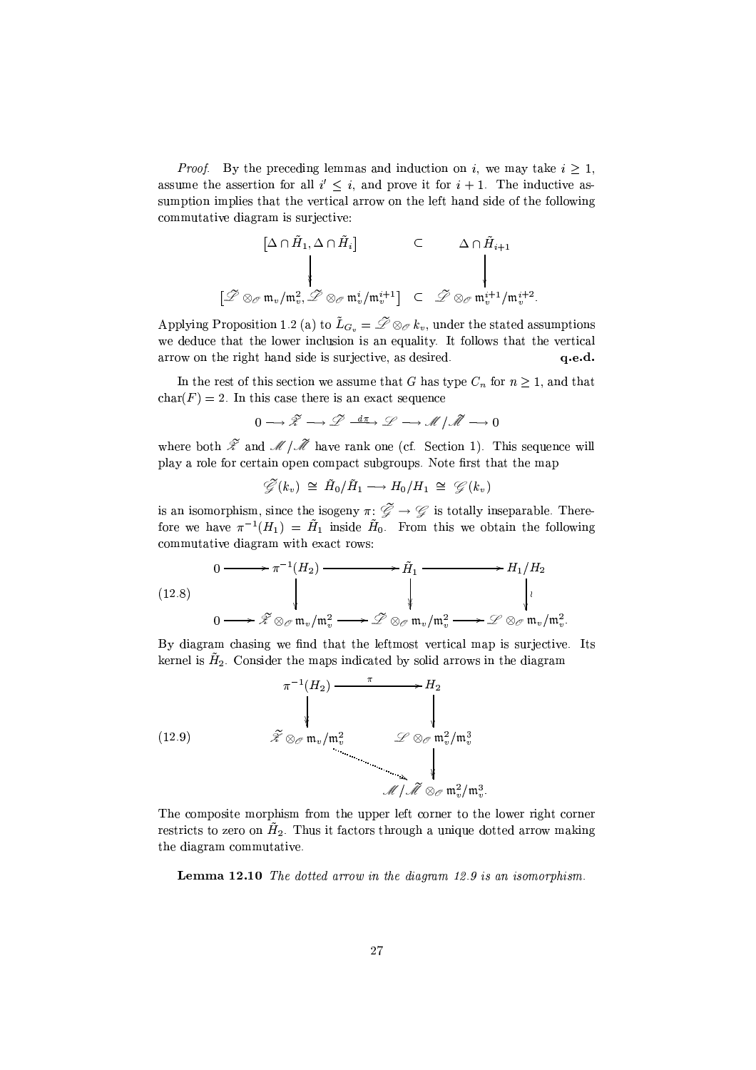*Proof.* By the preceding lemmas and induction on $i$, we may take $i \geq 1$, assume the assertion for all $i' \leq i$, and prove it for $i+1$. The inductive assumption implies that the vertical arrow on the left hand side of the following commutative diagram is surjective:

$$\begin{array}{ccc}
\big[\Delta \cap \tilde{H}_1, \Delta \cap \tilde{H}_i\big] & \subset & \Delta \cap \tilde{H}_{i+1} \\
\big\downarrow & & \big\downarrow \\
\big[\tilde{\mathscr{L}} \otimes_{\mathscr{O}} \mathfrak{m}_v/\mathfrak{m}_v^2, \tilde{\mathscr{L}} \otimes_{\mathscr{O}} \mathfrak{m}_v^i/\mathfrak{m}_v^{i+1}\big] & \subset & \tilde{\mathscr{L}} \otimes_{\mathscr{O}} \mathfrak{m}_v^{i+1}/\mathfrak{m}_v^{i+2}.
\end{array}$$

Applying Proposition 1.2 (a) to $\tilde{L}_{G_v} = \tilde{\mathscr{L}} \otimes_{\mathscr{O}} k_v$, under the stated assumptions we deduce that the lower inclusion is an equality. It follows that the vertical arrow on the right hand side is surjective, as desired. **q.e.d.**

In the rest of this section we assume that $G$ has type $C_n$ for $n \geq 1$, and that $\mathrm{char}(F) = 2$. In this case there is an exact sequence

$$0 \longrightarrow \tilde{\mathscr{Z}} \longrightarrow \tilde{\mathscr{L}} \xrightarrow{d\pi} \mathscr{L} \longrightarrow \mathscr{M}/\tilde{\mathscr{M}} \longrightarrow 0$$

where both $\tilde{\mathscr{Z}}$ and $\mathscr{M}/\tilde{\mathscr{M}}$ have rank one (cf. Section 1). This sequence will play a role for certain open compact subgroups. Note first that the map

$$\tilde{\mathscr{G}}(k_v) \;\cong\; \tilde{H}_0/\tilde{H}_1 \longrightarrow H_0/H_1 \;\cong\; \mathscr{G}(k_v)$$

is an isomorphism, since the isogeny $\pi\colon \tilde{\mathscr{G}} \to \mathscr{G}$ is totally inseparable. Therefore we have $\pi^{-1}(H_1) = \tilde{H}_1$ inside $\tilde{H}_0$. From this we obtain the following commutative diagram with exact rows:

$$\begin{array}{ccccccc}
0 & \longrightarrow & \pi^{-1}(H_2) & \longrightarrow & \tilde{H}_1 & \longrightarrow & H_1/H_2 \\
 & & \big\downarrow & & \big\downarrow & & \big\downarrow \wr \\
0 & \longrightarrow & \tilde{\mathscr{Z}} \otimes_{\mathscr{O}} \mathfrak{m}_v/\mathfrak{m}_v^2 & \longrightarrow & \tilde{\mathscr{L}} \otimes_{\mathscr{O}} \mathfrak{m}_v/\mathfrak{m}_v^2 & \longrightarrow & \mathscr{L} \otimes_{\mathscr{O}} \mathfrak{m}_v/\mathfrak{m}_v^2.
\end{array} \tag{12.8}$$

By diagram chasing we find that the leftmost vertical map is surjective. Its kernel is $\tilde{H}_2$. Consider the maps indicated by solid arrows in the diagram

$$\begin{array}{ccc}
\pi^{-1}(H_2) & \xrightarrow{\;\pi\;} & H_2 \\
\big\downarrow & & \big\downarrow \\
\tilde{\mathscr{Z}} \otimes_{\mathscr{O}} \mathfrak{m}_v/\mathfrak{m}_v^2 & & \mathscr{L} \otimes_{\mathscr{O}} \mathfrak{m}_v^2/\mathfrak{m}_v^3 \\
 & \searrow & \big\downarrow \\
 & & \mathscr{M}/\tilde{\mathscr{M}} \otimes_{\mathscr{O}} \mathfrak{m}_v^2/\mathfrak{m}_v^3.
\end{array} \tag{12.9}$$

The composite morphism from the upper left corner to the lower right corner restricts to zero on $\tilde{H}_2$. Thus it factors through a unique dotted arrow making the diagram commutative.

**Lemma 12.10** *The dotted arrow in the diagram 12.9 is an isomorphism.*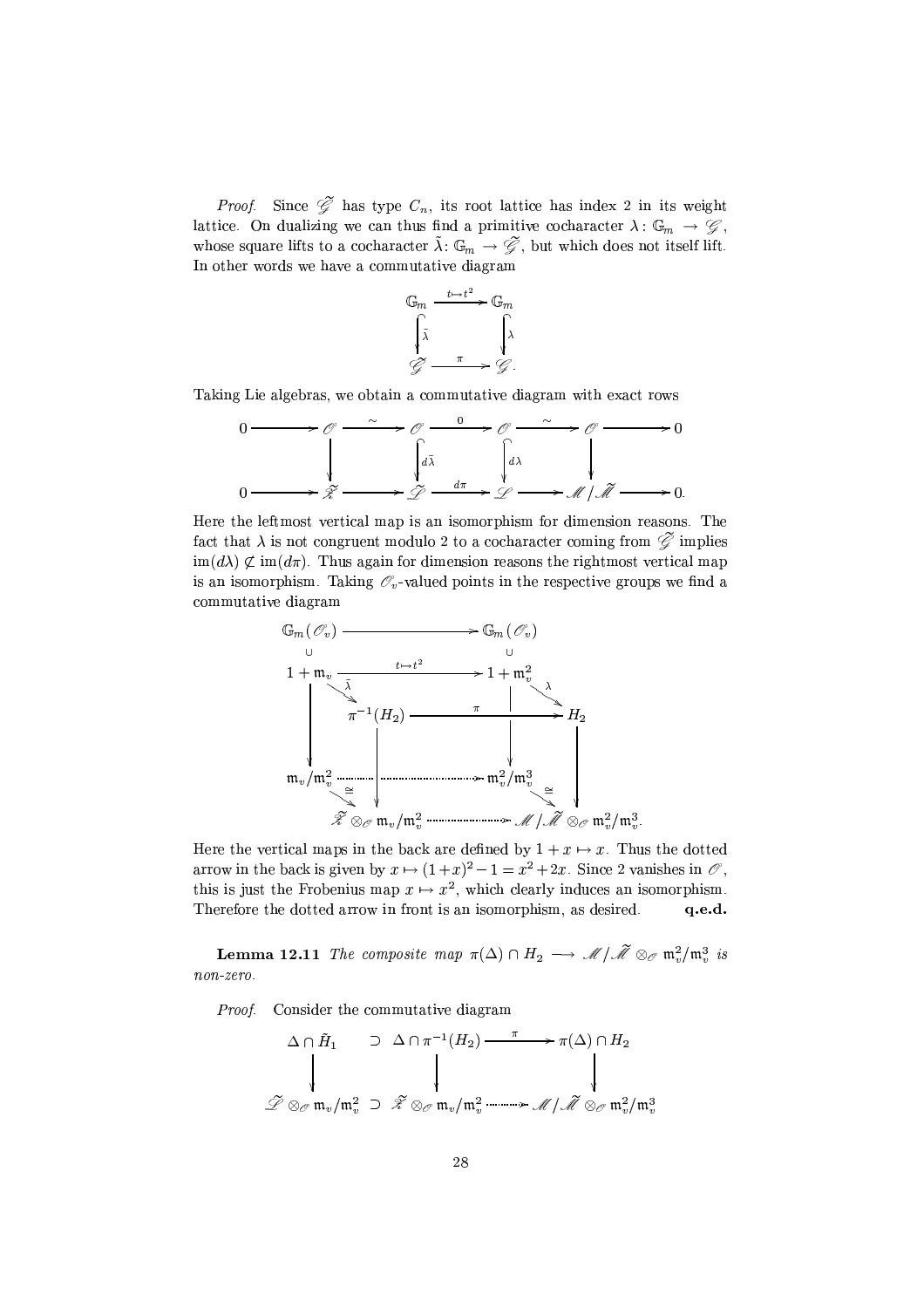*Proof.* Since $\tilde{\mathscr{G}}$ has type $C_n$, its root lattice has index 2 in its weight lattice. On dualizing we can thus find a primitive cocharacter $\lambda\colon \mathbb{G}_m \to \mathscr{G}$, whose square lifts to a cocharacter $\tilde\lambda\colon \mathbb{G}_m \to \tilde{\mathscr{G}}$, but which does not itself lift. In other words we have a commutative diagram

$$\begin{array}{ccc}
\mathbb{G}_m & \xrightarrow{t\mapsto t^2} & \mathbb{G}_m \\
\Big\downarrow{\scriptstyle\tilde\lambda} & & \Big\downarrow{\scriptstyle\lambda} \\
\tilde{\mathscr{G}} & \xrightarrow{\ \pi\ } & \mathscr{G}.
\end{array}$$

Taking Lie algebras, we obtain a commutative diagram with exact rows

$$\begin{array}{ccccccccccc}
0 & \longrightarrow & \mathscr{O} & \xrightarrow{\sim} & \mathscr{O} & \xrightarrow{0} & \mathscr{O} & \xrightarrow{\sim} & \mathscr{O} & \longrightarrow & 0 \\
 & & \Big\downarrow & & \Big\downarrow{\scriptstyle d\tilde\lambda} & & \Big\downarrow{\scriptstyle d\lambda} & & \Big\downarrow & & \\
0 & \longrightarrow & \tilde{\mathscr{K}} & \longrightarrow & \tilde{\mathscr{L}} & \xrightarrow{d\pi} & \mathscr{L} & \longrightarrow & \mathscr{M}/\tilde{\mathscr{M}} & \longrightarrow & 0.
\end{array}$$

Here the leftmost vertical map is an isomorphism for dimension reasons. The fact that $\lambda$ is not congruent modulo 2 to a cocharacter coming from $\tilde{\mathscr{G}}$ implies $\mathrm{im}(d\lambda) \not\subset \mathrm{im}(d\pi)$. Thus again for dimension reasons the rightmost vertical map is an isomorphism. Taking $\mathscr{O}_v$-valued points in the respective groups we find a commutative diagram

$$\begin{array}{ccccccc}
\mathbb{G}_m(\mathscr{O}_v) & & \longrightarrow & & \mathbb{G}_m(\mathscr{O}_v) & & \\
\cup & & & & \cup & & \\
1+\mathfrak{m}_v & & \xrightarrow{t\mapsto t^2} & & 1+\mathfrak{m}_v^2 & & \\
 & \searrow{\scriptstyle\tilde\lambda} & & & & \searrow{\scriptstyle\lambda} & \\
 & & \pi^{-1}(H_2) & \xrightarrow{\ \pi\ } & & & H_2 \\
\Big\downarrow & & \Big\downarrow & & \Big\downarrow & & \Big\downarrow \\
\mathfrak{m}_v/\mathfrak{m}_v^2 & & \cdots\cdots\cdots & \cdots\cdots\to & \mathfrak{m}_v^2/\mathfrak{m}_v^3 & & \\
 & \searrow{\scriptstyle\cong} & & & & \searrow{\scriptstyle\cong} & \\
 & & \tilde{\mathscr{K}} \otimes_{\mathscr{O}} \mathfrak{m}_v/\mathfrak{m}_v^2 & \cdots\cdots\to & & & \mathscr{M}/\tilde{\mathscr{M}} \otimes_{\mathscr{O}} \mathfrak{m}_v^2/\mathfrak{m}_v^3.
\end{array}$$

Here the vertical maps in the back are defined by $1+x \mapsto x$. Thus the dotted arrow in the back is given by $x \mapsto (1+x)^2 - 1 = x^2 + 2x$. Since 2 vanishes in $\mathscr{O}$, this is just the Frobenius map $x \mapsto x^2$, which clearly induces an isomorphism. Therefore the dotted arrow in front is an isomorphism, as desired. **q.e.d.**

**Lemma 12.11** *The composite map $\pi(\Delta) \cap H_2 \longrightarrow \mathscr{M}/\tilde{\mathscr{M}} \otimes_{\mathscr{O}} \mathfrak{m}_v^2/\mathfrak{m}_v^3$ is non-zero.*

*Proof.* Consider the commutative diagram

$$\begin{array}{ccccc}
\Delta \cap \tilde{H}_1 & \supset & \Delta \cap \pi^{-1}(H_2) & \xrightarrow{\ \pi\ } & \pi(\Delta) \cap H_2 \\
\Big\downarrow & & \Big\downarrow & & \Big\downarrow \\
\tilde{\mathscr{L}} \otimes_{\mathscr{O}} \mathfrak{m}_v/\mathfrak{m}_v^2 & \supset & \tilde{\mathscr{K}} \otimes_{\mathscr{O}} \mathfrak{m}_v/\mathfrak{m}_v^2 & \cdots\cdots\to & \mathscr{M}/\tilde{\mathscr{M}} \otimes_{\mathscr{O}} \mathfrak{m}_v^2/\mathfrak{m}_v^3
\end{array}$$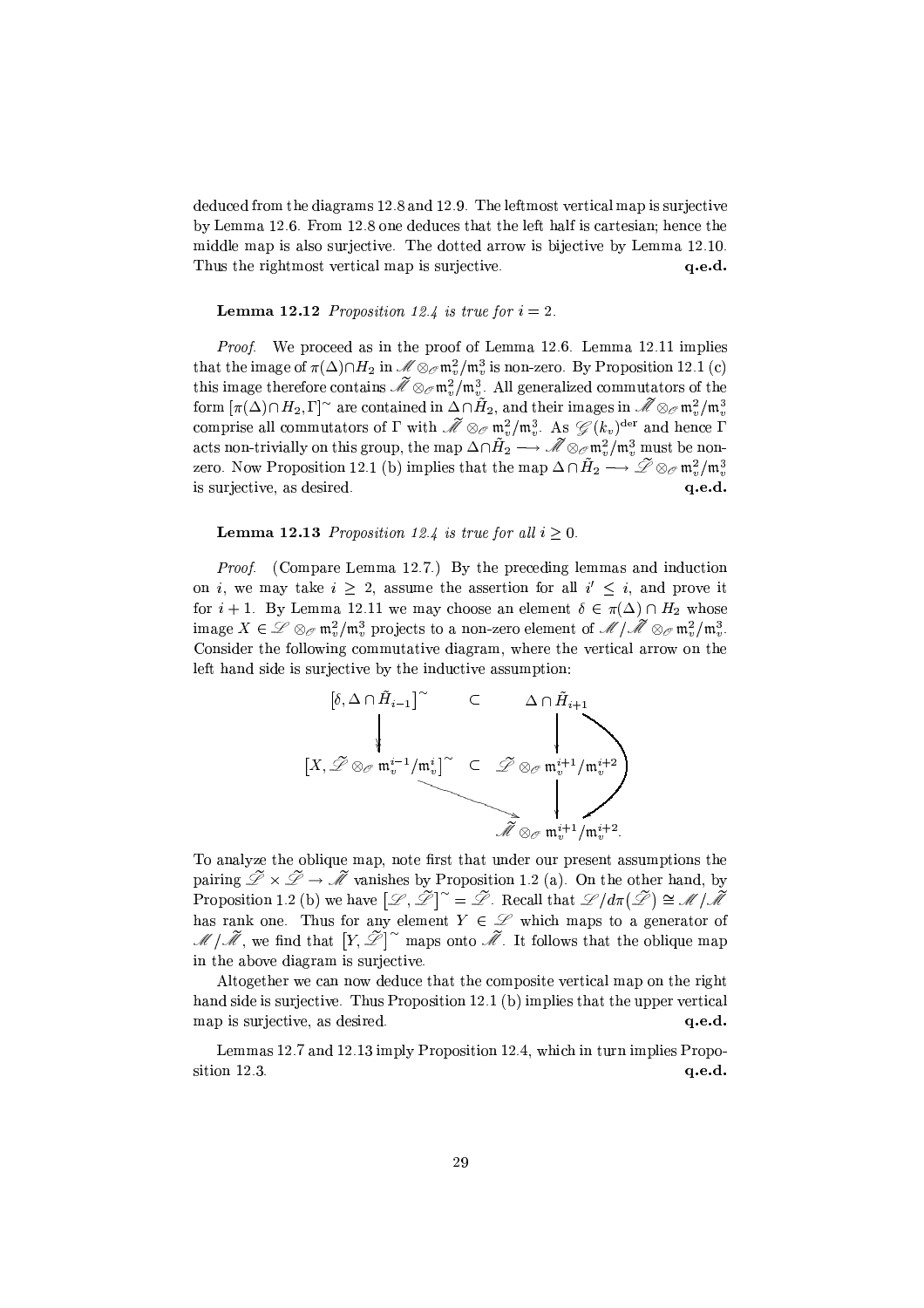deduced from the diagrams 12.8 and 12.9. The leftmost vertical map is surjective by Lemma 12.6. From 12.8 one deduces that the left half is cartesian; hence the middle map is also surjective. The dotted arrow is bijective by Lemma 12.10. Thus the rightmost vertical map is surjective. **q.e.d.**

**Lemma 12.12** *Proposition 12.4 is true for $i = 2$.*

*Proof.* We proceed as in the proof of Lemma 12.6. Lemma 12.11 implies that the image of $\pi(\Delta) \cap H_2$ in $\mathscr{M} \otimes_{\mathscr{O}} \mathfrak{m}_v^2/\mathfrak{m}_v^3$ is non-zero. By Proposition 12.1 (c) this image therefore contains $\tilde{\mathscr{M}} \otimes_{\mathscr{O}} \mathfrak{m}_v^2/\mathfrak{m}_v^3$. All generalized commutators of the form $[\pi(\Delta) \cap H_2, \Gamma]^\sim$ are contained in $\Delta \cap \tilde{H}_2$, and their images in $\tilde{\mathscr{M}} \otimes_{\mathscr{O}} \mathfrak{m}_v^2/\mathfrak{m}_v^3$ comprise all commutators of $\Gamma$ with $\tilde{\mathscr{M}} \otimes_{\mathscr{O}} \mathfrak{m}_v^2/\mathfrak{m}_v^3$. As $\mathscr{G}(k_v)^{\mathrm{der}}$ and hence $\Gamma$ acts non-trivially on this group, the map $\Delta \cap \tilde{H}_2 \longrightarrow \tilde{\mathscr{M}} \otimes_{\mathscr{O}} \mathfrak{m}_v^2/\mathfrak{m}_v^3$ must be non-zero. Now Proposition 12.1 (b) implies that the map $\Delta \cap \tilde{H}_2 \longrightarrow \tilde{\mathscr{L}} \otimes_{\mathscr{O}} \mathfrak{m}_v^2/\mathfrak{m}_v^3$ is surjective, as desired. **q.e.d.**

**Lemma 12.13** *Proposition 12.4 is true for all $i \geq 0$.*

*Proof.* (Compare Lemma 12.7.) By the preceding lemmas and induction on $i$, we may take $i \geq 2$, assume the assertion for all $i' \leq i$, and prove it for $i+1$. By Lemma 12.11 we may choose an element $\delta \in \pi(\Delta) \cap H_2$ whose image $X \in \mathscr{L} \otimes_{\mathscr{O}} \mathfrak{m}_v^2/\mathfrak{m}_v^3$ projects to a non-zero element of $\mathscr{M}/\tilde{\mathscr{M}} \otimes_{\mathscr{O}} \mathfrak{m}_v^2/\mathfrak{m}_v^3$. Consider the following commutative diagram, where the vertical arrow on the left hand side is surjective by the inductive assumption:

$$
\begin{array}{ccc}
[\delta, \Delta \cap \tilde{H}_{i-1}]^\sim & \subset & \Delta \cap \tilde{H}_{i+1} \\
\downarrow & & \downarrow \\
[X, \tilde{\mathscr{L}} \otimes_{\mathscr{O}} \mathfrak{m}_v^{i-1}/\mathfrak{m}_v^{i}]^\sim & \subset & \tilde{\mathscr{L}} \otimes_{\mathscr{O}} \mathfrak{m}_v^{i+1}/\mathfrak{m}_v^{i+2} \\
& \searrow & \downarrow \\
& & \tilde{\mathscr{M}} \otimes_{\mathscr{O}} \mathfrak{m}_v^{i+1}/\mathfrak{m}_v^{i+2}.
\end{array}
$$

To analyze the oblique map, note first that under our present assumptions the pairing $\tilde{\mathscr{L}} \times \tilde{\mathscr{L}} \to \tilde{\mathscr{M}}$ vanishes by Proposition 1.2 (a). On the other hand, by Proposition 1.2 (b) we have $[\mathscr{L}, \tilde{\mathscr{L}}]^\sim = \tilde{\mathscr{L}}$. Recall that $\mathscr{L}/d\pi(\tilde{\mathscr{L}}) \cong \mathscr{M}/\tilde{\mathscr{M}}$ has rank one. Thus for any element $Y \in \mathscr{L}$ which maps to a generator of $\mathscr{M}/\tilde{\mathscr{M}}$, we find that $[Y, \tilde{\mathscr{L}}]^\sim$ maps onto $\tilde{\mathscr{M}}$. It follows that the oblique map in the above diagram is surjective.

Altogether we can now deduce that the composite vertical map on the right hand side is surjective. Thus Proposition 12.1 (b) implies that the upper vertical map is surjective, as desired. **q.e.d.**

Lemmas 12.7 and 12.13 imply Proposition 12.4, which in turn implies Proposition 12.3. **q.e.d.**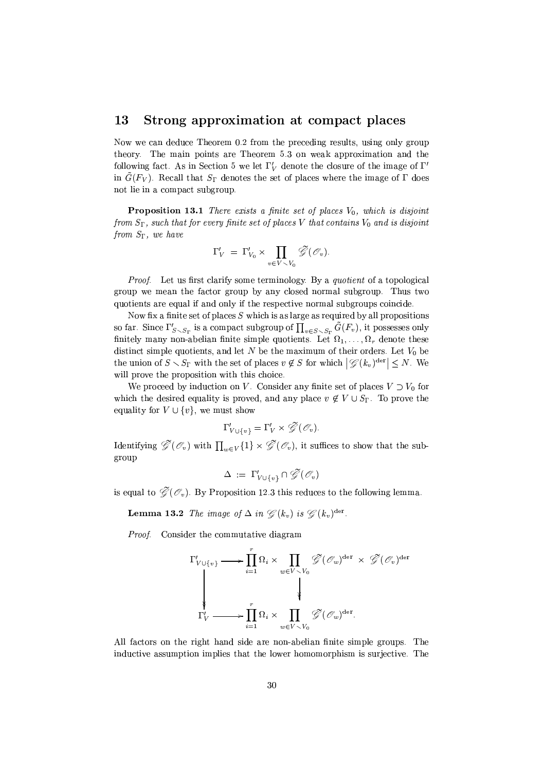## 13 Strong approximation at compact places

Now we can deduce Theorem 0.2 from the preceding results, using only group theory. The main points are Theorem 5.3 on weak approximation and the following fact. As in Section 5 we let $\Gamma'_V$ denote the closure of the image of $\Gamma'$ in $\tilde{G}(F_V)$. Recall that $S_\Gamma$ denotes the set of places where the image of $\Gamma$ does not lie in a compact subgroup.

**Proposition 13.1** *There exists a finite set of places $V_0$, which is disjoint from $S_\Gamma$, such that for every finite set of places $V$ that contains $V_0$ and is disjoint from $S_\Gamma$, we have*

$$\Gamma'_V \;=\; \Gamma'_{V_0} \times \prod_{v \in V \smallsetminus V_0} \tilde{\mathscr{G}}(\mathscr{O}_v).$$

*Proof.* Let us first clarify some terminology. By a *quotient* of a topological group we mean the factor group by any closed normal subgroup. Thus two quotients are equal if and only if the respective normal subgroups coincide.

Now fix a finite set of places $S$ which is as large as required by all propositions so far. Since $\Gamma'_{S \smallsetminus S_\Gamma}$ is a compact subgroup of $\prod_{v \in S \smallsetminus S_\Gamma} \tilde{G}(F_v)$, it possesses only finitely many non-abelian finite simple quotients. Let $\Omega_1, \ldots, \Omega_r$ denote these distinct simple quotients, and let $N$ be the maximum of their orders. Let $V_0$ be the union of $S \smallsetminus S_\Gamma$ with the set of places $v \notin S$ for which $\left|\mathscr{G}(k_v)^{\rm der}\right| \leq N$. We will prove the proposition with this choice.

We proceed by induction on $V$. Consider any finite set of places $V \supset V_0$ for which the desired equality is proved, and any place $v \notin V \cup S_\Gamma$. To prove the equality for $V \cup \{v\}$, we must show

$$\Gamma'_{V \cup \{v\}} = \Gamma'_V \times \tilde{\mathscr{G}}(\mathscr{O}_v).$$

Identifying $\tilde{\mathscr{G}}(\mathscr{O}_v)$ with $\prod_{w \in V}\{1\} \times \tilde{\mathscr{G}}(\mathscr{O}_v)$, it suffices to show that the subgroup

$$\Delta \;:=\; \Gamma'_{V \cup \{v\}} \cap \tilde{\mathscr{G}}(\mathscr{O}_v)$$

is equal to $\tilde{\mathscr{G}}(\mathscr{O}_v)$. By Proposition 12.3 this reduces to the following lemma.

**Lemma 13.2** *The image of $\Delta$ in $\mathscr{G}(k_v)$ is $\mathscr{G}(k_v)^{\rm der}$.*

*Proof.* Consider the commutative diagram

$$\begin{array}{ccc}
\Gamma'_{V \cup \{v\}} & \longrightarrow & \displaystyle\prod_{i=1}^{r} \Omega_i \times \prod_{w \in V \smallsetminus V_0} \tilde{\mathscr{G}}(\mathscr{O}_w)^{\rm der} \times \tilde{\mathscr{G}}(\mathscr{O}_v)^{\rm der} \\
\Big\downarrow & & \Big\downarrow \\
\Gamma'_V & \longrightarrow & \displaystyle\prod_{i=1}^{r} \Omega_i \times \prod_{w \in V \smallsetminus V_0} \tilde{\mathscr{G}}(\mathscr{O}_w)^{\rm der}.
\end{array}$$

All factors on the right hand side are non-abelian finite simple groups. The inductive assumption implies that the lower homomorphism is surjective. The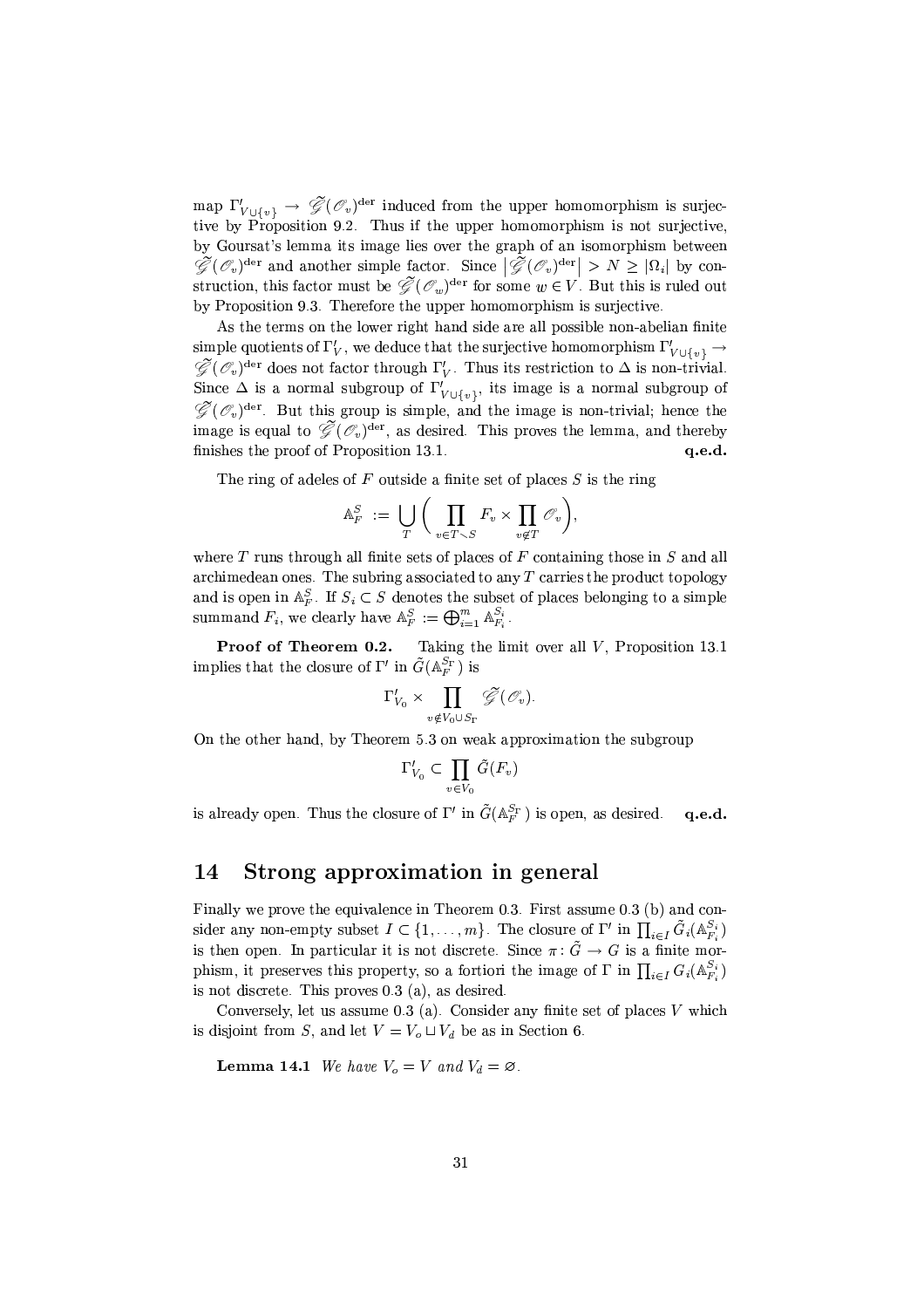map $\Gamma'_{V\cup\{v\}} \to \tilde{\mathscr{G}}(\mathscr{O}_v)^{\rm der}$ induced from the upper homomorphism is surjective by Proposition 9.2. Thus if the upper homomorphism is not surjective, by Goursat's lemma its image lies over the graph of an isomorphism between $\tilde{\mathscr{G}}(\mathscr{O}_v)^{\rm der}$ and another simple factor. Since $\big|\tilde{\mathscr{G}}(\mathscr{O}_v)^{\rm der}\big| > N \geq |\Omega_i|$ by construction, this factor must be $\tilde{\mathscr{G}}(\mathscr{O}_w)^{\rm der}$ for some $w \in V$. But this is ruled out by Proposition 9.3. Therefore the upper homomorphism is surjective.

As the terms on the lower right hand side are all possible non-abelian finite simple quotients of $\Gamma'_V$, we deduce that the surjective homomorphism $\Gamma'_{V\cup\{v\}} \to \tilde{\mathscr{G}}(\mathscr{O}_v)^{\rm der}$ does not factor through $\Gamma'_V$. Thus its restriction to $\Delta$ is non-trivial. Since $\Delta$ is a normal subgroup of $\Gamma'_{V\cup\{v\}}$, its image is a normal subgroup of $\tilde{\mathscr{G}}(\mathscr{O}_v)^{\rm der}$. But this group is simple, and the image is non-trivial; hence the image is equal to $\tilde{\mathscr{G}}(\mathscr{O}_v)^{\rm der}$, as desired. This proves the lemma, and thereby finishes the proof of Proposition 13.1. **q.e.d.**

The ring of adeles of $F$ outside a finite set of places $S$ is the ring

$$\mathbb{A}_F^S := \bigcup_T \Big( \prod_{v\in T\smallsetminus S} F_v \times \prod_{v\notin T} \mathscr{O}_v \Big),$$

where $T$ runs through all finite sets of places of $F$ containing those in $S$ and all archimedean ones. The subring associated to any $T$ carries the product topology and is open in $\mathbb{A}_F^S$. If $S_i \subset S$ denotes the subset of places belonging to a simple summand $F_i$, we clearly have $\mathbb{A}_F^S := \bigoplus_{i=1}^m \mathbb{A}_{F_i}^{S_i}$.

**Proof of Theorem 0.2.** Taking the limit over all $V$, Proposition 13.1 implies that the closure of $\Gamma'$ in $\tilde{G}(\mathbb{A}_F^{S_\Gamma})$ is

$$\Gamma'_{V_0} \times \prod_{v\notin V_0\cup S_\Gamma} \tilde{\mathscr{G}}(\mathscr{O}_v).$$

On the other hand, by Theorem 5.3 on weak approximation the subgroup

$$\Gamma'_{V_0} \subset \prod_{v\in V_0} \tilde{G}(F_v)$$

is already open. Thus the closure of $\Gamma'$ in $\tilde{G}(\mathbb{A}_F^{S_\Gamma})$ is open, as desired. **q.e.d.**

## 14 Strong approximation in general

Finally we prove the equivalence in Theorem 0.3. First assume 0.3 (b) and consider any non-empty subset $I \subset \{1,\ldots,m\}$. The closure of $\Gamma'$ in $\prod_{i\in I}\tilde{G}_i(\mathbb{A}_{F_i}^{S_i})$ is then open. In particular it is not discrete. Since $\pi\colon \tilde{G} \to G$ is a finite morphism, it preserves this property, so a fortiori the image of $\Gamma$ in $\prod_{i\in I} G_i(\mathbb{A}_{F_i}^{S_i})$ is not discrete. This proves 0.3 (a), as desired.

Conversely, let us assume 0.3 (a). Consider any finite set of places $V$ which is disjoint from $S$, and let $V = V_o \sqcup V_d$ be as in Section 6.

**Lemma 14.1** *We have $V_o = V$ and $V_d = \varnothing$.*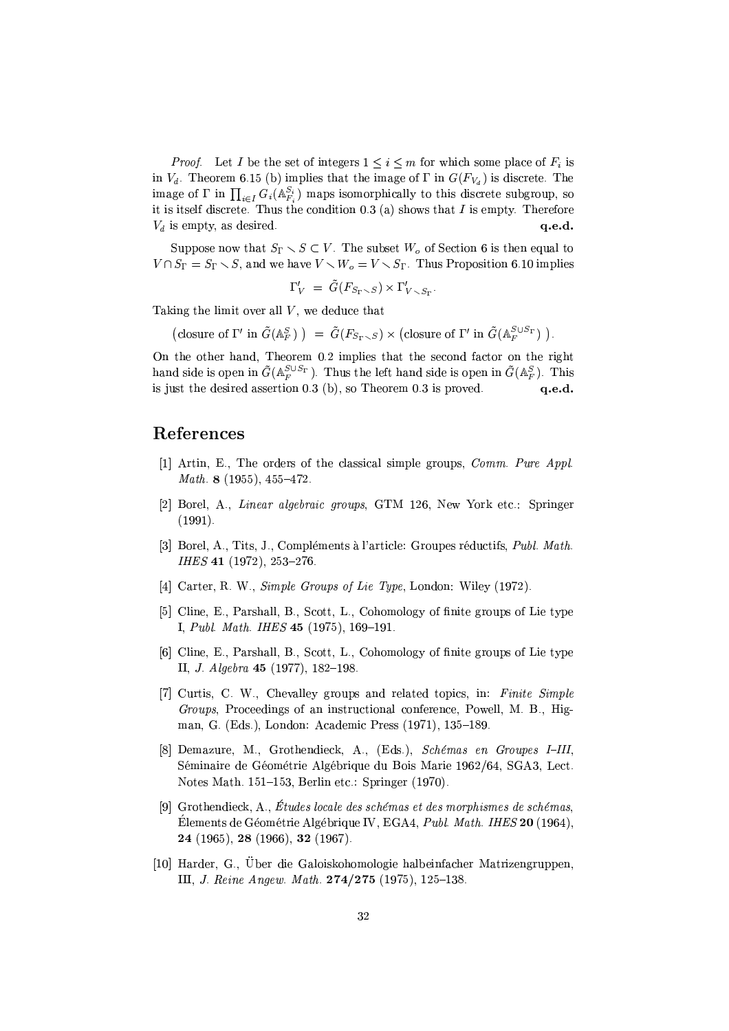*Proof.* Let $I$ be the set of integers $1 \leq i \leq m$ for which some place of $F_i$ is in $V_d$. Theorem 6.15 (b) implies that the image of $\Gamma$ in $G(F_{V_d})$ is discrete. The image of $\Gamma$ in $\prod_{i \in I} G_i(\mathbb{A}_{F_i}^{S_i})$ maps isomorphically to this discrete subgroup, so it is itself discrete. Thus the condition 0.3 (a) shows that $I$ is empty. Therefore $V_d$ is empty, as desired. **q.e.d.**

Suppose now that $S_\Gamma \setminus S \subset V$. The subset $W_o$ of Section 6 is then equal to $V \cap S_\Gamma = S_\Gamma \setminus S$, and we have $V \setminus W_o = V \setminus S_\Gamma$. Thus Proposition 6.10 implies

$$\Gamma'_V = \tilde{G}(F_{S_\Gamma \setminus S}) \times \Gamma'_{V \setminus S_\Gamma}.$$

Taking the limit over all $V$, we deduce that

$$\big(\text{closure of } \Gamma' \text{ in } \tilde{G}(\mathbb{A}_F^S)\big) = \tilde{G}(F_{S_\Gamma \setminus S}) \times \big(\text{closure of } \Gamma' \text{ in } \tilde{G}(\mathbb{A}_F^{S \cup S_\Gamma})\big).$$

On the other hand, Theorem 0.2 implies that the second factor on the right hand side is open in $\tilde{G}(\mathbb{A}_F^{S \cup S_\Gamma})$. Thus the left hand side is open in $\tilde{G}(\mathbb{A}_F^S)$. This is just the desired assertion 0.3 (b), so Theorem 0.3 is proved. **q.e.d.**

## References

[1] Artin, E., The orders of the classical simple groups, *Comm. Pure Appl. Math.* **8** (1955), 455–472.

[2] Borel, A., *Linear algebraic groups*, GTM 126, New York etc.: Springer (1991).

[3] Borel, A., Tits, J., Compléments à l'article: Groupes réductifs, *Publ. Math. IHES* **41** (1972), 253–276.

[4] Carter, R. W., *Simple Groups of Lie Type*, London: Wiley (1972).

[5] Cline, E., Parshall, B., Scott, L., Cohomology of finite groups of Lie type I, *Publ. Math. IHES* **45** (1975), 169–191.

[6] Cline, E., Parshall, B., Scott, L., Cohomology of finite groups of Lie type II, *J. Algebra* **45** (1977), 182–198.

[7] Curtis, C. W., Chevalley groups and related topics, in: *Finite Simple Groups*, Proceedings of an instructional conference, Powell, M. B., Higman, G. (Eds.), London: Academic Press (1971), 135–189.

[8] Demazure, M., Grothendieck, A., (Eds.), *Schémas en Groupes I–III*, Séminaire de Géométrie Algébrique du Bois Marie 1962/64, SGA3, Lect. Notes Math. 151–153, Berlin etc.: Springer (1970).

[9] Grothendieck, A., *Études locale des schémas et des morphismes de schémas*, Élements de Géométrie Algébrique IV, EGA4, *Publ. Math. IHES* **20** (1964), **24** (1965), **28** (1966), **32** (1967).

[10] Harder, G., Über die Galoiskohomologie halbeinfacher Matrizengruppen, III, *J. Reine Angew. Math.* **274/275** (1975), 125–138.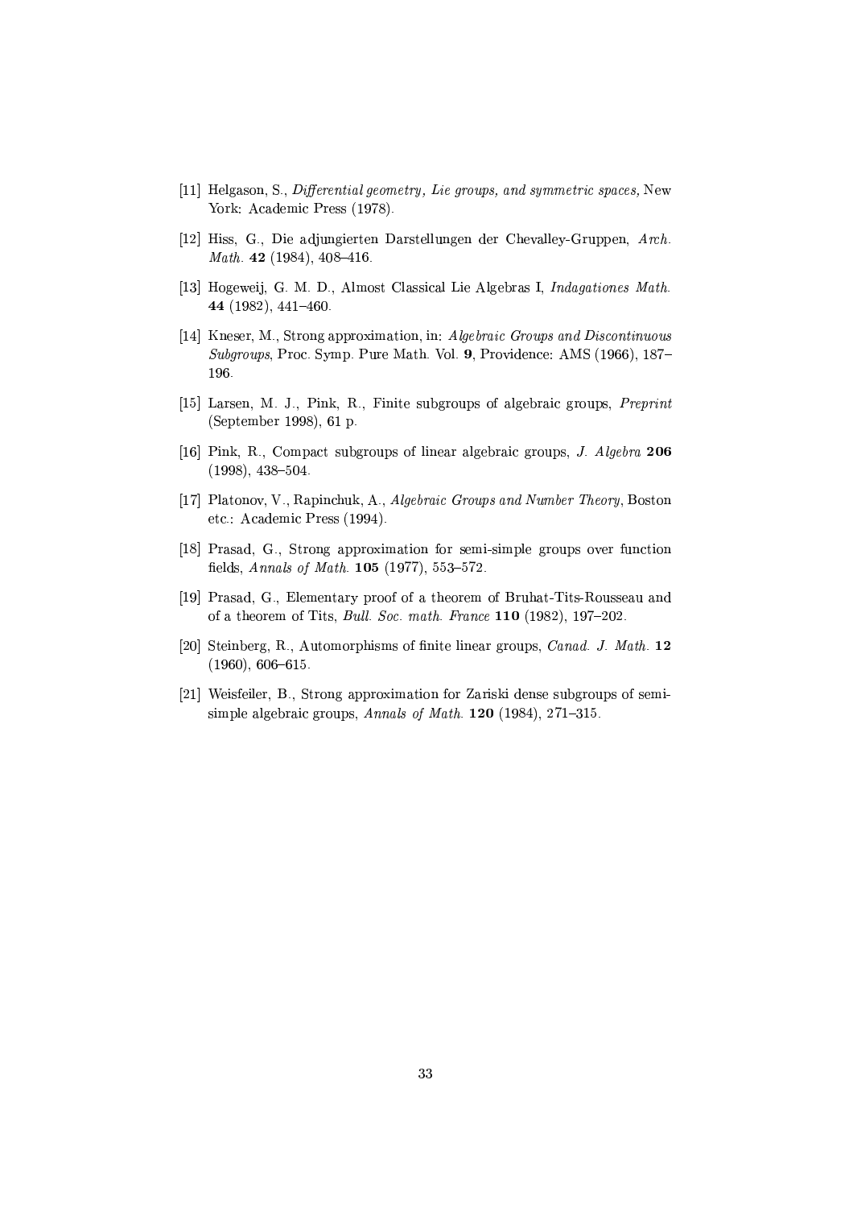[11] Helgason, S., *Differential geometry, Lie groups, and symmetric spaces,* New York: Academic Press (1978).

[12] Hiss, G., Die adjungierten Darstellungen der Chevalley-Gruppen, *Arch. Math.* **42** (1984), 408–416.

[13] Hogeweij, G. M. D., Almost Classical Lie Algebras I, *Indagationes Math.* **44** (1982), 441–460.

[14] Kneser, M., Strong approximation, in: *Algebraic Groups and Discontinuous Subgroups*, Proc. Symp. Pure Math. Vol. **9**, Providence: AMS (1966), 187–196.

[15] Larsen, M. J., Pink, R., Finite subgroups of algebraic groups, *Preprint* (September 1998), 61 p.

[16] Pink, R., Compact subgroups of linear algebraic groups, *J. Algebra* **206** (1998), 438–504.

[17] Platonov, V., Rapinchuk, A., *Algebraic Groups and Number Theory*, Boston etc.: Academic Press (1994).

[18] Prasad, G., Strong approximation for semi-simple groups over function fields, *Annals of Math.* **105** (1977), 553–572.

[19] Prasad, G., Elementary proof of a theorem of Bruhat-Tits-Rousseau and of a theorem of Tits, *Bull. Soc. math. France* **110** (1982), 197–202.

[20] Steinberg, R., Automorphisms of finite linear groups, *Canad. J. Math.* **12** (1960), 606–615.

[21] Weisfeiler, B., Strong approximation for Zariski dense subgroups of semi-simple algebraic groups, *Annals of Math.* **120** (1984), 271–315.